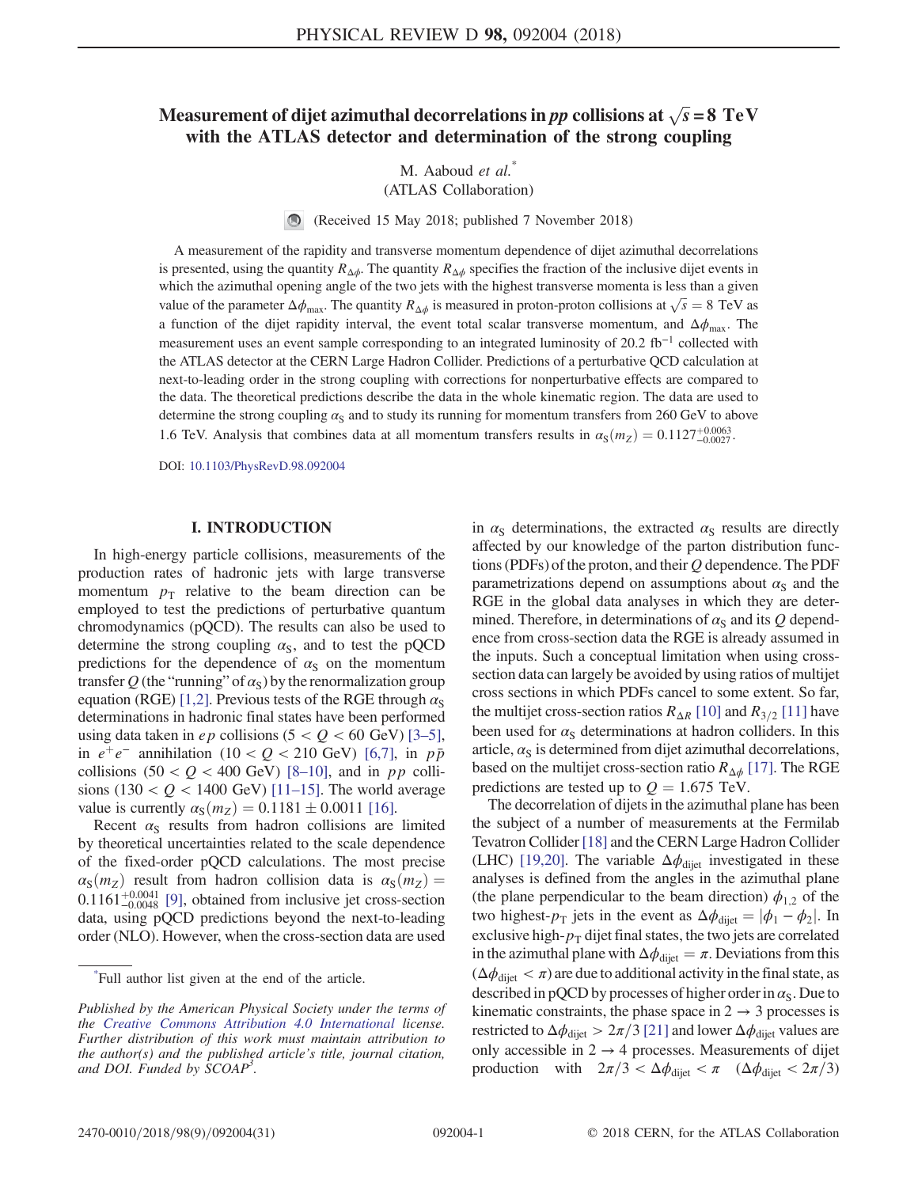# Measurement of dijet azimuthal decorrelations in $pp$ collisions at $\sqrt{s} = 8$ TeV with the ATLAS detector and determination of the strong coupling

M. Aaboud *et al.*[*]
(ATLAS Collaboration)

(Received 15 May 2018; published 7 November 2018)

A measurement of the rapidity and transverse momentum dependence of dijet azimuthal decorrelations is presented, using the quantity $R_{\Delta\phi}$. The quantity $R_{\Delta\phi}$ specifies the fraction of the inclusive dijet events in which the azimuthal opening angle of the two jets with the highest transverse momenta is less than a given value of the parameter $\Delta\phi_{\mathrm{max}}$. The quantity $R_{\Delta\phi}$ is measured in proton-proton collisions at $\sqrt{s} = 8$ TeV as a function of the dijet rapidity interval, the event total scalar transverse momentum, and $\Delta\phi_{\mathrm{max}}$. The measurement uses an event sample corresponding to an integrated luminosity of 20.2 fb$^{-1}$ collected with the ATLAS detector at the CERN Large Hadron Collider. Predictions of a perturbative QCD calculation at next-to-leading order in the strong coupling with corrections for nonperturbative effects are compared to the data. The theoretical predictions describe the data in the whole kinematic region. The data are used to determine the strong coupling $\alpha_{\mathrm{S}}$ and to study its running for momentum transfers from 260 GeV to above 1.6 TeV. Analysis that combines data at all momentum transfers results in $\alpha_{\mathrm{S}}(m_Z) = 0.1127^{+0.0063}_{-0.0027}$.

DOI: 10.1103/PhysRevD.98.092004

## I. INTRODUCTION

In high-energy particle collisions, measurements of the production rates of hadronic jets with large transverse momentum $p_{\mathrm{T}}$ relative to the beam direction can be employed to test the predictions of perturbative quantum chromodynamics (pQCD). The results can also be used to determine the strong coupling $\alpha_{\mathrm{S}}$, and to test the pQCD predictions for the dependence of $\alpha_{\mathrm{S}}$ on the momentum transfer $Q$ (the "running" of $\alpha_{\mathrm{S}}$) by the renormalization group equation (RGE) [1,2]. Previous tests of the RGE through $\alpha_{\mathrm{S}}$ determinations in hadronic final states have been performed using data taken in $ep$ collisions ($5 < Q < 60$ GeV) [3–5], in $e^+e^-$ annihilation ($10 < Q < 210$ GeV) [6,7], in $p\bar{p}$ collisions ($50 < Q < 400$ GeV) [8–10], and in $pp$ collisions ($130 < Q < 1400$ GeV) [11–15]. The world average value is currently $\alpha_{\mathrm{S}}(m_Z) = 0.1181 \pm 0.0011$ [16].

Recent $\alpha_{\mathrm{S}}$ results from hadron collisions are limited by theoretical uncertainties related to the scale dependence of the fixed-order pQCD calculations. The most precise $\alpha_{\mathrm{S}}(m_Z)$ result from hadron collision data is $\alpha_{\mathrm{S}}(m_Z) = 0.1161^{+0.0041}_{-0.0048}$ [9], obtained from inclusive jet cross-section data, using pQCD predictions beyond the next-to-leading order (NLO). However, when the cross-section data are used in $\alpha_{\mathrm{S}}$ determinations, the extracted $\alpha_{\mathrm{S}}$ results are directly affected by our knowledge of the parton distribution functions (PDFs) of the proton, and their $Q$ dependence. The PDF parametrizations depend on assumptions about $\alpha_{\mathrm{S}}$ and the RGE in the global data analyses in which they are determined. Therefore, in determinations of $\alpha_{\mathrm{S}}$ and its $Q$ dependence from cross-section data the RGE is already assumed in the inputs. Such a conceptual limitation when using cross-section data can largely be avoided by using ratios of multijet cross sections in which PDFs cancel to some extent. So far, the multijet cross-section ratios $R_{\Delta R}$ [10] and $R_{3/2}$ [11] have been used for $\alpha_{\mathrm{S}}$ determinations at hadron colliders. In this article, $\alpha_{\mathrm{S}}$ is determined from dijet azimuthal decorrelations, based on the multijet cross-section ratio $R_{\Delta\phi}$ [17]. The RGE predictions are tested up to $Q = 1.675$ TeV.

The decorrelation of dijets in the azimuthal plane has been the subject of a number of measurements at the Fermilab Tevatron Collider [18] and the CERN Large Hadron Collider (LHC) [19,20]. The variable $\Delta\phi_{\mathrm{dijet}}$ investigated in these analyses is defined from the angles in the azimuthal plane (the plane perpendicular to the beam direction) $\phi_{1,2}$ of the two highest-$p_{\mathrm{T}}$ jets in the event as $\Delta\phi_{\mathrm{dijet}} = |\phi_1 - \phi_2|$. In exclusive high-$p_{\mathrm{T}}$ dijet final states, the two jets are correlated in the azimuthal plane with $\Delta\phi_{\mathrm{dijet}} = \pi$. Deviations from this ($\Delta\phi_{\mathrm{dijet}} < \pi$) are due to additional activity in the final state, as described in pQCD by processes of higher order in $\alpha_{\mathrm{S}}$. Due to kinematic constraints, the phase space in $2 \to 3$ processes is restricted to $\Delta\phi_{\mathrm{dijet}} > 2\pi/3$ [21] and lower $\Delta\phi_{\mathrm{dijet}}$ values are only accessible in $2 \to 4$ processes. Measurements of dijet production with $2\pi/3 < \Delta\phi_{\mathrm{dijet}} < \pi$ ($\Delta\phi_{\mathrm{dijet}} < 2\pi/3$)

---

[*]Full author list given at the end of the article.

*Published by the American Physical Society under the terms of the Creative Commons Attribution 4.0 International license. Further distribution of this work must maintain attribution to the author(s) and the published article's title, journal citation, and DOI. Funded by SCOAP³.*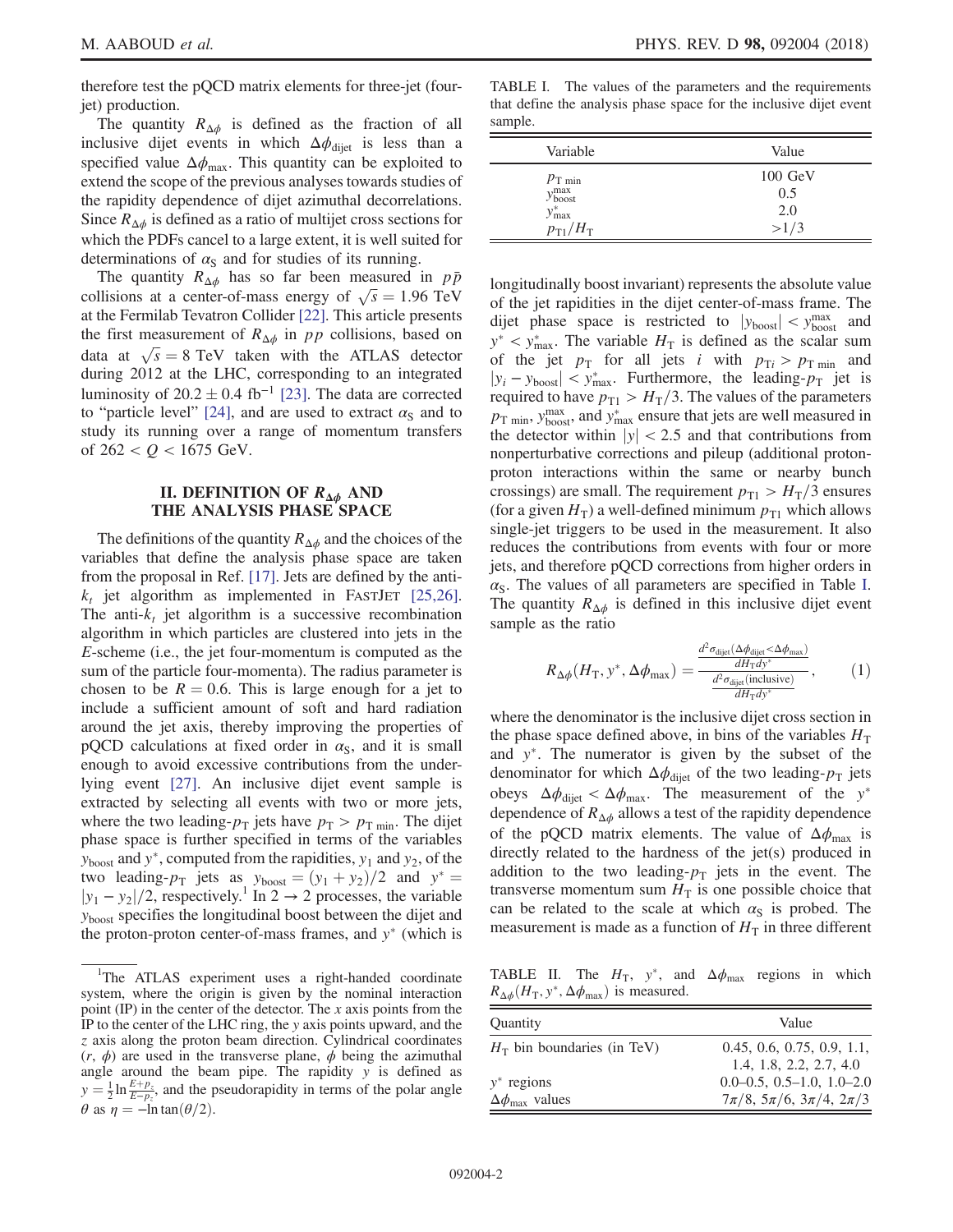therefore test the pQCD matrix elements for three-jet (four-jet) production.

The quantity $R_{\Delta\phi}$ is defined as the fraction of all inclusive dijet events in which $\Delta\phi_{\text{dijet}}$ is less than a specified value $\Delta\phi_{\text{max}}$. This quantity can be exploited to extend the scope of the previous analyses towards studies of the rapidity dependence of dijet azimuthal decorrelations. Since $R_{\Delta\phi}$ is defined as a ratio of multijet cross sections for which the PDFs cancel to a large extent, it is well suited for determinations of $\alpha_S$ and for studies of its running.

The quantity $R_{\Delta\phi}$ has so far been measured in $p\bar{p}$ collisions at a center-of-mass energy of $\sqrt{s} = 1.96$ TeV at the Fermilab Tevatron Collider [22]. This article presents the first measurement of $R_{\Delta\phi}$ in $pp$ collisions, based on data at $\sqrt{s} = 8$ TeV taken with the ATLAS detector during 2012 at the LHC, corresponding to an integrated luminosity of $20.2 \pm 0.4$ fb$^{-1}$ [23]. The data are corrected to "particle level" [24], and are used to extract $\alpha_S$ and to study its running over a range of momentum transfers of $262 < Q < 1675$ GeV.

## II. DEFINITION OF $R_{\Delta\phi}$ AND THE ANALYSIS PHASE SPACE

The definitions of the quantity $R_{\Delta\phi}$ and the choices of the variables that define the analysis phase space are taken from the proposal in Ref. [17]. Jets are defined by the anti-$k_t$ jet algorithm as implemented in FastJet [25,26]. The anti-$k_t$ jet algorithm is a successive recombination algorithm in which particles are clustered into jets in the $E$-scheme (i.e., the jet four-momentum is computed as the sum of the particle four-momenta). The radius parameter is chosen to be $R = 0.6$. This is large enough for a jet to include a sufficient amount of soft and hard radiation around the jet axis, thereby improving the properties of pQCD calculations at fixed order in $\alpha_S$, and it is small enough to avoid excessive contributions from the underlying event [27]. An inclusive dijet event sample is extracted by selecting all events with two or more jets, where the two leading-$p_T$ jets have $p_T > p_{T\,\text{min}}$. The dijet phase space is further specified in terms of the variables $y_{\text{boost}}$ and $y^*$, computed from the rapidities, $y_1$ and $y_2$, of the two leading-$p_T$ jets as $y_{\text{boost}} = (y_1 + y_2)/2$ and $y^* = |y_1 - y_2|/2$, respectively.[1] In $2 \to 2$ processes, the variable $y_{\text{boost}}$ specifies the longitudinal boost between the dijet and the proton-proton center-of-mass frames, and $y^*$ (which is longitudinally boost invariant) represents the absolute value of the jet rapidities in the dijet center-of-mass frame. The dijet phase space is restricted to $|y_{\text{boost}}| < y_{\text{boost}}^{\text{max}}$ and $y^* < y^*_{\text{max}}$. The variable $H_T$ is defined as the scalar sum of the jet $p_T$ for all jets $i$ with $p_{Ti} > p_{T\,\text{min}}$ and $|y_i - y_{\text{boost}}| < y^*_{\text{max}}$. Furthermore, the leading-$p_T$ jet is required to have $p_{T1} > H_T/3$. The values of the parameters $p_{T\,\text{min}}$, $y_{\text{boost}}^{\text{max}}$, and $y^*_{\text{max}}$ ensure that jets are well measured in the detector within $|y| < 2.5$ and that contributions from nonperturbative corrections and pileup (additional proton-proton interactions within the same or nearby bunch crossings) are small. The requirement $p_{T1} > H_T/3$ ensures (for a given $H_T$) a well-defined minimum $p_{T1}$ which allows single-jet triggers to be used in the measurement. It also reduces the contributions from events with four or more jets, and therefore pQCD corrections from higher orders in $\alpha_S$. The values of all parameters are specified in Table I. The quantity $R_{\Delta\phi}$ is defined in this inclusive dijet event sample as the ratio

$$R_{\Delta\phi}(H_T, y^*, \Delta\phi_{\text{max}}) = \frac{\frac{d^2\sigma_{\text{dijet}}(\Delta\phi_{\text{dijet}} < \Delta\phi_{\text{max}})}{dH_T dy^*}}{\frac{d^2\sigma_{\text{dijet}}(\text{inclusive})}{dH_T dy^*}}, \tag{1}$$

where the denominator is the inclusive dijet cross section in the phase space defined above, in bins of the variables $H_T$ and $y^*$. The numerator is given by the subset of the denominator for which $\Delta\phi_{\text{dijet}}$ of the two leading-$p_T$ jets obeys $\Delta\phi_{\text{dijet}} < \Delta\phi_{\text{max}}$. The measurement of the $y^*$ dependence of $R_{\Delta\phi}$ allows a test of the rapidity dependence of the pQCD matrix elements. The value of $\Delta\phi_{\text{max}}$ is directly related to the hardness of the jet(s) produced in addition to the two leading-$p_T$ jets in the event. The transverse momentum sum $H_T$ is one possible choice that can be related to the scale at which $\alpha_S$ is probed. The measurement is made as a function of $H_T$ in three different

TABLE I. The values of the parameters and the requirements that define the analysis phase space for the inclusive dijet event sample.

| Variable | Value |
|---|---|
| $p_{T\,\text{min}}$ | 100 GeV |
| $y_{\text{boost}}^{\text{max}}$ | 0.5 |
| $y^*_{\text{max}}$ | 2.0 |
| $p_{T1}/H_T$ | $>1/3$ |

TABLE II. The $H_T$, $y^*$, and $\Delta\phi_{\text{max}}$ regions in which $R_{\Delta\phi}(H_T, y^*, \Delta\phi_{\text{max}})$ is measured.

| Quantity | Value |
|---|---|
| $H_T$ bin boundaries (in TeV) | 0.45, 0.6, 0.75, 0.9, 1.1, 1.4, 1.8, 2.2, 2.7, 4.0 |
| $y^*$ regions | 0.0–0.5, 0.5–1.0, 1.0–2.0 |
| $\Delta\phi_{\text{max}}$ values | $7\pi/8$, $5\pi/6$, $3\pi/4$, $2\pi/3$ |

[1] The ATLAS experiment uses a right-handed coordinate system, where the origin is given by the nominal interaction point (IP) in the center of the detector. The $x$ axis points from the IP to the center of the LHC ring, the $y$ axis points upward, and the $z$ axis along the proton beam direction. Cylindrical coordinates $(r, \phi)$ are used in the transverse plane, $\phi$ being the azimuthal angle around the beam pipe. The rapidity $y$ is defined as $y = \frac{1}{2}\ln\frac{E+p_z}{E-p_z}$, and the pseudorapidity in terms of the polar angle $\theta$ as $\eta = -\ln\tan(\theta/2)$.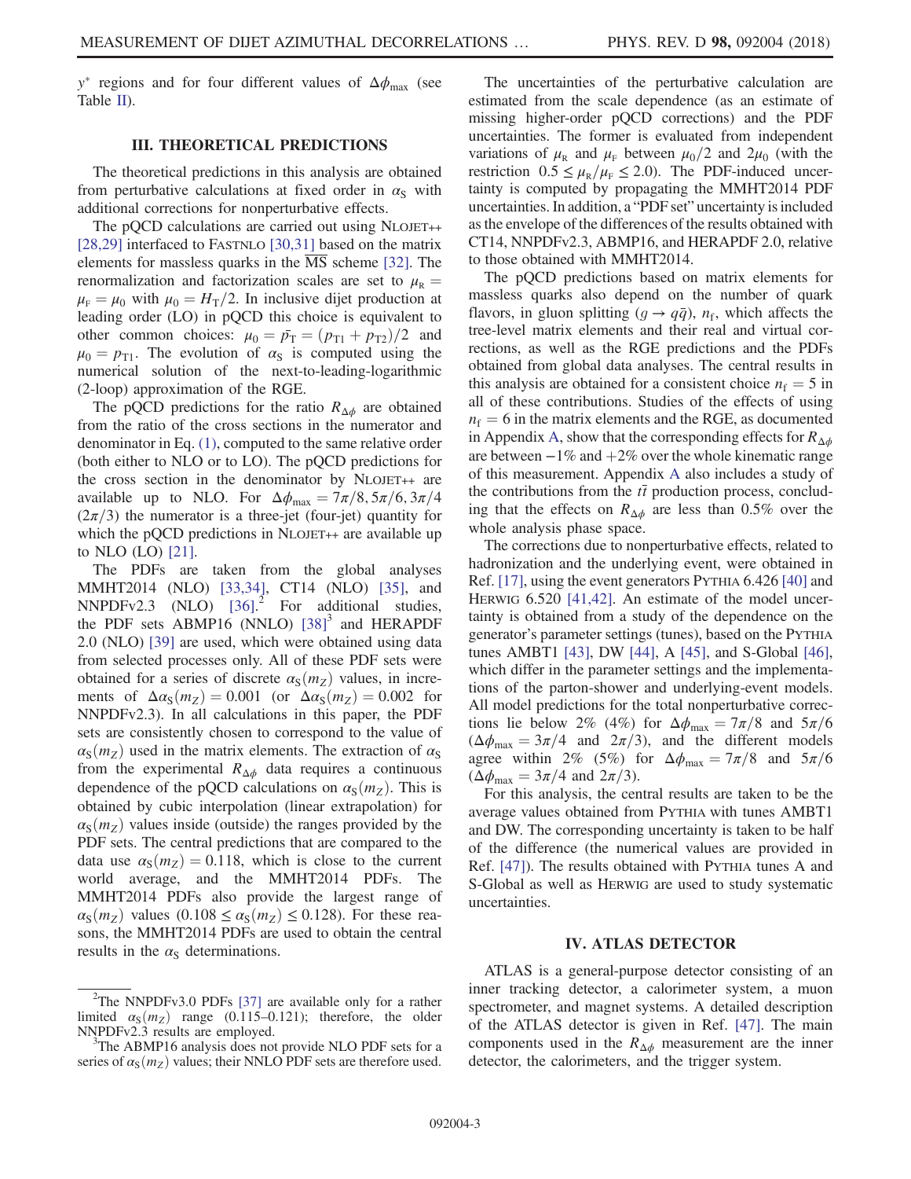$y^*$ regions and for four different values of $\Delta\phi_{\max}$ (see Table II).

## III. THEORETICAL PREDICTIONS

The theoretical predictions in this analysis are obtained from perturbative calculations at fixed order in $\alpha_S$ with additional corrections for nonperturbative effects.

The pQCD calculations are carried out using NLOJET++ [28,29] interfaced to FASTNLO [30,31] based on the matrix elements for massless quarks in the $\overline{\text{MS}}$ scheme [32]. The renormalization and factorization scales are set to $\mu_R = \mu_F = \mu_0$ with $\mu_0 = H_T/2$. In inclusive dijet production at leading order (LO) in pQCD this choice is equivalent to other common choices: $\mu_0 = \bar{p_T} = (p_{T1} + p_{T2})/2$ and $\mu_0 = p_{T1}$. The evolution of $\alpha_S$ is computed using the numerical solution of the next-to-leading-logarithmic (2-loop) approximation of the RGE.

The pQCD predictions for the ratio $R_{\Delta\phi}$ are obtained from the ratio of the cross sections in the numerator and denominator in Eq. (1), computed to the same relative order (both either to NLO or to LO). The pQCD predictions for the cross section in the denominator by NLOJET++ are available up to NLO. For $\Delta\phi_{\max} = 7\pi/8, 5\pi/6, 3\pi/4$ $(2\pi/3)$ the numerator is a three-jet (four-jet) quantity for which the pQCD predictions in NLOJET++ are available up to NLO (LO) [21].

The PDFs are taken from the global analyses MMHT2014 (NLO) [33,34], CT14 (NLO) [35], and NNPDFv2.3 (NLO) [36].[2] For additional studies, the PDF sets ABMP16 (NNLO) [38][3] and HERAPDF 2.0 (NLO) [39] are used, which were obtained using data from selected processes only. All of these PDF sets were obtained for a series of discrete $\alpha_S(m_Z)$ values, in increments of $\Delta\alpha_S(m_Z) = 0.001$ (or $\Delta\alpha_S(m_Z) = 0.002$ for NNPDFv2.3). In all calculations in this paper, the PDF sets are consistently chosen to correspond to the value of $\alpha_S(m_Z)$ used in the matrix elements. The extraction of $\alpha_S$ from the experimental $R_{\Delta\phi}$ data requires a continuous dependence of the pQCD calculations on $\alpha_S(m_Z)$. This is obtained by cubic interpolation (linear extrapolation) for $\alpha_S(m_Z)$ values inside (outside) the ranges provided by the PDF sets. The central predictions that are compared to the data use $\alpha_S(m_Z) = 0.118$, which is close to the current world average, and the MMHT2014 PDFs. The MMHT2014 PDFs also provide the largest range of $\alpha_S(m_Z)$ values $(0.108 \le \alpha_S(m_Z) \le 0.128)$. For these reasons, the MMHT2014 PDFs are used to obtain the central results in the $\alpha_S$ determinations.

The uncertainties of the perturbative calculation are estimated from the scale dependence (as an estimate of missing higher-order pQCD corrections) and the PDF uncertainties. The former is evaluated from independent variations of $\mu_R$ and $\mu_F$ between $\mu_0/2$ and $2\mu_0$ (with the restriction $0.5 \le \mu_R/\mu_F \le 2.0$). The PDF-induced uncertainty is computed by propagating the MMHT2014 PDF uncertainties. In addition, a "PDF set" uncertainty is included as the envelope of the differences of the results obtained with CT14, NNPDFv2.3, ABMP16, and HERAPDF 2.0, relative to those obtained with MMHT2014.

The pQCD predictions based on matrix elements for massless quarks also depend on the number of quark flavors, in gluon splitting $(g \to q\bar{q})$, $n_f$, which affects the tree-level matrix elements and their real and virtual corrections, as well as the RGE predictions and the PDFs obtained from global data analyses. The central results in this analysis are obtained for a consistent choice $n_f = 5$ in all of these contributions. Studies of the effects of using $n_f = 6$ in the matrix elements and the RGE, as documented in Appendix A, show that the corresponding effects for $R_{\Delta\phi}$ are between $-1\%$ and $+2\%$ over the whole kinematic range of this measurement. Appendix A also includes a study of the contributions from the $t\bar{t}$ production process, concluding that the effects on $R_{\Delta\phi}$ are less than 0.5% over the whole analysis phase space.

The corrections due to nonperturbative effects, related to hadronization and the underlying event, were obtained in Ref. [17], using the event generators PYTHIA 6.426 [40] and HERWIG 6.520 [41,42]. An estimate of the model uncertainty is obtained from a study of the dependence on the generator's parameter settings (tunes), based on the PYTHIA tunes AMBT1 [43], DW [44], A [45], and S-Global [46], which differ in the parameter settings and the implementations of the parton-shower and underlying-event models. All model predictions for the total nonperturbative corrections lie below 2% (4%) for $\Delta\phi_{\max} = 7\pi/8$ and $5\pi/6$ ($\Delta\phi_{\max} = 3\pi/4$ and $2\pi/3$), and the different models agree within 2% (5%) for $\Delta\phi_{\max} = 7\pi/8$ and $5\pi/6$ ($\Delta\phi_{\max} = 3\pi/4$ and $2\pi/3$).

For this analysis, the central results are taken to be the average values obtained from PYTHIA with tunes AMBT1 and DW. The corresponding uncertainty is taken to be half of the difference (the numerical values are provided in Ref. [47]). The results obtained with PYTHIA tunes A and S-Global as well as HERWIG are used to study systematic uncertainties.

## IV. ATLAS DETECTOR

ATLAS is a general-purpose detector consisting of an inner tracking detector, a calorimeter system, a muon spectrometer, and magnet systems. A detailed description of the ATLAS detector is given in Ref. [47]. The main components used in the $R_{\Delta\phi}$ measurement are the inner detector, the calorimeters, and the trigger system.

---

[2] The NNPDFv3.0 PDFs [37] are available only for a rather limited $\alpha_S(m_Z)$ range (0.115–0.121); therefore, the older NNPDFv2.3 results are employed.

[3] The ABMP16 analysis does not provide NLO PDF sets for a series of $\alpha_S(m_Z)$ values; their NNLO PDF sets are therefore used.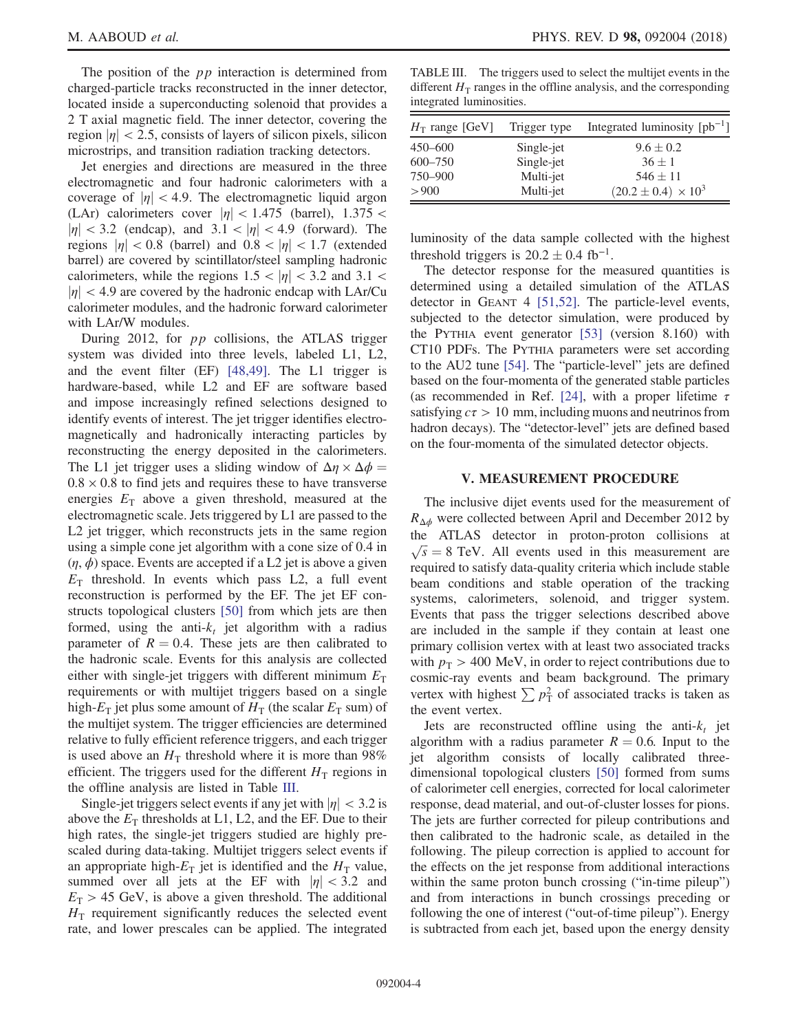The position of the $pp$ interaction is determined from charged-particle tracks reconstructed in the inner detector, located inside a superconducting solenoid that provides a 2 T axial magnetic field. The inner detector, covering the region $|\eta| < 2.5$, consists of layers of silicon pixels, silicon microstrips, and transition radiation tracking detectors.

Jet energies and directions are measured in the three electromagnetic and four hadronic calorimeters with a coverage of $|\eta| < 4.9$. The electromagnetic liquid argon (LAr) calorimeters cover $|\eta| < 1.475$ (barrel), $1.375 < |\eta| < 3.2$ (endcap), and $3.1 < |\eta| < 4.9$ (forward). The regions $|\eta| < 0.8$ (barrel) and $0.8 < |\eta| < 1.7$ (extended barrel) are covered by scintillator/steel sampling hadronic calorimeters, while the regions $1.5 < |\eta| < 3.2$ and $3.1 < |\eta| < 4.9$ are covered by the hadronic endcap with LAr/Cu calorimeter modules, and the hadronic forward calorimeter with LAr/W modules.

During 2012, for $pp$ collisions, the ATLAS trigger system was divided into three levels, labeled L1, L2, and the event filter (EF) [48,49]. The L1 trigger is hardware-based, while L2 and EF are software based and impose increasingly refined selections designed to identify events of interest. The jet trigger identifies electromagnetically and hadronically interacting particles by reconstructing the energy deposited in the calorimeters. The L1 jet trigger uses a sliding window of $\Delta\eta \times \Delta\phi = 0.8 \times 0.8$ to find jets and requires these to have transverse energies $E_T$ above a given threshold, measured at the electromagnetic scale. Jets triggered by L1 are passed to the L2 jet trigger, which reconstructs jets in the same region using a simple cone jet algorithm with a cone size of 0.4 in $(\eta, \phi)$ space. Events are accepted if a L2 jet is above a given $E_T$ threshold. In events which pass L2, a full event reconstruction is performed by the EF. The jet EF constructs topological clusters [50] from which jets are then formed, using the anti-$k_t$ jet algorithm with a radius parameter of $R = 0.4$. These jets are then calibrated to the hadronic scale. Events for this analysis are collected either with single-jet triggers with different minimum $E_T$ requirements or with multijet triggers based on a single high-$E_T$ jet plus some amount of $H_T$ (the scalar $E_T$ sum) of the multijet system. The trigger efficiencies are determined relative to fully efficient reference triggers, and each trigger is used above an $H_T$ threshold where it is more than 98% efficient. The triggers used for the different $H_T$ regions in the offline analysis are listed in Table III.

Single-jet triggers select events if any jet with $|\eta| < 3.2$ is above the $E_T$ thresholds at L1, L2, and the EF. Due to their high rates, the single-jet triggers studied are highly prescaled during data-taking. Multijet triggers select events if an appropriate high-$E_T$ jet is identified and the $H_T$ value, summed over all jets at the EF with $|\eta| < 3.2$ and $E_T > 45$ GeV, is above a given threshold. The additional $H_T$ requirement significantly reduces the selected event rate, and lower prescales can be applied. The integrated luminosity of the data sample collected with the highest threshold triggers is $20.2 \pm 0.4\ \text{fb}^{-1}$.

TABLE III. The triggers used to select the multijet events in the different $H_T$ ranges in the offline analysis, and the corresponding integrated luminosities.

| $H_T$ range [GeV] | Trigger type | Integrated luminosity [$\text{pb}^{-1}$] |
|---|---|---|
| 450–600 | Single-jet | $9.6 \pm 0.2$ |
| 600–750 | Single-jet | $36 \pm 1$ |
| 750–900 | Multi-jet | $546 \pm 11$ |
| $>900$ | Multi-jet | $(20.2 \pm 0.4) \times 10^3$ |

The detector response for the measured quantities is determined using a detailed simulation of the ATLAS detector in GEANT 4 [51,52]. The particle-level events, subjected to the detector simulation, were produced by the PYTHIA event generator [53] (version 8.160) with CT10 PDFs. The PYTHIA parameters were set according to the AU2 tune [54]. The "particle-level" jets are defined based on the four-momenta of the generated stable particles (as recommended in Ref. [24], with a proper lifetime $\tau$ satisfying $c\tau > 10$ mm, including muons and neutrinos from hadron decays). The "detector-level" jets are defined based on the four-momenta of the simulated detector objects.

## V. MEASUREMENT PROCEDURE

The inclusive dijet events used for the measurement of $R_{\Delta\phi}$ were collected between April and December 2012 by the ATLAS detector in proton-proton collisions at $\sqrt{s} = 8$ TeV. All events used in this measurement are required to satisfy data-quality criteria which include stable beam conditions and stable operation of the tracking systems, calorimeters, solenoid, and trigger system. Events that pass the trigger selections described above are included in the sample if they contain at least one primary collision vertex with at least two associated tracks with $p_T > 400$ MeV, in order to reject contributions due to cosmic-ray events and beam background. The primary vertex with highest $\sum p_T^2$ of associated tracks is taken as the event vertex.

Jets are reconstructed offline using the anti-$k_t$ jet algorithm with a radius parameter $R = 0.6$. Input to the jet algorithm consists of locally calibrated three-dimensional topological clusters [50] formed from sums of calorimeter cell energies, corrected for local calorimeter response, dead material, and out-of-cluster losses for pions. The jets are further corrected for pileup contributions and then calibrated to the hadronic scale, as detailed in the following. The pileup correction is applied to account for the effects on the jet response from additional interactions within the same proton bunch crossing ("in-time pileup") and from interactions in bunch crossings preceding or following the one of interest ("out-of-time pileup"). Energy is subtracted from each jet, based upon the energy density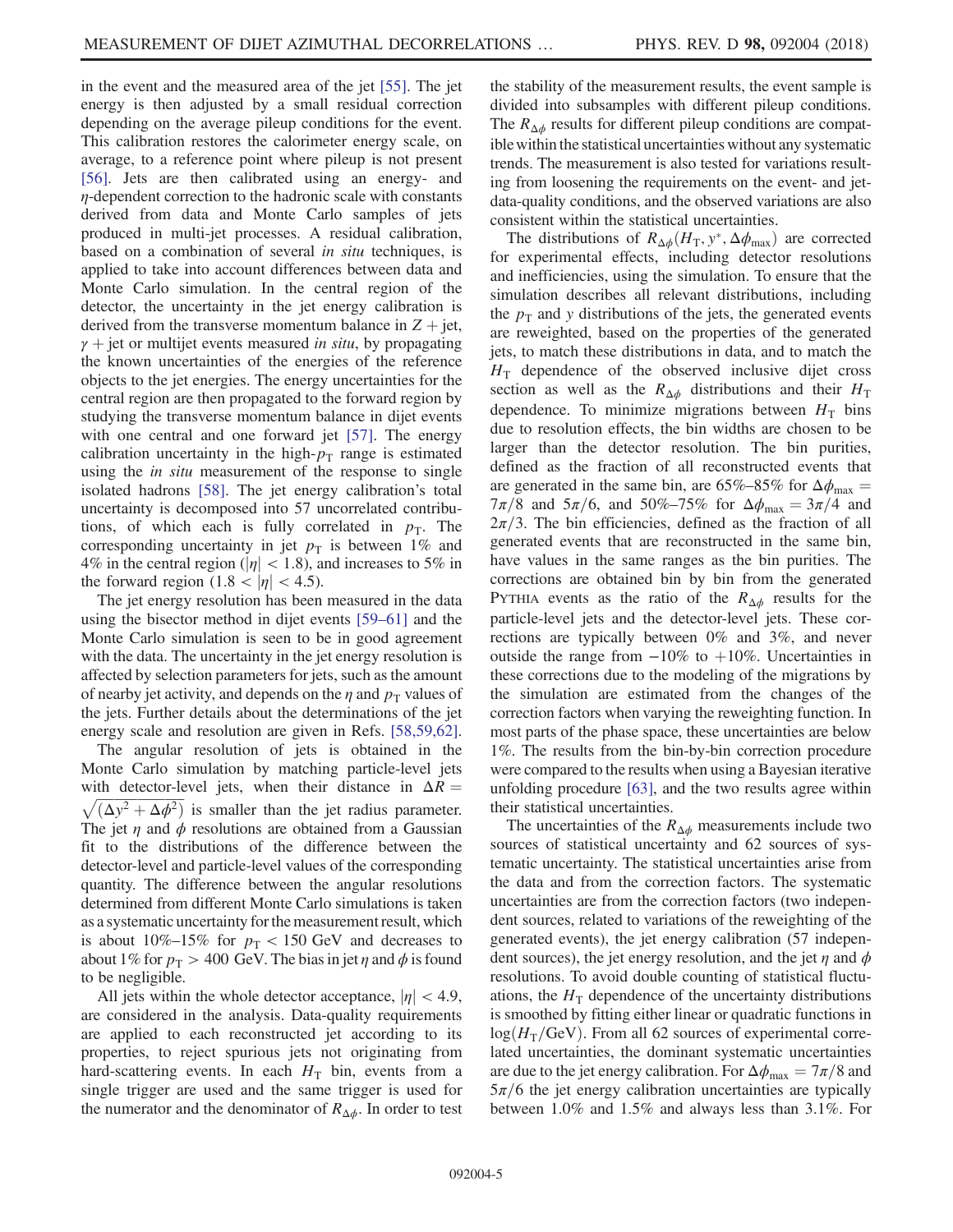in the event and the measured area of the jet [55]. The jet energy is then adjusted by a small residual correction depending on the average pileup conditions for the event. This calibration restores the calorimeter energy scale, on average, to a reference point where pileup is not present [56]. Jets are then calibrated using an energy- and $\eta$-dependent correction to the hadronic scale with constants derived from data and Monte Carlo samples of jets produced in multi-jet processes. A residual calibration, based on a combination of several *in situ* techniques, is applied to take into account differences between data and Monte Carlo simulation. In the central region of the detector, the uncertainty in the jet energy calibration is derived from the transverse momentum balance in $Z+$jet, $\gamma+$jet or multijet events measured *in situ*, by propagating the known uncertainties of the energies of the reference objects to the jet energies. The energy uncertainties for the central region are then propagated to the forward region by studying the transverse momentum balance in dijet events with one central and one forward jet [57]. The energy calibration uncertainty in the high-$p_{\mathrm{T}}$ range is estimated using the *in situ* measurement of the response to single isolated hadrons [58]. The jet energy calibration's total uncertainty is decomposed into 57 uncorrelated contributions, of which each is fully correlated in $p_{\mathrm{T}}$. The corresponding uncertainty in jet $p_{\mathrm{T}}$ is between 1% and 4% in the central region ($|\eta|<1.8$), and increases to 5% in the forward region ($1.8<|\eta|<4.5$).

The jet energy resolution has been measured in the data using the bisector method in dijet events [59–61] and the Monte Carlo simulation is seen to be in good agreement with the data. The uncertainty in the jet energy resolution is affected by selection parameters for jets, such as the amount of nearby jet activity, and depends on the $\eta$ and $p_{\mathrm{T}}$ values of the jets. Further details about the determinations of the jet energy scale and resolution are given in Refs. [58,59,62].

The angular resolution of jets is obtained in the Monte Carlo simulation by matching particle-level jets with detector-level jets, when their distance in $\Delta R = \sqrt{(\Delta y^2 + \Delta\phi^2)}$ is smaller than the jet radius parameter. The jet $\eta$ and $\phi$ resolutions are obtained from a Gaussian fit to the distributions of the difference between the detector-level and particle-level values of the corresponding quantity. The difference between the angular resolutions determined from different Monte Carlo simulations is taken as a systematic uncertainty for the measurement result, which is about 10%–15% for $p_{\mathrm{T}}<150$ GeV and decreases to about 1% for $p_{\mathrm{T}}>400$ GeV. The bias in jet $\eta$ and $\phi$ is found to be negligible.

All jets within the whole detector acceptance, $|\eta|<4.9$, are considered in the analysis. Data-quality requirements are applied to each reconstructed jet according to its properties, to reject spurious jets not originating from hard-scattering events. In each $H_{\mathrm{T}}$ bin, events from a single trigger are used and the same trigger is used for the numerator and the denominator of $R_{\Delta\phi}$. In order to test the stability of the measurement results, the event sample is divided into subsamples with different pileup conditions. The $R_{\Delta\phi}$ results for different pileup conditions are compatible within the statistical uncertainties without any systematic trends. The measurement is also tested for variations resulting from loosening the requirements on the event- and jet-data-quality conditions, and the observed variations are also consistent within the statistical uncertainties.

The distributions of $R_{\Delta\phi}(H_{\mathrm{T}}, y^*, \Delta\phi_{\max})$ are corrected for experimental effects, including detector resolutions and inefficiencies, using the simulation. To ensure that the simulation describes all relevant distributions, including the $p_{\mathrm{T}}$ and $y$ distributions of the jets, the generated events are reweighted, based on the properties of the generated jets, to match these distributions in data, and to match the $H_{\mathrm{T}}$ dependence of the observed inclusive dijet cross section as well as the $R_{\Delta\phi}$ distributions and their $H_{\mathrm{T}}$ dependence. To minimize migrations between $H_{\mathrm{T}}$ bins due to resolution effects, the bin widths are chosen to be larger than the detector resolution. The bin purities, defined as the fraction of all reconstructed events that are generated in the same bin, are 65%–85% for $\Delta\phi_{\max} = 7\pi/8$ and $5\pi/6$, and 50%–75% for $\Delta\phi_{\max} = 3\pi/4$ and $2\pi/3$. The bin efficiencies, defined as the fraction of all generated events that are reconstructed in the same bin, have values in the same ranges as the bin purities. The corrections are obtained bin by bin from the generated PYTHIA events as the ratio of the $R_{\Delta\phi}$ results for the particle-level jets and the detector-level jets. These corrections are typically between 0% and 3%, and never outside the range from $-10\%$ to $+10\%$. Uncertainties in these corrections due to the modeling of the migrations by the simulation are estimated from the changes of the correction factors when varying the reweighting function. In most parts of the phase space, these uncertainties are below 1%. The results from the bin-by-bin correction procedure were compared to the results when using a Bayesian iterative unfolding procedure [63], and the two results agree within their statistical uncertainties.

The uncertainties of the $R_{\Delta\phi}$ measurements include two sources of statistical uncertainty and 62 sources of systematic uncertainty. The statistical uncertainties arise from the data and from the correction factors. The systematic uncertainties are from the correction factors (two independent sources, related to variations of the reweighting of the generated events), the jet energy calibration (57 independent sources), the jet energy resolution, and the jet $\eta$ and $\phi$ resolutions. To avoid double counting of statistical fluctuations, the $H_{\mathrm{T}}$ dependence of the uncertainty distributions is smoothed by fitting either linear or quadratic functions in $\log(H_{\mathrm{T}}/\mathrm{GeV})$. From all 62 sources of experimental correlated uncertainties, the dominant systematic uncertainties are due to the jet energy calibration. For $\Delta\phi_{\max} = 7\pi/8$ and $5\pi/6$ the jet energy calibration uncertainties are typically between 1.0% and 1.5% and always less than 3.1%. For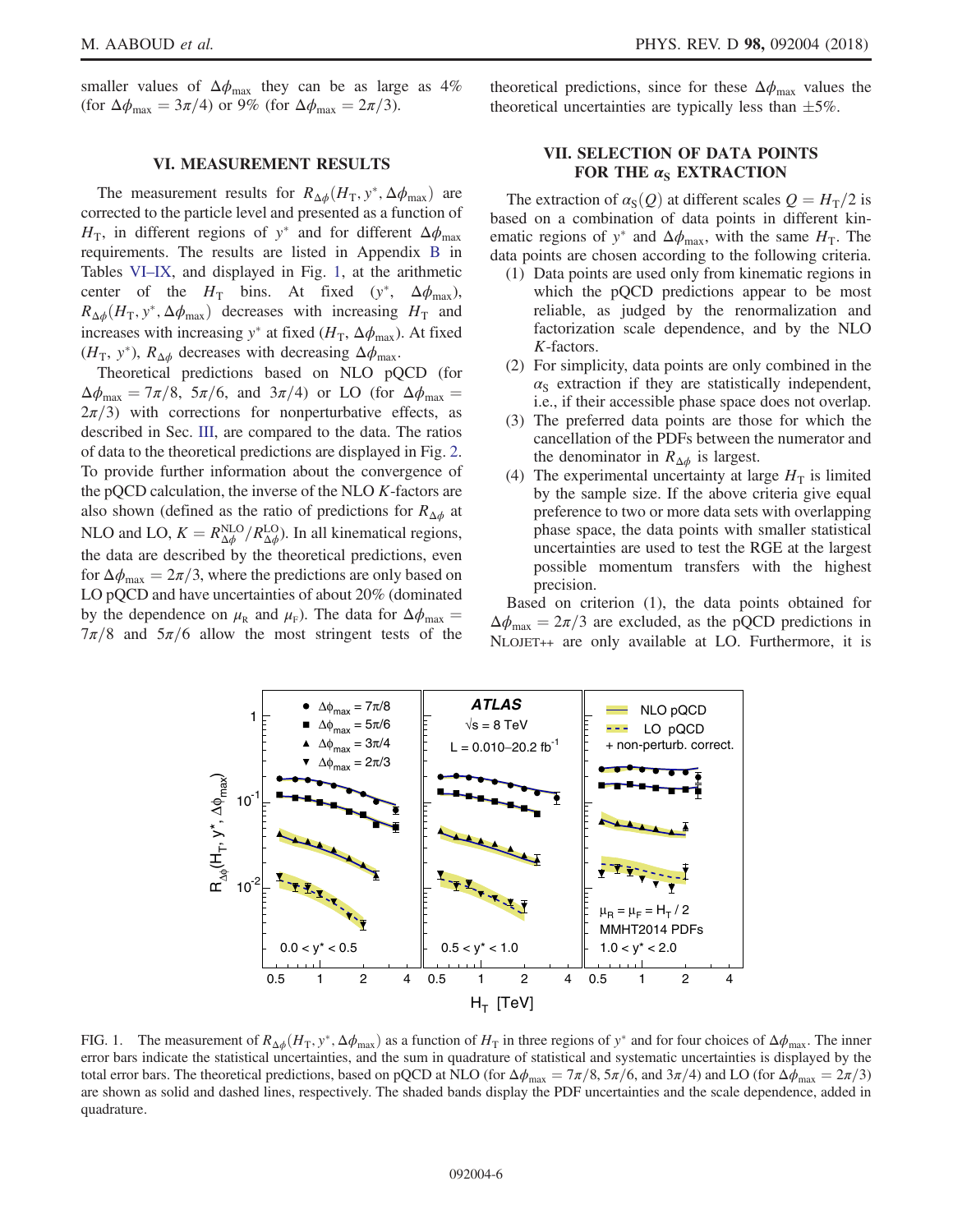smaller values of $\Delta\phi_{\max}$ they can be as large as 4% (for $\Delta\phi_{\max} = 3\pi/4$) or 9% (for $\Delta\phi_{\max} = 2\pi/3$).

## VI. MEASUREMENT RESULTS

The measurement results for $R_{\Delta\phi}(H_T, y^*, \Delta\phi_{\max})$ are corrected to the particle level and presented as a function of $H_T$, in different regions of $y^*$ and for different $\Delta\phi_{\max}$ requirements. The results are listed in Appendix B in Tables VI–IX, and displayed in Fig. 1, at the arithmetic center of the $H_T$ bins. At fixed ($y^*$, $\Delta\phi_{\max}$), $R_{\Delta\phi}(H_T, y^*, \Delta\phi_{\max})$ decreases with increasing $H_T$ and increases with increasing $y^*$ at fixed ($H_T$, $\Delta\phi_{\max}$). At fixed ($H_T$, $y^*$), $R_{\Delta\phi}$ decreases with decreasing $\Delta\phi_{\max}$.

Theoretical predictions based on NLO pQCD (for $\Delta\phi_{\max} = 7\pi/8$, $5\pi/6$, and $3\pi/4$) or LO (for $\Delta\phi_{\max} = 2\pi/3$) with corrections for nonperturbative effects, as described in Sec. III, are compared to the data. The ratios of data to the theoretical predictions are displayed in Fig. 2. To provide further information about the convergence of the pQCD calculation, the inverse of the NLO $K$-factors are also shown (defined as the ratio of predictions for $R_{\Delta\phi}$ at NLO and LO, $K = R_{\Delta\phi}^{\text{NLO}}/R_{\Delta\phi}^{\text{LO}}$). In all kinematical regions, the data are described by the theoretical predictions, even for $\Delta\phi_{\max} = 2\pi/3$, where the predictions are only based on LO pQCD and have uncertainties of about 20% (dominated by the dependence on $\mu_R$ and $\mu_F$). The data for $\Delta\phi_{\max} = 7\pi/8$ and $5\pi/6$ allow the most stringent tests of the theoretical predictions, since for these $\Delta\phi_{\max}$ values the theoretical uncertainties are typically less than $\pm 5\%$.

## VII. SELECTION OF DATA POINTS FOR THE $\alpha_S$ EXTRACTION

The extraction of $\alpha_S(Q)$ at different scales $Q = H_T/2$ is based on a combination of data points in different kinematic regions of $y^*$ and $\Delta\phi_{\max}$, with the same $H_T$. The data points are chosen according to the following criteria.

1. Data points are used only from kinematic regions in which the pQCD predictions appear to be most reliable, as judged by the renormalization and factorization scale dependence, and by the NLO $K$-factors.
2. For simplicity, data points are only combined in the $\alpha_S$ extraction if they are statistically independent, i.e., if their accessible phase space does not overlap.
3. The preferred data points are those for which the cancellation of the PDFs between the numerator and the denominator in $R_{\Delta\phi}$ is largest.
4. The experimental uncertainty at large $H_T$ is limited by the sample size. If the above criteria give equal preference to two or more data sets with overlapping phase space, the data points with smaller statistical uncertainties are used to test the RGE at the largest possible momentum transfers with the highest precision.

Based on criterion (1), the data points obtained for $\Delta\phi_{\max} = 2\pi/3$ are excluded, as the pQCD predictions in NLOJET++ are only available at LO. Furthermore, it is

FIG. 1. The measurement of $R_{\Delta\phi}(H_T, y^*, \Delta\phi_{\max})$ as a function of $H_T$ in three regions of $y^*$ and for four choices of $\Delta\phi_{\max}$. The inner error bars indicate the statistical uncertainties, and the sum in quadrature of statistical and systematic uncertainties is displayed by the total error bars. The theoretical predictions, based on pQCD at NLO (for $\Delta\phi_{\max} = 7\pi/8, 5\pi/6$, and $3\pi/4$) and LO (for $\Delta\phi_{\max} = 2\pi/3$) are shown as solid and dashed lines, respectively. The shaded bands display the PDF uncertainties and the scale dependence, added in quadrature.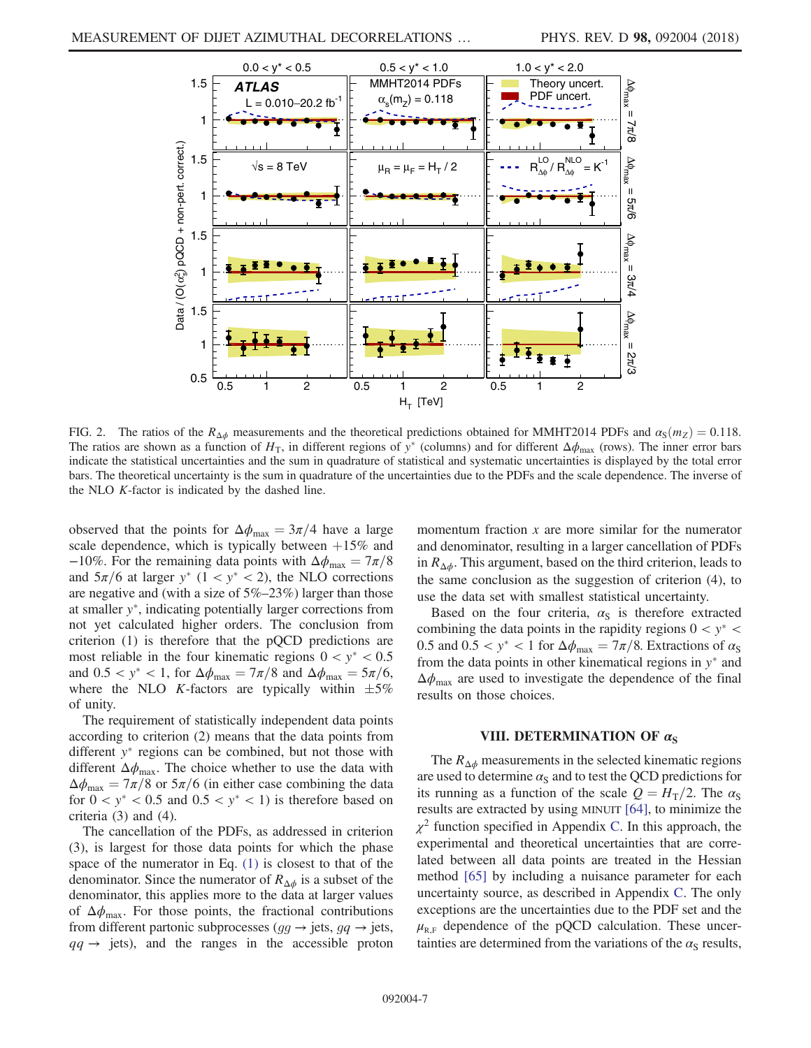FIG. 2. The ratios of the $R_{\Delta\phi}$ measurements and the theoretical predictions obtained for MMHT2014 PDFs and $\alpha_S(m_Z) = 0.118$. The ratios are shown as a function of $H_T$, in different regions of $y^*$ (columns) and for different $\Delta\phi_{max}$ (rows). The inner error bars indicate the statistical uncertainties and the sum in quadrature of statistical and systematic uncertainties is displayed by the total error bars. The theoretical uncertainty is the sum in quadrature of the uncertainties due to the PDFs and the scale dependence. The inverse of the NLO $K$-factor is indicated by the dashed line.

observed that the points for $\Delta\phi_{max} = 3\pi/4$ have a large scale dependence, which is typically between $+15\%$ and $-10\%$. For the remaining data points with $\Delta\phi_{max} = 7\pi/8$ and $5\pi/6$ at larger $y^*$ ($1 < y^* < 2$), the NLO corrections are negative and (with a size of 5%–23%) larger than those at smaller $y^*$, indicating potentially larger corrections from not yet calculated higher orders. The conclusion from criterion (1) is therefore that the pQCD predictions are most reliable in the four kinematic regions $0 < y^* < 0.5$ and $0.5 < y^* < 1$, for $\Delta\phi_{max} = 7\pi/8$ and $\Delta\phi_{max} = 5\pi/6$, where the NLO $K$-factors are typically within $\pm5\%$ of unity.

The requirement of statistically independent data points according to criterion (2) means that the data points from different $y^*$ regions can be combined, but not those with different $\Delta\phi_{max}$. The choice whether to use the data with $\Delta\phi_{max} = 7\pi/8$ or $5\pi/6$ (in either case combining the data for $0 < y^* < 0.5$ and $0.5 < y^* < 1$) is therefore based on criteria (3) and (4).

The cancellation of the PDFs, as addressed in criterion (3), is largest for those data points for which the phase space of the numerator in Eq. (1) is closest to that of the denominator. Since the numerator of $R_{\Delta\phi}$ is a subset of the denominator, this applies more to the data at larger values of $\Delta\phi_{max}$. For those points, the fractional contributions from different partonic subprocesses ($gg \to$ jets, $gq \to$ jets, $qq \to$ jets), and the ranges in the accessible proton momentum fraction $x$ are more similar for the numerator and denominator, resulting in a larger cancellation of PDFs in $R_{\Delta\phi}$. This argument, based on the third criterion, leads to the same conclusion as the suggestion of criterion (4), to use the data set with smallest statistical uncertainty.

Based on the four criteria, $\alpha_S$ is therefore extracted combining the data points in the rapidity regions $0 < y^* < 0.5$ and $0.5 < y^* < 1$ for $\Delta\phi_{max} = 7\pi/8$. Extractions of $\alpha_S$ from the data points in other kinematical regions in $y^*$ and $\Delta\phi_{max}$ are used to investigate the dependence of the final results on those choices.

## VIII. DETERMINATION OF $\alpha_S$

The $R_{\Delta\phi}$ measurements in the selected kinematic regions are used to determine $\alpha_S$ and to test the QCD predictions for its running as a function of the scale $Q = H_T/2$. The $\alpha_S$ results are extracted by using MINUIT [64], to minimize the $\chi^2$ function specified in Appendix C. In this approach, the experimental and theoretical uncertainties that are correlated between all data points are treated in the Hessian method [65] by including a nuisance parameter for each uncertainty source, as described in Appendix C. The only exceptions are the uncertainties due to the PDF set and the $\mu_{R,F}$ dependence of the pQCD calculation. These uncertainties are determined from the variations of the $\alpha_S$ results,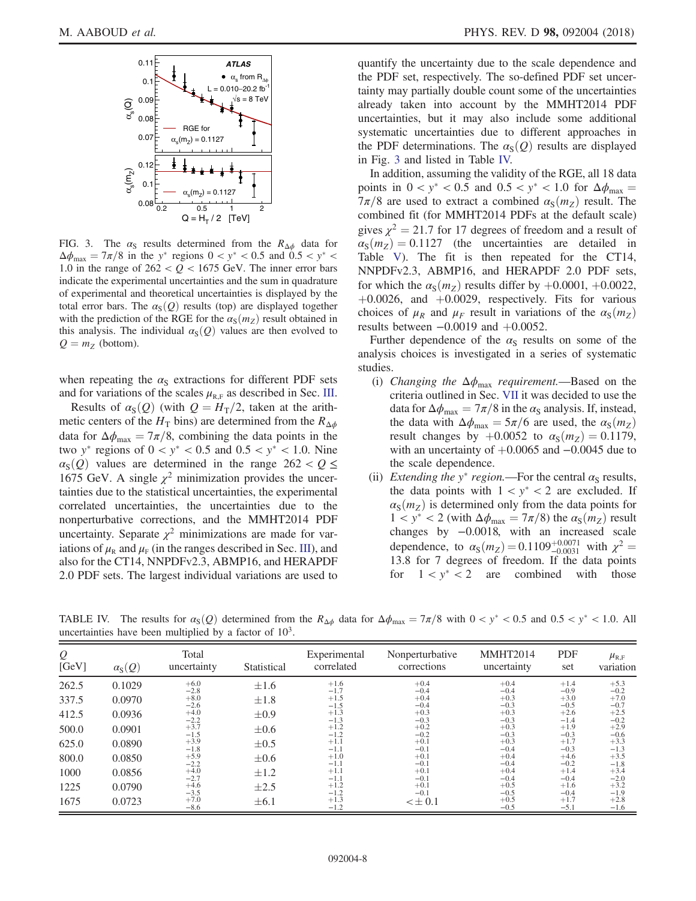FIG. 3. The $\alpha_S$ results determined from the $R_{\Delta\phi}$ data for $\Delta\phi_{max} = 7\pi/8$ in the $y^*$ regions $0 < y^* < 0.5$ and $0.5 < y^* < 1.0$ in the range of $262 < Q < 1675$ GeV. The inner error bars indicate the experimental uncertainties and the sum in quadrature of experimental and theoretical uncertainties is displayed by the total error bars. The $\alpha_S(Q)$ results (top) are displayed together with the prediction of the RGE for the $\alpha_S(m_Z)$ result obtained in this analysis. The individual $\alpha_S(Q)$ values are then evolved to $Q = m_Z$ (bottom).

when repeating the $\alpha_S$ extractions for different PDF sets and for variations of the scales $\mu_{R,F}$ as described in Sec. III.

Results of $\alpha_S(Q)$ (with $Q = H_T/2$, taken at the arithmetic centers of the $H_T$ bins) are determined from the $R_{\Delta\phi}$ data for $\Delta\phi_{max} = 7\pi/8$, combining the data points in the two $y^*$ regions of $0 < y^* < 0.5$ and $0.5 < y^* < 1.0$. Nine $\alpha_S(Q)$ values are determined in the range $262 < Q \leq 1675$ GeV. A single $\chi^2$ minimization provides the uncertainties due to the statistical uncertainties, the experimental correlated uncertainties, the uncertainties due to the nonperturbative corrections, and the MMHT2014 PDF uncertainty. Separate $\chi^2$ minimizations are made for variations of $\mu_R$ and $\mu_F$ (in the ranges described in Sec. III), and also for the CT14, NNPDFv2.3, ABMP16, and HERAPDF 2.0 PDF sets. The largest individual variations are used to quantify the uncertainty due to the scale dependence and the PDF set, respectively. The so-defined PDF set uncertainty may partially double count some of the uncertainties already taken into account by the MMHT2014 PDF uncertainties, but it may also include some additional systematic uncertainties due to different approaches in the PDF determinations. The $\alpha_S(Q)$ results are displayed in Fig. 3 and listed in Table IV.

In addition, assuming the validity of the RGE, all 18 data points in $0 < y^* < 0.5$ and $0.5 < y^* < 1.0$ for $\Delta\phi_{max} = 7\pi/8$ are used to extract a combined $\alpha_S(m_Z)$ result. The combined fit (for MMHT2014 PDFs at the default scale) gives $\chi^2 = 21.7$ for 17 degrees of freedom and a result of $\alpha_S(m_Z) = 0.1127$ (the uncertainties are detailed in Table V). The fit is then repeated for the CT14, NNPDFv2.3, ABMP16, and HERAPDF 2.0 PDF sets, for which the $\alpha_S(m_Z)$ results differ by $+0.0001$, $+0.0022$, $+0.0026$, and $+0.0029$, respectively. Fits for various choices of $\mu_R$ and $\mu_F$ result in variations of the $\alpha_S(m_Z)$ results between $-0.0019$ and $+0.0052$.

Further dependence of the $\alpha_S$ results on some of the analysis choices is investigated in a series of systematic studies.

(i) *Changing the $\Delta\phi_{max}$ requirement.*—Based on the criteria outlined in Sec. VII it was decided to use the data for $\Delta\phi_{max} = 7\pi/8$ in the $\alpha_S$ analysis. If, instead, the data with $\Delta\phi_{max} = 5\pi/6$ are used, the $\alpha_S(m_Z)$ result changes by $+0.0052$ to $\alpha_S(m_Z) = 0.1179$, with an uncertainty of $+0.0065$ and $-0.0045$ due to the scale dependence.

(ii) *Extending the $y^*$ region.*—For the central $\alpha_S$ results, the data points with $1 < y^* < 2$ are excluded. If $\alpha_S(m_Z)$ is determined only from the data points for $1 < y^* < 2$ (with $\Delta\phi_{max} = 7\pi/8$) the $\alpha_S(m_Z)$ result changes by $-0.0018$, with an increased scale dependence, to $\alpha_S(m_Z) = 0.1109^{+0.0071}_{-0.0031}$ with $\chi^2 = 13.8$ for 7 degrees of freedom. If the data points for $1 < y^* < 2$ are combined with those

TABLE IV. The results for $\alpha_S(Q)$ determined from the $R_{\Delta\phi}$ data for $\Delta\phi_{max} = 7\pi/8$ with $0 < y^* < 0.5$ and $0.5 < y^* < 1.0$. All uncertainties have been multiplied by a factor of $10^3$.

| $Q$ [GeV] | $\alpha_S(Q)$ | Total uncertainty | Statistical | Experimental correlated | Nonperturbative corrections | MMHT2014 uncertainty | PDF set | $\mu_{R,F}$ variation |
|---|---|---|---|---|---|---|---|---|
| 262.5 | 0.1029 | $^{+6.0}_{-2.8}$ | $\pm1.6$ | $^{+1.6}_{-1.7}$ | $^{+0.4}_{-0.4}$ | $^{+0.4}_{-0.4}$ | $^{+1.4}_{-0.9}$ | $^{+5.3}_{-0.2}$ |
| 337.5 | 0.0970 | $^{+8.0}_{-2.6}$ | $\pm1.8$ | $^{+1.5}_{-1.5}$ | $^{+0.4}_{-0.4}$ | $^{+0.3}_{-0.3}$ | $^{+3.0}_{-0.5}$ | $^{+7.0}_{-0.7}$ |
| 412.5 | 0.0936 | $^{+4.0}_{-2.2}$ | $\pm0.9$ | $^{+1.3}_{-1.3}$ | $^{+0.3}_{-0.3}$ | $^{+0.3}_{-0.3}$ | $^{+2.6}_{-1.4}$ | $^{+2.5}_{-0.2}$ |
| 500.0 | 0.0901 | $^{+3.7}_{-1.5}$ | $\pm0.6$ | $^{+1.2}_{-1.2}$ | $^{+0.2}_{-0.2}$ | $^{+0.3}_{-0.3}$ | $^{+1.9}_{-0.3}$ | $^{+2.9}_{-0.6}$ |
| 625.0 | 0.0890 | $^{+3.9}_{-1.8}$ | $\pm0.5$ | $^{+1.1}_{-1.1}$ | $^{+0.1}_{-0.1}$ | $^{+0.3}_{-0.4}$ | $^{+1.7}_{-0.3}$ | $^{+3.3}_{-1.3}$ |
| 800.0 | 0.0850 | $^{+5.9}_{-2.2}$ | $\pm0.6$ | $^{+1.0}_{-1.1}$ | $^{+0.1}_{-0.1}$ | $^{+0.4}_{-0.4}$ | $^{+4.6}_{-0.2}$ | $^{+3.5}_{-1.8}$ |
| 1000 | 0.0856 | $^{+4.0}_{-2.7}$ | $\pm1.2$ | $^{+1.1}_{-1.1}$ | $^{+0.1}_{-0.1}$ | $^{+0.4}_{-0.4}$ | $^{+1.4}_{-0.4}$ | $^{+3.4}_{-2.0}$ |
| 1225 | 0.0790 | $^{+4.6}_{-3.5}$ | $\pm2.5$ | $^{+1.2}_{-1.2}$ | $^{+0.1}_{-0.1}$ | $^{+0.5}_{-0.5}$ | $^{+1.6}_{-0.4}$ | $^{+3.2}_{-1.9}$ |
| 1675 | 0.0723 | $^{+7.0}_{-8.6}$ | $\pm6.1$ | $^{+1.3}_{-1.2}$ | $< \pm 0.1$ | $^{+0.5}_{-0.5}$ | $^{+1.7}_{-5.1}$ | $^{+2.8}_{-1.6}$ |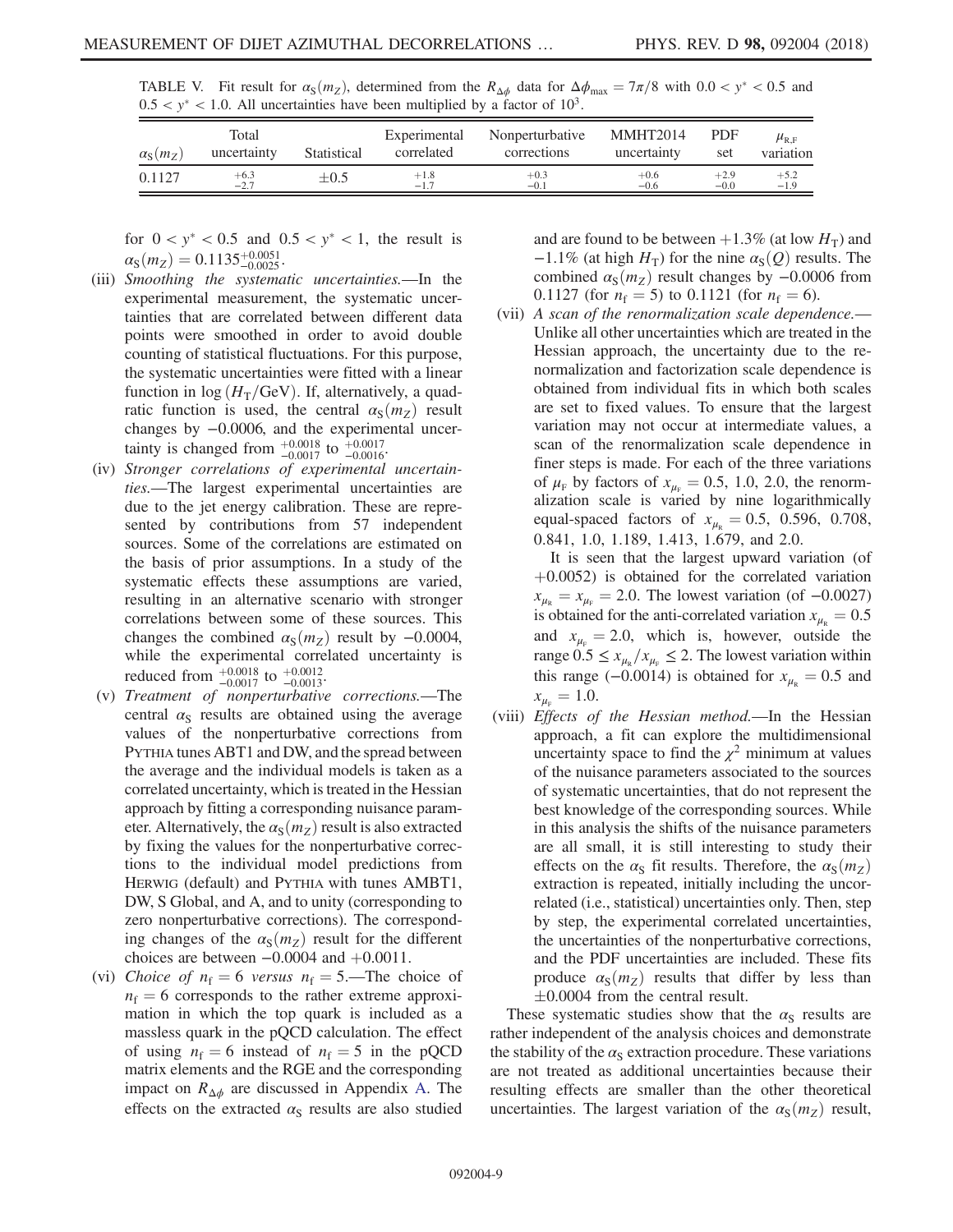TABLE V. Fit result for $\alpha_S(m_Z)$, determined from the $R_{\Delta\phi}$ data for $\Delta\phi_{\max} = 7\pi/8$ with $0.0 < y^* < 0.5$ and $0.5 < y^* < 1.0$. All uncertainties have been multiplied by a factor of $10^3$.

| $\alpha_S(m_Z)$ | Total uncertainty | Statistical | Experimental correlated | Nonperturbative corrections | MMHT2014 uncertainty | PDF set | $\mu_{R,F}$ variation |
|---|---|---|---|---|---|---|---|
| 0.1127 | $^{+6.3}_{-2.7}$ | $\pm 0.5$ | $^{+1.8}_{-1.7}$ | $^{+0.3}_{-0.1}$ | $^{+0.6}_{-0.6}$ | $^{+2.9}_{-0.0}$ | $^{+5.2}_{-1.9}$ |

for $0 < y^* < 0.5$ and $0.5 < y^* < 1$, the result is $\alpha_S(m_Z) = 0.1135^{+0.0051}_{-0.0025}$.

(iii) *Smoothing the systematic uncertainties.*—In the experimental measurement, the systematic uncertainties that are correlated between different data points were smoothed in order to avoid double counting of statistical fluctuations. For this purpose, the systematic uncertainties were fitted with a linear function in $\log(H_T/\mathrm{GeV})$. If, alternatively, a quadratic function is used, the central $\alpha_S(m_Z)$ result changes by $-0.0006$, and the experimental uncertainty is changed from $^{+0.0018}_{-0.0017}$ to $^{+0.0017}_{-0.0016}$.

(iv) *Stronger correlations of experimental uncertainties.*—The largest experimental uncertainties are due to the jet energy calibration. These are represented by contributions from 57 independent sources. Some of the correlations are estimated on the basis of prior assumptions. In a study of the systematic effects these assumptions are varied, resulting in an alternative scenario with stronger correlations between some of these sources. This changes the combined $\alpha_S(m_Z)$ result by $-0.0004$, while the experimental correlated uncertainty is reduced from $^{+0.0018}_{-0.0017}$ to $^{+0.0012}_{-0.0013}$.

(v) *Treatment of nonperturbative corrections.*—The central $\alpha_S$ results are obtained using the average values of the nonperturbative corrections from PYTHIA tunes ABT1 and DW, and the spread between the average and the individual models is taken as a correlated uncertainty, which is treated in the Hessian approach by fitting a corresponding nuisance parameter. Alternatively, the $\alpha_S(m_Z)$ result is also extracted by fixing the values for the nonperturbative corrections to the individual model predictions from HERWIG (default) and PYTHIA with tunes AMBT1, DW, S Global, and A, and to unity (corresponding to zero nonperturbative corrections). The corresponding changes of the $\alpha_S(m_Z)$ result for the different choices are between $-0.0004$ and $+0.0011$.

(vi) *Choice of $n_f = 6$ versus $n_f = 5$.*—The choice of $n_f = 6$ corresponds to the rather extreme approximation in which the top quark is included as a massless quark in the pQCD calculation. The effect of using $n_f = 6$ instead of $n_f = 5$ in the pQCD matrix elements and the RGE and the corresponding impact on $R_{\Delta\phi}$ are discussed in Appendix A. The effects on the extracted $\alpha_S$ results are also studied and are found to be between $+1.3\%$ (at low $H_T$) and $-1.1\%$ (at high $H_T$) for the nine $\alpha_S(Q)$ results. The combined $\alpha_S(m_Z)$ result changes by $-0.0006$ from 0.1127 (for $n_f = 5$) to 0.1121 (for $n_f = 6$).

(vii) *A scan of the renormalization scale dependence.*—Unlike all other uncertainties which are treated in the Hessian approach, the uncertainty due to the renormalization and factorization scale dependence is obtained from individual fits in which both scales are set to fixed values. To ensure that the largest variation may not occur at intermediate values, a scan of the renormalization scale dependence in finer steps is made. For each of the three variations of $\mu_F$ by factors of $x_{\mu_F} = 0.5$, 1.0, 2.0, the renormalization scale is varied by nine logarithmically equal-spaced factors of $x_{\mu_R} = 0.5$, 0.596, 0.708, 0.841, 1.0, 1.189, 1.413, 1.679, and 2.0.

It is seen that the largest upward variation (of $+0.0052$) is obtained for the correlated variation $x_{\mu_R} = x_{\mu_F} = 2.0$. The lowest variation (of $-0.0027$) is obtained for the anti-correlated variation $x_{\mu_R} = 0.5$ and $x_{\mu_F} = 2.0$, which is, however, outside the range $0.5 \le x_{\mu_R}/x_{\mu_F} \le 2$. The lowest variation within this range ($-0.0014$) is obtained for $x_{\mu_R} = 0.5$ and $x_{\mu_F} = 1.0$.

(viii) *Effects of the Hessian method.*—In the Hessian approach, a fit can explore the multidimensional uncertainty space to find the $\chi^2$ minimum at values of the nuisance parameters associated to the sources of systematic uncertainties, that do not represent the best knowledge of the corresponding sources. While in this analysis the shifts of the nuisance parameters are all small, it is still interesting to study their effects on the $\alpha_S$ fit results. Therefore, the $\alpha_S(m_Z)$ extraction is repeated, initially including the uncorrelated (i.e., statistical) uncertainties only. Then, step by step, the experimental correlated uncertainties, the uncertainties of the nonperturbative corrections, and the PDF uncertainties are included. These fits produce $\alpha_S(m_Z)$ results that differ by less than $\pm 0.0004$ from the central result.

These systematic studies show that the $\alpha_S$ results are rather independent of the analysis choices and demonstrate the stability of the $\alpha_S$ extraction procedure. These variations are not treated as additional uncertainties because their resulting effects are smaller than the other theoretical uncertainties. The largest variation of the $\alpha_S(m_Z)$ result,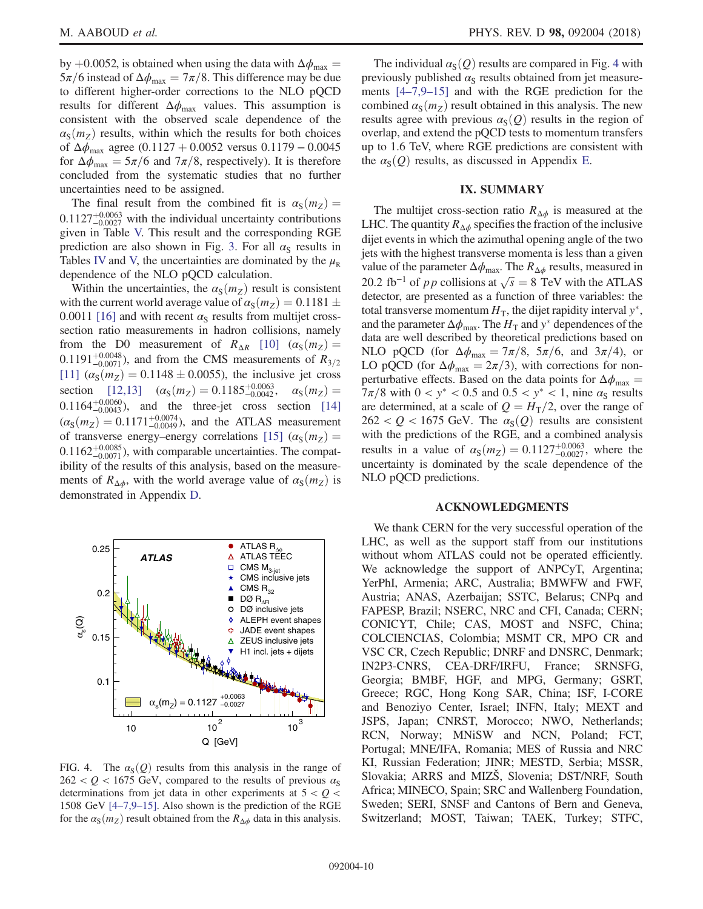by +0.0052, is obtained when using the data with $\Delta\phi_{\max} = 5\pi/6$ instead of $\Delta\phi_{\max} = 7\pi/8$. This difference may be due to different higher-order corrections to the NLO pQCD results for different $\Delta\phi_{\max}$ values. This assumption is consistent with the observed scale dependence of the $\alpha_S(m_Z)$ results, within which the results for both choices of $\Delta\phi_{\max}$ agree (0.1127 + 0.0052 versus 0.1179 − 0.0045 for $\Delta\phi_{\max} = 5\pi/6$ and $7\pi/8$, respectively). It is therefore concluded from the systematic studies that no further uncertainties need to be assigned.

The final result from the combined fit is $\alpha_S(m_Z) = 0.1127^{+0.0063}_{-0.0027}$ with the individual uncertainty contributions given in Table V. This result and the corresponding RGE prediction are also shown in Fig. 3. For all $\alpha_S$ results in Tables IV and V, the uncertainties are dominated by the $\mu_R$ dependence of the NLO pQCD calculation.

Within the uncertainties, the $\alpha_S(m_Z)$ result is consistent with the current world average value of $\alpha_S(m_Z) = 0.1181 \pm 0.0011$ [16] and with recent $\alpha_S$ results from multijet cross-section ratio measurements in hadron collisions, namely from the D0 measurement of $R_{\Delta R}$ [10] ($\alpha_S(m_Z) = 0.1191^{+0.0048}_{-0.0071}$), and from the CMS measurements of $R_{3/2}$ [11] ($\alpha_S(m_Z) = 0.1148 \pm 0.0055$), the inclusive jet cross section [12,13] ($\alpha_S(m_Z) = 0.1185^{+0.0063}_{-0.0042}$, $\alpha_S(m_Z) = 0.1164^{+0.0060}_{-0.0043}$), and the three-jet cross section [14] ($\alpha_S(m_Z) = 0.1171^{+0.0074}_{-0.0049}$), and the ATLAS measurement of transverse energy–energy correlations [15] ($\alpha_S(m_Z) = 0.1162^{+0.0085}_{-0.0071}$), with comparable uncertainties. The compatibility of the results of this analysis, based on the measurements of $R_{\Delta\phi}$, with the world average value of $\alpha_S(m_Z)$ is demonstrated in Appendix D.

FIG. 4. The $\alpha_S(Q)$ results from this analysis in the range of $262 < Q < 1675$ GeV, compared to the results of previous $\alpha_S$ determinations from jet data in other experiments at $5 < Q < 1508$ GeV [4–7,9–15]. Also shown is the prediction of the RGE for the $\alpha_S(m_Z)$ result obtained from the $R_{\Delta\phi}$ data in this analysis.

The individual $\alpha_S(Q)$ results are compared in Fig. 4 with previously published $\alpha_S$ results obtained from jet measurements [4–7,9–15] and with the RGE prediction for the combined $\alpha_S(m_Z)$ result obtained in this analysis. The new results agree with previous $\alpha_S(Q)$ results in the region of overlap, and extend the pQCD tests to momentum transfers up to 1.6 TeV, where RGE predictions are consistent with the $\alpha_S(Q)$ results, as discussed in Appendix E.

## IX. SUMMARY

The multijet cross-section ratio $R_{\Delta\phi}$ is measured at the LHC. The quantity $R_{\Delta\phi}$ specifies the fraction of the inclusive dijet events in which the azimuthal opening angle of the two jets with the highest transverse momenta is less than a given value of the parameter $\Delta\phi_{\max}$. The $R_{\Delta\phi}$ results, measured in 20.2 fb$^{-1}$ of $pp$ collisions at $\sqrt{s} = 8$ TeV with the ATLAS detector, are presented as a function of three variables: the total transverse momentum $H_T$, the dijet rapidity interval $y^*$, and the parameter $\Delta\phi_{\max}$. The $H_T$ and $y^*$ dependences of the data are well described by theoretical predictions based on NLO pQCD (for $\Delta\phi_{\max} = 7\pi/8$, $5\pi/6$, and $3\pi/4$), or LO pQCD (for $\Delta\phi_{\max} = 2\pi/3$), with corrections for non-perturbative effects. Based on the data points for $\Delta\phi_{\max} = 7\pi/8$ with $0 < y^* < 0.5$ and $0.5 < y^* < 1$, nine $\alpha_S$ results are determined, at a scale of $Q = H_T/2$, over the range of $262 < Q < 1675$ GeV. The $\alpha_S(Q)$ results are consistent with the predictions of the RGE, and a combined analysis results in a value of $\alpha_S(m_Z) = 0.1127^{+0.0063}_{-0.0027}$, where the uncertainty is dominated by the scale dependence of the NLO pQCD predictions.

## ACKNOWLEDGMENTS

We thank CERN for the very successful operation of the LHC, as well as the support staff from our institutions without whom ATLAS could not be operated efficiently. We acknowledge the support of ANPCyT, Argentina; YerPhI, Armenia; ARC, Australia; BMWFW and FWF, Austria; ANAS, Azerbaijan; SSTC, Belarus; CNPq and FAPESP, Brazil; NSERC, NRC and CFI, Canada; CERN; CONICYT, Chile; CAS, MOST and NSFC, China; COLCIENCIAS, Colombia; MSMT CR, MPO CR and VSC CR, Czech Republic; DNRF and DNSRC, Denmark; IN2P3-CNRS, CEA-DRF/IRFU, France; SRNSFG, Georgia; BMBF, HGF, and MPG, Germany; GSRT, Greece; RGC, Hong Kong SAR, China; ISF, I-CORE and Benoziyo Center, Israel; INFN, Italy; MEXT and JSPS, Japan; CNRST, Morocco; NWO, Netherlands; RCN, Norway; MNiSW and NCN, Poland; FCT, Portugal; MNE/IFA, Romania; MES of Russia and NRC KI, Russian Federation; JINR; MESTD, Serbia; MSSR, Slovakia; ARRS and MIZŠ, Slovenia; DST/NRF, South Africa; MINECO, Spain; SRC and Wallenberg Foundation, Sweden; SERI, SNSF and Cantons of Bern and Geneva, Switzerland; MOST, Taiwan; TAEK, Turkey; STFC,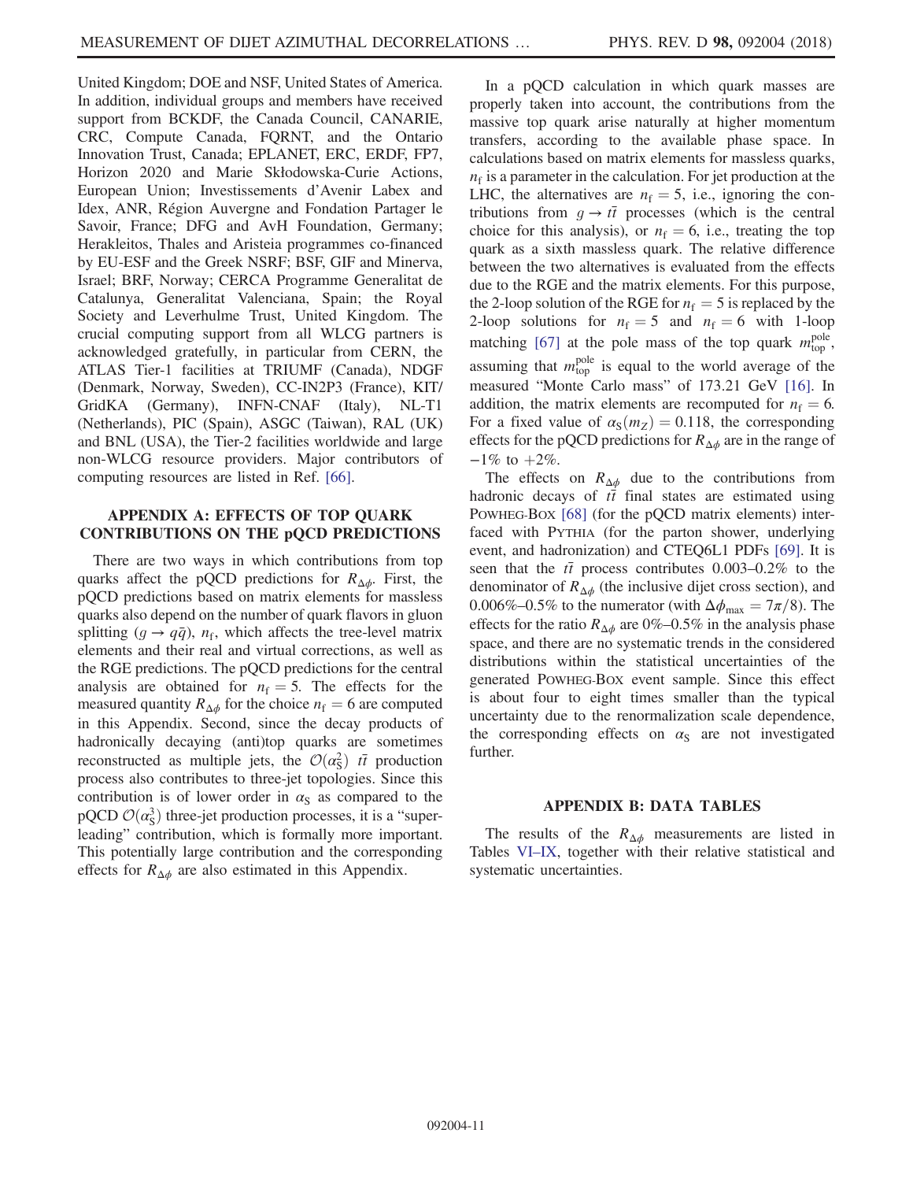United Kingdom; DOE and NSF, United States of America. In addition, individual groups and members have received support from BCKDF, the Canada Council, CANARIE, CRC, Compute Canada, FQRNT, and the Ontario Innovation Trust, Canada; EPLANET, ERC, ERDF, FP7, Horizon 2020 and Marie Skłodowska-Curie Actions, European Union; Investissements d'Avenir Labex and Idex, ANR, Région Auvergne and Fondation Partager le Savoir, France; DFG and AvH Foundation, Germany; Herakleitos, Thales and Aristeia programmes co-financed by EU-ESF and the Greek NSRF; BSF, GIF and Minerva, Israel; BRF, Norway; CERCA Programme Generalitat de Catalunya, Generalitat Valenciana, Spain; the Royal Society and Leverhulme Trust, United Kingdom. The crucial computing support from all WLCG partners is acknowledged gratefully, in particular from CERN, the ATLAS Tier-1 facilities at TRIUMF (Canada), NDGF (Denmark, Norway, Sweden), CC-IN2P3 (France), KIT/GridKA (Germany), INFN-CNAF (Italy), NL-T1 (Netherlands), PIC (Spain), ASGC (Taiwan), RAL (UK) and BNL (USA), the Tier-2 facilities worldwide and large non-WLCG resource providers. Major contributors of computing resources are listed in Ref. [66].

## APPENDIX A: EFFECTS OF TOP QUARK CONTRIBUTIONS ON THE pQCD PREDICTIONS

There are two ways in which contributions from top quarks affect the pQCD predictions for $R_{\Delta\phi}$. First, the pQCD predictions based on matrix elements for massless quarks also depend on the number of quark flavors in gluon splitting ($g \to q\bar{q}$), $n_{\mathrm{f}}$, which affects the tree-level matrix elements and their real and virtual corrections, as well as the RGE predictions. The pQCD predictions for the central analysis are obtained for $n_{\mathrm{f}} = 5$. The effects for the measured quantity $R_{\Delta\phi}$ for the choice $n_{\mathrm{f}} = 6$ are computed in this Appendix. Second, since the decay products of hadronically decaying (anti)top quarks are sometimes reconstructed as multiple jets, the $\mathcal{O}(\alpha_{\mathrm{S}}^2)$ $t\bar{t}$ production process also contributes to three-jet topologies. Since this contribution is of lower order in $\alpha_{\mathrm{S}}$ as compared to the pQCD $\mathcal{O}(\alpha_{\mathrm{S}}^3)$ three-jet production processes, it is a "super-leading" contribution, which is formally more important. This potentially large contribution and the corresponding effects for $R_{\Delta\phi}$ are also estimated in this Appendix.

In a pQCD calculation in which quark masses are properly taken into account, the contributions from the massive top quark arise naturally at higher momentum transfers, according to the available phase space. In calculations based on matrix elements for massless quarks, $n_{\mathrm{f}}$ is a parameter in the calculation. For jet production at the LHC, the alternatives are $n_{\mathrm{f}} = 5$, i.e., ignoring the contributions from $g \to t\bar{t}$ processes (which is the central choice for this analysis), or $n_{\mathrm{f}} = 6$, i.e., treating the top quark as a sixth massless quark. The relative difference between the two alternatives is evaluated from the effects due to the RGE and the matrix elements. For this purpose, the 2-loop solution of the RGE for $n_{\mathrm{f}} = 5$ is replaced by the 2-loop solutions for $n_{\mathrm{f}} = 5$ and $n_{\mathrm{f}} = 6$ with 1-loop matching [67] at the pole mass of the top quark $m_{\mathrm{top}}^{\mathrm{pole}}$, assuming that $m_{\mathrm{top}}^{\mathrm{pole}}$ is equal to the world average of the measured "Monte Carlo mass" of 173.21 GeV [16]. In addition, the matrix elements are recomputed for $n_{\mathrm{f}} = 6$. For a fixed value of $\alpha_{\mathrm{S}}(m_Z) = 0.118$, the corresponding effects for the pQCD predictions for $R_{\Delta\phi}$ are in the range of $-1\%$ to $+2\%$.

The effects on $R_{\Delta\phi}$ due to the contributions from hadronic decays of $t\bar{t}$ final states are estimated using POWHEG-BOX [68] (for the pQCD matrix elements) interfaced with PYTHIA (for the parton shower, underlying event, and hadronization) and CTEQ6L1 PDFs [69]. It is seen that the $t\bar{t}$ process contributes 0.003–0.2% to the denominator of $R_{\Delta\phi}$ (the inclusive dijet cross section), and 0.006%–0.5% to the numerator (with $\Delta\phi_{\mathrm{max}} = 7\pi/8$). The effects for the ratio $R_{\Delta\phi}$ are 0%–0.5% in the analysis phase space, and there are no systematic trends in the considered distributions within the statistical uncertainties of the generated POWHEG-BOX event sample. Since this effect is about four to eight times smaller than the typical uncertainty due to the renormalization scale dependence, the corresponding effects on $\alpha_{\mathrm{S}}$ are not investigated further.

## APPENDIX B: DATA TABLES

The results of the $R_{\Delta\phi}$ measurements are listed in Tables VI–IX, together with their relative statistical and systematic uncertainties.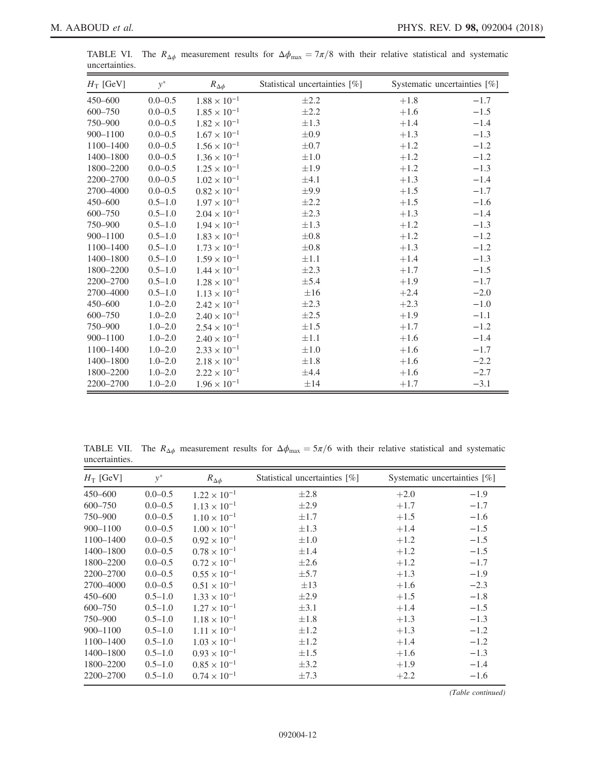TABLE VI. The $R_{\Delta\phi}$ measurement results for $\Delta\phi_{\max} = 7\pi/8$ with their relative statistical and systematic uncertainties.

| $H_T$ [GeV] | $y^*$ | $R_{\Delta\phi}$ | Statistical uncertainties [%] | Systematic uncertainties [%] | |
|---|---|---|---|---|---|
| 450–600 | 0.0–0.5 | $1.88 \times 10^{-1}$ | ±2.2 | +1.8 | −1.7 |
| 600–750 | 0.0–0.5 | $1.85 \times 10^{-1}$ | ±2.2 | +1.6 | −1.5 |
| 750–900 | 0.0–0.5 | $1.82 \times 10^{-1}$ | ±1.3 | +1.4 | −1.4 |
| 900–1100 | 0.0–0.5 | $1.67 \times 10^{-1}$ | ±0.9 | +1.3 | −1.3 |
| 1100–1400 | 0.0–0.5 | $1.56 \times 10^{-1}$ | ±0.7 | +1.2 | −1.2 |
| 1400–1800 | 0.0–0.5 | $1.36 \times 10^{-1}$ | ±1.0 | +1.2 | −1.2 |
| 1800–2200 | 0.0–0.5 | $1.25 \times 10^{-1}$ | ±1.9 | +1.2 | −1.3 |
| 2200–2700 | 0.0–0.5 | $1.02 \times 10^{-1}$ | ±4.1 | +1.3 | −1.4 |
| 2700–4000 | 0.0–0.5 | $0.82 \times 10^{-1}$ | ±9.9 | +1.5 | −1.7 |
| 450–600 | 0.5–1.0 | $1.97 \times 10^{-1}$ | ±2.2 | +1.5 | −1.6 |
| 600–750 | 0.5–1.0 | $2.04 \times 10^{-1}$ | ±2.3 | +1.3 | −1.4 |
| 750–900 | 0.5–1.0 | $1.94 \times 10^{-1}$ | ±1.3 | +1.2 | −1.3 |
| 900–1100 | 0.5–1.0 | $1.83 \times 10^{-1}$ | ±0.8 | +1.2 | −1.2 |
| 1100–1400 | 0.5–1.0 | $1.73 \times 10^{-1}$ | ±0.8 | +1.3 | −1.2 |
| 1400–1800 | 0.5–1.0 | $1.59 \times 10^{-1}$ | ±1.1 | +1.4 | −1.3 |
| 1800–2200 | 0.5–1.0 | $1.44 \times 10^{-1}$ | ±2.3 | +1.7 | −1.5 |
| 2200–2700 | 0.5–1.0 | $1.28 \times 10^{-1}$ | ±5.4 | +1.9 | −1.7 |
| 2700–4000 | 0.5–1.0 | $1.13 \times 10^{-1}$ | ±16 | +2.4 | −2.0 |
| 450–600 | 1.0–2.0 | $2.42 \times 10^{-1}$ | ±2.3 | +2.3 | −1.0 |
| 600–750 | 1.0–2.0 | $2.40 \times 10^{-1}$ | ±2.5 | +1.9 | −1.1 |
| 750–900 | 1.0–2.0 | $2.54 \times 10^{-1}$ | ±1.5 | +1.7 | −1.2 |
| 900–1100 | 1.0–2.0 | $2.40 \times 10^{-1}$ | ±1.1 | +1.6 | −1.4 |
| 1100–1400 | 1.0–2.0 | $2.33 \times 10^{-1}$ | ±1.0 | +1.6 | −1.7 |
| 1400–1800 | 1.0–2.0 | $2.18 \times 10^{-1}$ | ±1.8 | +1.6 | −2.2 |
| 1800–2200 | 1.0–2.0 | $2.22 \times 10^{-1}$ | ±4.4 | +1.6 | −2.7 |
| 2200–2700 | 1.0–2.0 | $1.96 \times 10^{-1}$ | ±14 | +1.7 | −3.1 |

TABLE VII. The $R_{\Delta\phi}$ measurement results for $\Delta\phi_{\max} = 5\pi/6$ with their relative statistical and systematic uncertainties.

| $H_T$ [GeV] | $y^*$ | $R_{\Delta\phi}$ | Statistical uncertainties [%] | Systematic uncertainties [%] | |
|---|---|---|---|---|---|
| 450–600 | 0.0–0.5 | $1.22 \times 10^{-1}$ | ±2.8 | +2.0 | −1.9 |
| 600–750 | 0.0–0.5 | $1.13 \times 10^{-1}$ | ±2.9 | +1.7 | −1.7 |
| 750–900 | 0.0–0.5 | $1.10 \times 10^{-1}$ | ±1.7 | +1.5 | −1.6 |
| 900–1100 | 0.0–0.5 | $1.00 \times 10^{-1}$ | ±1.3 | +1.4 | −1.5 |
| 1100–1400 | 0.0–0.5 | $0.92 \times 10^{-1}$ | ±1.0 | +1.2 | −1.5 |
| 1400–1800 | 0.0–0.5 | $0.78 \times 10^{-1}$ | ±1.4 | +1.2 | −1.5 |
| 1800–2200 | 0.0–0.5 | $0.72 \times 10^{-1}$ | ±2.6 | +1.2 | −1.7 |
| 2200–2700 | 0.0–0.5 | $0.55 \times 10^{-1}$ | ±5.7 | +1.3 | −1.9 |
| 2700–4000 | 0.0–0.5 | $0.51 \times 10^{-1}$ | ±13 | +1.6 | −2.3 |
| 450–600 | 0.5–1.0 | $1.33 \times 10^{-1}$ | ±2.9 | +1.5 | −1.8 |
| 600–750 | 0.5–1.0 | $1.27 \times 10^{-1}$ | ±3.1 | +1.4 | −1.5 |
| 750–900 | 0.5–1.0 | $1.18 \times 10^{-1}$ | ±1.8 | +1.3 | −1.3 |
| 900–1100 | 0.5–1.0 | $1.11 \times 10^{-1}$ | ±1.2 | +1.3 | −1.2 |
| 1100–1400 | 0.5–1.0 | $1.03 \times 10^{-1}$ | ±1.2 | +1.4 | −1.2 |
| 1400–1800 | 0.5–1.0 | $0.93 \times 10^{-1}$ | ±1.5 | +1.6 | −1.3 |
| 1800–2200 | 0.5–1.0 | $0.85 \times 10^{-1}$ | ±3.2 | +1.9 | −1.4 |
| 2200–2700 | 0.5–1.0 | $0.74 \times 10^{-1}$ | ±7.3 | +2.2 | −1.6 |

*(Table continued)*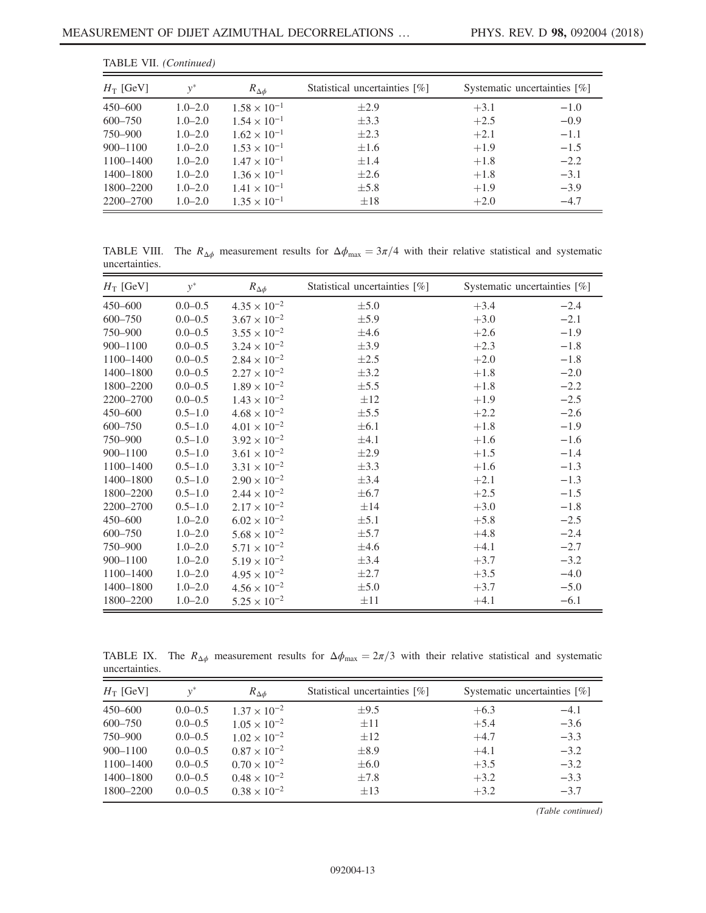TABLE VII. *(Continued)*

| $H_T$ [GeV] | $y^*$ | $R_{\Delta\phi}$ | Statistical uncertainties [%] | Systematic uncertainties [%] | |
|---|---|---|---|---|---|
| 450–600 | 1.0–2.0 | $1.58 \times 10^{-1}$ | ±2.9 | +3.1 | −1.0 |
| 600–750 | 1.0–2.0 | $1.54 \times 10^{-1}$ | ±3.3 | +2.5 | −0.9 |
| 750–900 | 1.0–2.0 | $1.62 \times 10^{-1}$ | ±2.3 | +2.1 | −1.1 |
| 900–1100 | 1.0–2.0 | $1.53 \times 10^{-1}$ | ±1.6 | +1.9 | −1.5 |
| 1100–1400 | 1.0–2.0 | $1.47 \times 10^{-1}$ | ±1.4 | +1.8 | −2.2 |
| 1400–1800 | 1.0–2.0 | $1.36 \times 10^{-1}$ | ±2.6 | +1.8 | −3.1 |
| 1800–2200 | 1.0–2.0 | $1.41 \times 10^{-1}$ | ±5.8 | +1.9 | −3.9 |
| 2200–2700 | 1.0–2.0 | $1.35 \times 10^{-1}$ | ±18 | +2.0 | −4.7 |

TABLE VIII. The $R_{\Delta\phi}$ measurement results for $\Delta\phi_{\max} = 3\pi/4$ with their relative statistical and systematic uncertainties.

| $H_T$ [GeV] | $y^*$ | $R_{\Delta\phi}$ | Statistical uncertainties [%] | Systematic uncertainties [%] | |
|---|---|---|---|---|---|
| 450–600 | 0.0–0.5 | $4.35 \times 10^{-2}$ | ±5.0 | +3.4 | −2.4 |
| 600–750 | 0.0–0.5 | $3.67 \times 10^{-2}$ | ±5.9 | +3.0 | −2.1 |
| 750–900 | 0.0–0.5 | $3.55 \times 10^{-2}$ | ±4.6 | +2.6 | −1.9 |
| 900–1100 | 0.0–0.5 | $3.24 \times 10^{-2}$ | ±3.9 | +2.3 | −1.8 |
| 1100–1400 | 0.0–0.5 | $2.84 \times 10^{-2}$ | ±2.5 | +2.0 | −1.8 |
| 1400–1800 | 0.0–0.5 | $2.27 \times 10^{-2}$ | ±3.2 | +1.8 | −2.0 |
| 1800–2200 | 0.0–0.5 | $1.89 \times 10^{-2}$ | ±5.5 | +1.8 | −2.2 |
| 2200–2700 | 0.0–0.5 | $1.43 \times 10^{-2}$ | ±12 | +1.9 | −2.5 |
| 450–600 | 0.5–1.0 | $4.68 \times 10^{-2}$ | ±5.5 | +2.2 | −2.6 |
| 600–750 | 0.5–1.0 | $4.01 \times 10^{-2}$ | ±6.1 | +1.8 | −1.9 |
| 750–900 | 0.5–1.0 | $3.92 \times 10^{-2}$ | ±4.1 | +1.6 | −1.6 |
| 900–1100 | 0.5–1.0 | $3.61 \times 10^{-2}$ | ±2.9 | +1.5 | −1.4 |
| 1100–1400 | 0.5–1.0 | $3.31 \times 10^{-2}$ | ±3.3 | +1.6 | −1.3 |
| 1400–1800 | 0.5–1.0 | $2.90 \times 10^{-2}$ | ±3.4 | +2.1 | −1.3 |
| 1800–2200 | 0.5–1.0 | $2.44 \times 10^{-2}$ | ±6.7 | +2.5 | −1.5 |
| 2200–2700 | 0.5–1.0 | $2.17 \times 10^{-2}$ | ±14 | +3.0 | −1.8 |
| 450–600 | 1.0–2.0 | $6.02 \times 10^{-2}$ | ±5.1 | +5.8 | −2.5 |
| 600–750 | 1.0–2.0 | $5.68 \times 10^{-2}$ | ±5.7 | +4.8 | −2.4 |
| 750–900 | 1.0–2.0 | $5.71 \times 10^{-2}$ | ±4.6 | +4.1 | −2.7 |
| 900–1100 | 1.0–2.0 | $5.19 \times 10^{-2}$ | ±3.4 | +3.7 | −3.2 |
| 1100–1400 | 1.0–2.0 | $4.95 \times 10^{-2}$ | ±2.7 | +3.5 | −4.0 |
| 1400–1800 | 1.0–2.0 | $4.56 \times 10^{-2}$ | ±5.0 | +3.7 | −5.0 |
| 1800–2200 | 1.0–2.0 | $5.25 \times 10^{-2}$ | ±11 | +4.1 | −6.1 |

TABLE IX. The $R_{\Delta\phi}$ measurement results for $\Delta\phi_{\max} = 2\pi/3$ with their relative statistical and systematic uncertainties.

| $H_T$ [GeV] | $y^*$ | $R_{\Delta\phi}$ | Statistical uncertainties [%] | Systematic uncertainties [%] | |
|---|---|---|---|---|---|
| 450–600 | 0.0–0.5 | $1.37 \times 10^{-2}$ | ±9.5 | +6.3 | −4.1 |
| 600–750 | 0.0–0.5 | $1.05 \times 10^{-2}$ | ±11 | +5.4 | −3.6 |
| 750–900 | 0.0–0.5 | $1.02 \times 10^{-2}$ | ±12 | +4.7 | −3.3 |
| 900–1100 | 0.0–0.5 | $0.87 \times 10^{-2}$ | ±8.9 | +4.1 | −3.2 |
| 1100–1400 | 0.0–0.5 | $0.70 \times 10^{-2}$ | ±6.0 | +3.5 | −3.2 |
| 1400–1800 | 0.0–0.5 | $0.48 \times 10^{-2}$ | ±7.8 | +3.2 | −3.3 |
| 1800–2200 | 0.0–0.5 | $0.38 \times 10^{-2}$ | ±13 | +3.2 | −3.7 |

*(Table continued)*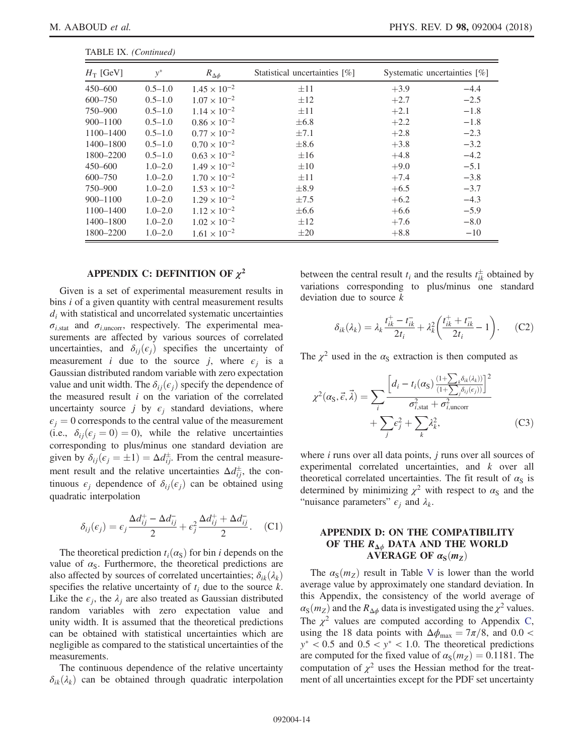TABLE IX. *(Continued)*

| $H_T$ [GeV] | $y^*$ | $R_{\Delta\phi}$ | Statistical uncertainties [%] | Systematic uncertainties [%] | |
|---|---|---|---|---|---|
| 450–600 | 0.5–1.0 | $1.45 \times 10^{-2}$ | $\pm 11$ | $+3.9$ | $-4.4$ |
| 600–750 | 0.5–1.0 | $1.07 \times 10^{-2}$ | $\pm 12$ | $+2.7$ | $-2.5$ |
| 750–900 | 0.5–1.0 | $1.14 \times 10^{-2}$ | $\pm 11$ | $+2.1$ | $-1.8$ |
| 900–1100 | 0.5–1.0 | $0.86 \times 10^{-2}$ | $\pm 6.8$ | $+2.2$ | $-1.8$ |
| 1100–1400 | 0.5–1.0 | $0.77 \times 10^{-2}$ | $\pm 7.1$ | $+2.8$ | $-2.3$ |
| 1400–1800 | 0.5–1.0 | $0.70 \times 10^{-2}$ | $\pm 8.6$ | $+3.8$ | $-3.2$ |
| 1800–2200 | 0.5–1.0 | $0.63 \times 10^{-2}$ | $\pm 16$ | $+4.8$ | $-4.2$ |
| 450–600 | 1.0–2.0 | $1.49 \times 10^{-2}$ | $\pm 10$ | $+9.0$ | $-5.1$ |
| 600–750 | 1.0–2.0 | $1.70 \times 10^{-2}$ | $\pm 11$ | $+7.4$ | $-3.8$ |
| 750–900 | 1.0–2.0 | $1.53 \times 10^{-2}$ | $\pm 8.9$ | $+6.5$ | $-3.7$ |
| 900–1100 | 1.0–2.0 | $1.29 \times 10^{-2}$ | $\pm 7.5$ | $+6.2$ | $-4.3$ |
| 1100–1400 | 1.0–2.0 | $1.12 \times 10^{-2}$ | $\pm 6.6$ | $+6.6$ | $-5.9$ |
| 1400–1800 | 1.0–2.0 | $1.02 \times 10^{-2}$ | $\pm 12$ | $+7.6$ | $-8.0$ |
| 1800–2200 | 1.0–2.0 | $1.61 \times 10^{-2}$ | $\pm 20$ | $+8.8$ | $-10$ |

## APPENDIX C: DEFINITION OF $\chi^2$

Given is a set of experimental measurement results in bins $i$ of a given quantity with central measurement results $d_i$ with statistical and uncorrelated systematic uncertainties $\sigma_{i,\text{stat}}$ and $\sigma_{i,\text{uncorr}}$, respectively. The experimental measurements are affected by various sources of correlated uncertainties, and $\delta_{ij}(\epsilon_j)$ specifies the uncertainty of measurement $i$ due to the source $j$, where $\epsilon_j$ is a Gaussian distributed random variable with zero expectation value and unit width. The $\delta_{ij}(\epsilon_j)$ specify the dependence of the measured result $i$ on the variation of the correlated uncertainty source $j$ by $\epsilon_j$ standard deviations, where $\epsilon_j = 0$ corresponds to the central value of the measurement (i.e., $\delta_{ij}(\epsilon_j = 0) = 0$), while the relative uncertainties corresponding to plus/minus one standard deviation are given by $\delta_{ij}(\epsilon_j = \pm 1) = \Delta d_{ij}^{\pm}$. From the central measurement result and the relative uncertainties $\Delta d_{ij}^{\pm}$, the continuous $\epsilon_j$ dependence of $\delta_{ij}(\epsilon_j)$ can be obtained using quadratic interpolation

$$\delta_{ij}(\epsilon_j) = \epsilon_j \frac{\Delta d_{ij}^{+} - \Delta d_{ij}^{-}}{2} + \epsilon_j^2 \frac{\Delta d_{ij}^{+} + \Delta d_{ij}^{-}}{2}. \quad \text{(C1)}$$

The theoretical prediction $t_i(\alpha_S)$ for bin $i$ depends on the value of $\alpha_S$. Furthermore, the theoretical predictions are also affected by sources of correlated uncertainties; $\delta_{ik}(\lambda_k)$ specifies the relative uncertainty of $t_i$ due to the source $k$. Like the $\epsilon_j$, the $\lambda_j$ are also treated as Gaussian distributed random variables with zero expectation value and unity width. It is assumed that the theoretical predictions can be obtained with statistical uncertainties which are negligible as compared to the statistical uncertainties of the measurements.

The continuous dependence of the relative uncertainty $\delta_{ik}(\lambda_k)$ can be obtained through quadratic interpolation between the central result $t_i$ and the results $t_{ik}^{\pm}$ obtained by variations corresponding to plus/minus one standard deviation due to source $k$

$$\delta_{ik}(\lambda_k) = \lambda_k \frac{t_{ik}^{+} - t_{ik}^{-}}{2t_i} + \lambda_k^2 \left( \frac{t_{ik}^{+} + t_{ik}^{-}}{2t_i} - 1 \right). \quad \text{(C2)}$$

The $\chi^2$ used in the $\alpha_S$ extraction is then computed as

$$\chi^2(\alpha_S, \vec{\epsilon}, \vec{\lambda}) = \sum_i \frac{\left[ d_i - t_i(\alpha_S) \frac{(1+\sum_k \delta_{ik}(\lambda_k))}{(1+\sum_j \delta_{ij}(\epsilon_j))} \right]^2}{\sigma_{i,\text{stat}}^2 + \sigma_{i,\text{uncorr}}^2} + \sum_j \epsilon_j^2 + \sum_k \lambda_k^2, \quad \text{(C3)}$$

where $i$ runs over all data points, $j$ runs over all sources of experimental correlated uncertainties, and $k$ over all theoretical correlated uncertainties. The fit result of $\alpha_S$ is determined by minimizing $\chi^2$ with respect to $\alpha_S$ and the "nuisance parameters" $\epsilon_j$ and $\lambda_k$.

## APPENDIX D: ON THE COMPATIBILITY OF THE $R_{\Delta\phi}$ DATA AND THE WORLD AVERAGE OF $\alpha_S(m_Z)$

The $\alpha_S(m_Z)$ result in Table V is lower than the world average value by approximately one standard deviation. In this Appendix, the consistency of the world average of $\alpha_S(m_Z)$ and the $R_{\Delta\phi}$ data is investigated using the $\chi^2$ values. The $\chi^2$ values are computed according to Appendix C, using the 18 data points with $\Delta\phi_{\max} = 7\pi/8$, and $0.0 < y^* < 0.5$ and $0.5 < y^* < 1.0$. The theoretical predictions are computed for the fixed value of $\alpha_S(m_Z) = 0.1181$. The computation of $\chi^2$ uses the Hessian method for the treatment of all uncertainties except for the PDF set uncertainty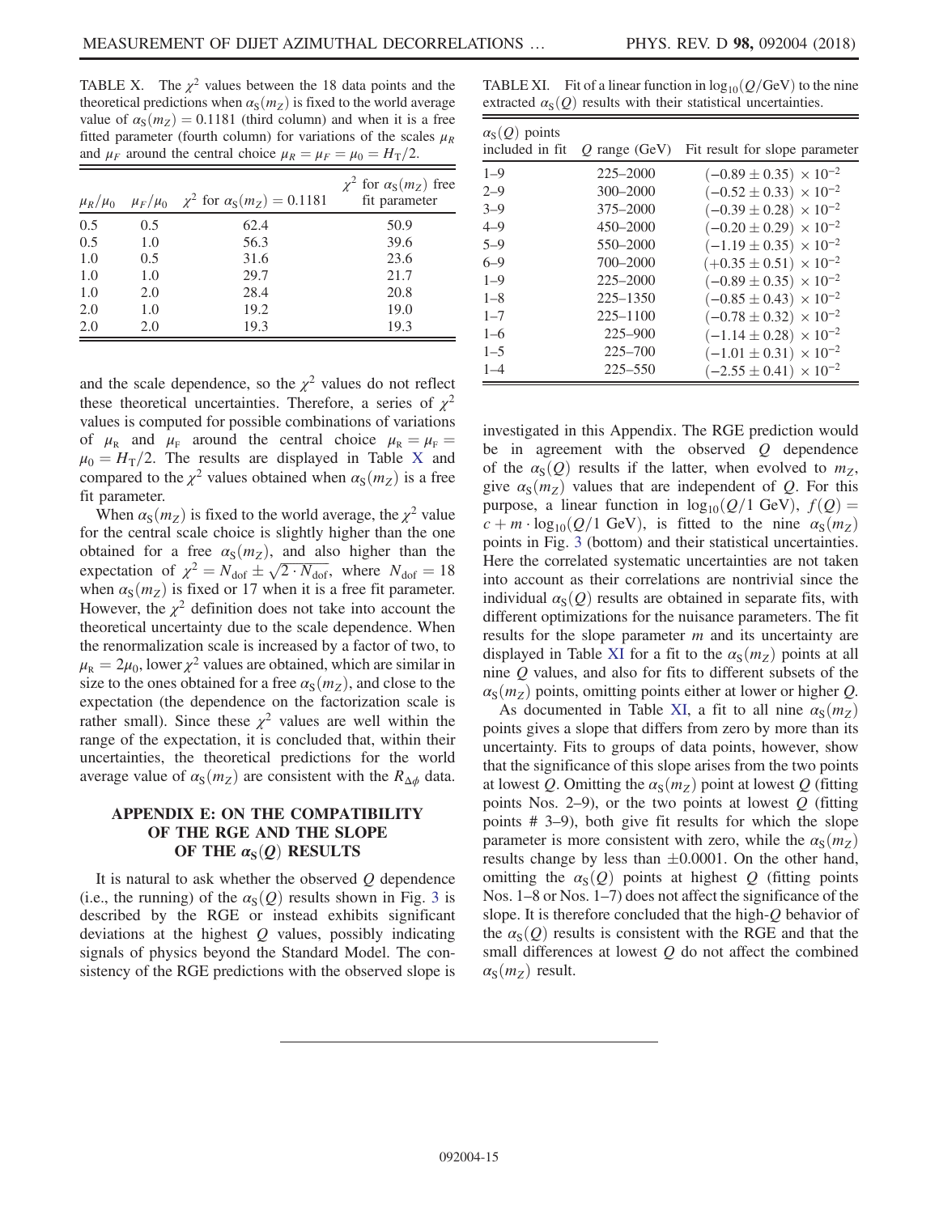TABLE X. The $\chi^2$ values between the 18 data points and the theoretical predictions when $\alpha_S(m_Z)$ is fixed to the world average value of $\alpha_S(m_Z) = 0.1181$ (third column) and when it is a free fitted parameter (fourth column) for variations of the scales $\mu_R$ and $\mu_F$ around the central choice $\mu_R = \mu_F = \mu_0 = H_T/2$.

| $\mu_R/\mu_0$ | $\mu_F/\mu_0$ | $\chi^2$ for $\alpha_S(m_Z) = 0.1181$ | $\chi^2$ for $\alpha_S(m_Z)$ free fit parameter |
|---|---|---|---|
| 0.5 | 0.5 | 62.4 | 50.9 |
| 0.5 | 1.0 | 56.3 | 39.6 |
| 1.0 | 0.5 | 31.6 | 23.6 |
| 1.0 | 1.0 | 29.7 | 21.7 |
| 1.0 | 2.0 | 28.4 | 20.8 |
| 2.0 | 1.0 | 19.2 | 19.0 |
| 2.0 | 2.0 | 19.3 | 19.3 |

and the scale dependence, so the $\chi^2$ values do not reflect these theoretical uncertainties. Therefore, a series of $\chi^2$ values is computed for possible combinations of variations of $\mu_R$ and $\mu_F$ around the central choice $\mu_R = \mu_F = \mu_0 = H_T/2$. The results are displayed in Table X and compared to the $\chi^2$ values obtained when $\alpha_S(m_Z)$ is a free fit parameter.

When $\alpha_S(m_Z)$ is fixed to the world average, the $\chi^2$ value for the central scale choice is slightly higher than the one obtained for a free $\alpha_S(m_Z)$, and also higher than the expectation of $\chi^2 = N_{\rm dof} \pm \sqrt{2 \cdot N_{\rm dof}}$, where $N_{\rm dof} = 18$ when $\alpha_S(m_Z)$ is fixed or 17 when it is a free fit parameter. However, the $\chi^2$ definition does not take into account the theoretical uncertainty due to the scale dependence. When the renormalization scale is increased by a factor of two, to $\mu_R = 2\mu_0$, lower $\chi^2$ values are obtained, which are similar in size to the ones obtained for a free $\alpha_S(m_Z)$, and close to the expectation (the dependence on the factorization scale is rather small). Since these $\chi^2$ values are well within the range of the expectation, it is concluded that, within their uncertainties, the theoretical predictions for the world average value of $\alpha_S(m_Z)$ are consistent with the $R_{\Delta\phi}$ data.

## APPENDIX E: ON THE COMPATIBILITY OF THE RGE AND THE SLOPE OF THE $\alpha_S(Q)$ RESULTS

It is natural to ask whether the observed $Q$ dependence (i.e., the running) of the $\alpha_S(Q)$ results shown in Fig. 3 is described by the RGE or instead exhibits significant deviations at the highest $Q$ values, possibly indicating signals of physics beyond the Standard Model. The consistency of the RGE predictions with the observed slope is investigated in this Appendix. The RGE prediction would be in agreement with the observed $Q$ dependence of the $\alpha_S(Q)$ results if the latter, when evolved to $m_Z$, give $\alpha_S(m_Z)$ values that are independent of $Q$. For this purpose, a linear function in $\log_{10}(Q/1~\text{GeV})$, $f(Q) = c + m \cdot \log_{10}(Q/1~\text{GeV})$, is fitted to the nine $\alpha_S(m_Z)$ points in Fig. 3 (bottom) and their statistical uncertainties. Here the correlated systematic uncertainties are not taken into account as their correlations are nontrivial since the individual $\alpha_S(Q)$ results are obtained in separate fits, with different optimizations for the nuisance parameters. The fit results for the slope parameter $m$ and its uncertainty are displayed in Table XI for a fit to the $\alpha_S(m_Z)$ points at all nine $Q$ values, and also for fits to different subsets of the $\alpha_S(m_Z)$ points, omitting points either at lower or higher $Q$.

TABLE XI. Fit of a linear function in $\log_{10}(Q/\text{GeV})$ to the nine extracted $\alpha_S(Q)$ results with their statistical uncertainties.

| $\alpha_S(Q)$ points included in fit | $Q$ range (GeV) | Fit result for slope parameter |
|---|---|---|
| 1–9 | 225–2000 | $(-0.89 \pm 0.35) \times 10^{-2}$ |
| 2–9 | 300–2000 | $(-0.52 \pm 0.33) \times 10^{-2}$ |
| 3–9 | 375–2000 | $(-0.39 \pm 0.28) \times 10^{-2}$ |
| 4–9 | 450–2000 | $(-0.20 \pm 0.29) \times 10^{-2}$ |
| 5–9 | 550–2000 | $(-1.19 \pm 0.35) \times 10^{-2}$ |
| 6–9 | 700–2000 | $(+0.35 \pm 0.51) \times 10^{-2}$ |
| 1–9 | 225–2000 | $(-0.89 \pm 0.35) \times 10^{-2}$ |
| 1–8 | 225–1350 | $(-0.85 \pm 0.43) \times 10^{-2}$ |
| 1–7 | 225–1100 | $(-0.78 \pm 0.32) \times 10^{-2}$ |
| 1–6 | 225–900 | $(-1.14 \pm 0.28) \times 10^{-2}$ |
| 1–5 | 225–700 | $(-1.01 \pm 0.31) \times 10^{-2}$ |
| 1–4 | 225–550 | $(-2.55 \pm 0.41) \times 10^{-2}$ |

As documented in Table XI, a fit to all nine $\alpha_S(m_Z)$ points gives a slope that differs from zero by more than its uncertainty. Fits to groups of data points, however, show that the significance of this slope arises from the two points at lowest $Q$. Omitting the $\alpha_S(m_Z)$ point at lowest $Q$ (fitting points Nos. 2–9), or the two points at lowest $Q$ (fitting points # 3–9), both give fit results for which the slope parameter is more consistent with zero, while the $\alpha_S(m_Z)$ results change by less than $\pm 0.0001$. On the other hand, omitting the $\alpha_S(Q)$ points at highest $Q$ (fitting points Nos. 1–8 or Nos. 1–7) does not affect the significance of the slope. It is therefore concluded that the high-$Q$ behavior of the $\alpha_S(Q)$ results is consistent with the RGE and that the small differences at lowest $Q$ do not affect the combined $\alpha_S(m_Z)$ result.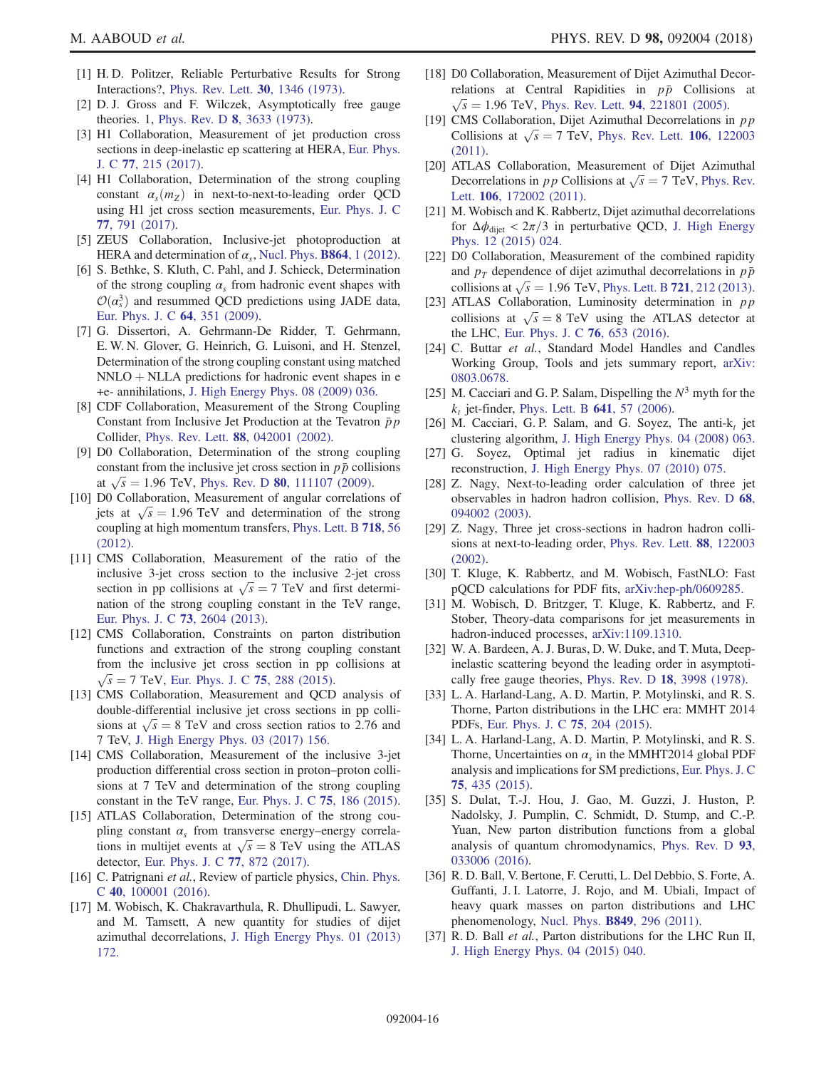[1] H. D. Politzer, Reliable Perturbative Results for Strong Interactions?, Phys. Rev. Lett. **30**, 1346 (1973).

[2] D. J. Gross and F. Wilczek, Asymptotically free gauge theories. 1, Phys. Rev. D **8**, 3633 (1973).

[3] H1 Collaboration, Measurement of jet production cross sections in deep-inelastic ep scattering at HERA, Eur. Phys. J. C **77**, 215 (2017).

[4] H1 Collaboration, Determination of the strong coupling constant $\alpha_s(m_Z)$ in next-to-next-to-leading order QCD using H1 jet cross section measurements, Eur. Phys. J. C **77**, 791 (2017).

[5] ZEUS Collaboration, Inclusive-jet photoproduction at HERA and determination of $\alpha_s$, Nucl. Phys. **B864**, 1 (2012).

[6] S. Bethke, S. Kluth, C. Pahl, and J. Schieck, Determination of the strong coupling $\alpha_s$ from hadronic event shapes with $\mathcal{O}(\alpha_s^3)$ and resummed QCD predictions using JADE data, Eur. Phys. J. C **64**, 351 (2009).

[7] G. Dissertori, A. Gehrmann-De Ridder, T. Gehrmann, E. W. N. Glover, G. Heinrich, G. Luisoni, and H. Stenzel, Determination of the strong coupling constant using matched NNLO + NLLA predictions for hadronic event shapes in e +e- annihilations, J. High Energy Phys. 08 (2009) 036.

[8] CDF Collaboration, Measurement of the Strong Coupling Constant from Inclusive Jet Production at the Tevatron $\bar{p}p$ Collider, Phys. Rev. Lett. **88**, 042001 (2002).

[9] D0 Collaboration, Determination of the strong coupling constant from the inclusive jet cross section in $p\bar{p}$ collisions at $\sqrt{s} = 1.96$ TeV, Phys. Rev. D **80**, 111107 (2009).

[10] D0 Collaboration, Measurement of angular correlations of jets at $\sqrt{s} = 1.96$ TeV and determination of the strong coupling at high momentum transfers, Phys. Lett. B **718**, 56 (2012).

[11] CMS Collaboration, Measurement of the ratio of the inclusive 3-jet cross section to the inclusive 2-jet cross section in pp collisions at $\sqrt{s} = 7$ TeV and first determination of the strong coupling constant in the TeV range, Eur. Phys. J. C **73**, 2604 (2013).

[12] CMS Collaboration, Constraints on parton distribution functions and extraction of the strong coupling constant from the inclusive jet cross section in pp collisions at $\sqrt{s} = 7$ TeV, Eur. Phys. J. C **75**, 288 (2015).

[13] CMS Collaboration, Measurement and QCD analysis of double-differential inclusive jet cross sections in pp collisions at $\sqrt{s} = 8$ TeV and cross section ratios to 2.76 and 7 TeV, J. High Energy Phys. 03 (2017) 156.

[14] CMS Collaboration, Measurement of the inclusive 3-jet production differential cross section in proton–proton collisions at 7 TeV and determination of the strong coupling constant in the TeV range, Eur. Phys. J. C **75**, 186 (2015).

[15] ATLAS Collaboration, Determination of the strong coupling constant $\alpha_s$ from transverse energy–energy correlations in multijet events at $\sqrt{s} = 8$ TeV using the ATLAS detector, Eur. Phys. J. C **77**, 872 (2017).

[16] C. Patrignani *et al.*, Review of particle physics, Chin. Phys. C **40**, 100001 (2016).

[17] M. Wobisch, K. Chakravarthula, R. Dhullipudi, L. Sawyer, and M. Tamsett, A new quantity for studies of dijet azimuthal decorrelations, J. High Energy Phys. 01 (2013) 172.

[18] D0 Collaboration, Measurement of Dijet Azimuthal Decorrelations at Central Rapidities in $p\bar{p}$ Collisions at $\sqrt{s} = 1.96$ TeV, Phys. Rev. Lett. **94**, 221801 (2005).

[19] CMS Collaboration, Dijet Azimuthal Decorrelations in $pp$ Collisions at $\sqrt{s} = 7$ TeV, Phys. Rev. Lett. **106**, 122003 (2011).

[20] ATLAS Collaboration, Measurement of Dijet Azimuthal Decorrelations in $pp$ Collisions at $\sqrt{s} = 7$ TeV, Phys. Rev. Lett. **106**, 172002 (2011).

[21] M. Wobisch and K. Rabbertz, Dijet azimuthal decorrelations for $\Delta\phi_{\mathrm{dijet}} < 2\pi/3$ in perturbative QCD, J. High Energy Phys. 12 (2015) 024.

[22] D0 Collaboration, Measurement of the combined rapidity and $p_T$ dependence of dijet azimuthal decorrelations in $p\bar{p}$ collisions at $\sqrt{s} = 1.96$ TeV, Phys. Lett. B **721**, 212 (2013).

[23] ATLAS Collaboration, Luminosity determination in $pp$ collisions at $\sqrt{s} = 8$ TeV using the ATLAS detector at the LHC, Eur. Phys. J. C **76**, 653 (2016).

[24] C. Buttar *et al.*, Standard Model Handles and Candles Working Group, Tools and jets summary report, arXiv: 0803.0678.

[25] M. Cacciari and G. P. Salam, Dispelling the $N^3$ myth for the $k_t$ jet-finder, Phys. Lett. B **641**, 57 (2006).

[26] M. Cacciari, G. P. Salam, and G. Soyez, The anti-$k_t$ jet clustering algorithm, J. High Energy Phys. 04 (2008) 063.

[27] G. Soyez, Optimal jet radius in kinematic dijet reconstruction, J. High Energy Phys. 07 (2010) 075.

[28] Z. Nagy, Next-to-leading order calculation of three jet observables in hadron hadron collision, Phys. Rev. D **68**, 094002 (2003).

[29] Z. Nagy, Three jet cross-sections in hadron hadron collisions at next-to-leading order, Phys. Rev. Lett. **88**, 122003 (2002).

[30] T. Kluge, K. Rabbertz, and M. Wobisch, FastNLO: Fast pQCD calculations for PDF fits, arXiv:hep-ph/0609285.

[31] M. Wobisch, D. Britzger, T. Kluge, K. Rabbertz, and F. Stober, Theory-data comparisons for jet measurements in hadron-induced processes, arXiv:1109.1310.

[32] W. A. Bardeen, A. J. Buras, D. W. Duke, and T. Muta, Deep-inelastic scattering beyond the leading order in asymptotically free gauge theories, Phys. Rev. D **18**, 3998 (1978).

[33] L. A. Harland-Lang, A. D. Martin, P. Motylinski, and R. S. Thorne, Parton distributions in the LHC era: MMHT 2014 PDFs, Eur. Phys. J. C **75**, 204 (2015).

[34] L. A. Harland-Lang, A. D. Martin, P. Motylinski, and R. S. Thorne, Uncertainties on $\alpha_s$ in the MMHT2014 global PDF analysis and implications for SM predictions, Eur. Phys. J. C **75**, 435 (2015).

[35] S. Dulat, T.-J. Hou, J. Gao, M. Guzzi, J. Huston, P. Nadolsky, J. Pumplin, C. Schmidt, D. Stump, and C.-P. Yuan, New parton distribution functions from a global analysis of quantum chromodynamics, Phys. Rev. D **93**, 033006 (2016).

[36] R. D. Ball, V. Bertone, F. Cerutti, L. Del Debbio, S. Forte, A. Guffanti, J. I. Latorre, J. Rojo, and M. Ubiali, Impact of heavy quark masses on parton distributions and LHC phenomenology, Nucl. Phys. **B849**, 296 (2011).

[37] R. D. Ball *et al.*, Parton distributions for the LHC Run II, J. High Energy Phys. 04 (2015) 040.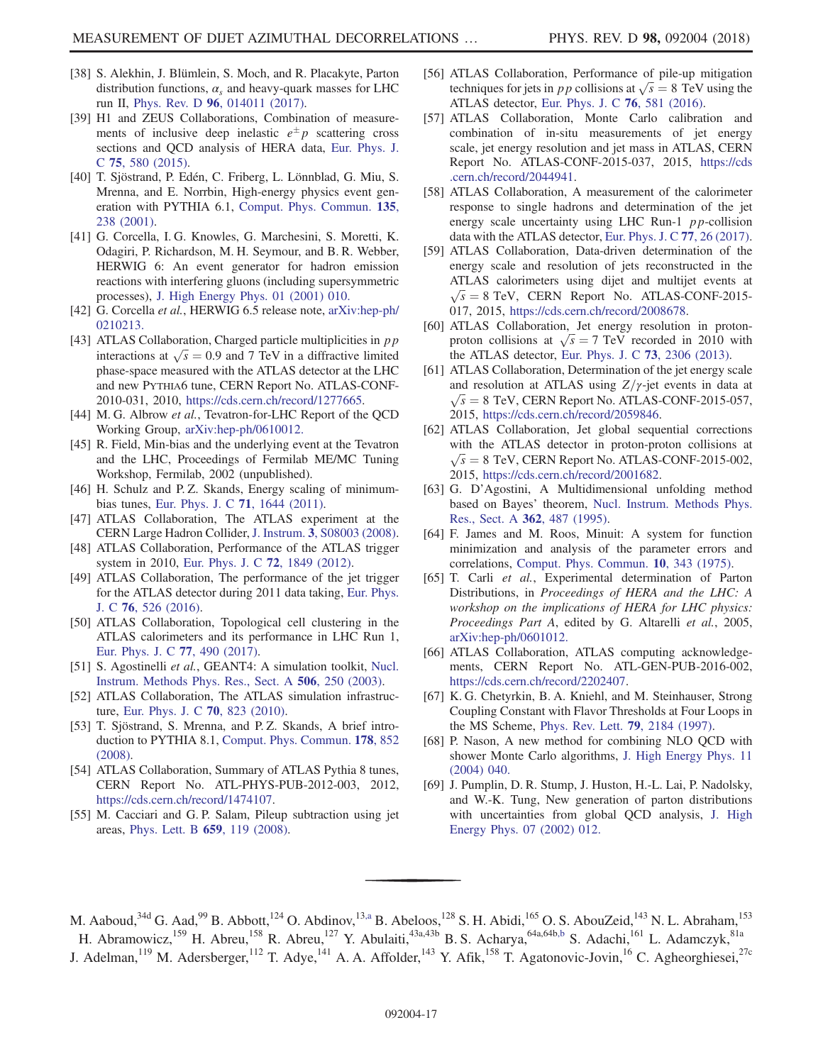[38] S. Alekhin, J. Blümlein, S. Moch, and R. Placakyte, Parton distribution functions, $\alpha_s$ and heavy-quark masses for LHC run II, Phys. Rev. D **96**, 014011 (2017).

[39] H1 and ZEUS Collaborations, Combination of measurements of inclusive deep inelastic $e^{\pm}p$ scattering cross sections and QCD analysis of HERA data, Eur. Phys. J. C **75**, 580 (2015).

[40] T. Sjöstrand, P. Edén, C. Friberg, L. Lönnblad, G. Miu, S. Mrenna, and E. Norrbin, High-energy physics event generation with PYTHIA 6.1, Comput. Phys. Commun. **135**, 238 (2001).

[41] G. Corcella, I. G. Knowles, G. Marchesini, S. Moretti, K. Odagiri, P. Richardson, M. H. Seymour, and B. R. Webber, HERWIG 6: An event generator for hadron emission reactions with interfering gluons (including supersymmetric processes), J. High Energy Phys. 01 (2001) 010.

[42] G. Corcella *et al.*, HERWIG 6.5 release note, arXiv:hep-ph/0210213.

[43] ATLAS Collaboration, Charged particle multiplicities in $pp$ interactions at $\sqrt{s} = 0.9$ and 7 TeV in a diffractive limited phase-space measured with the ATLAS detector at the LHC and new PYTHIA6 tune, CERN Report No. ATLAS-CONF-2010-031, 2010, https://cds.cern.ch/record/1277665.

[44] M. G. Albrow *et al.*, Tevatron-for-LHC Report of the QCD Working Group, arXiv:hep-ph/0610012.

[45] R. Field, Min-bias and the underlying event at the Tevatron and the LHC, Proceedings of Fermilab ME/MC Tuning Workshop, Fermilab, 2002 (unpublished).

[46] H. Schulz and P. Z. Skands, Energy scaling of minimum-bias tunes, Eur. Phys. J. C **71**, 1644 (2011).

[47] ATLAS Collaboration, The ATLAS experiment at the CERN Large Hadron Collider, J. Instrum. **3**, S08003 (2008).

[48] ATLAS Collaboration, Performance of the ATLAS trigger system in 2010, Eur. Phys. J. C **72**, 1849 (2012).

[49] ATLAS Collaboration, The performance of the jet trigger for the ATLAS detector during 2011 data taking, Eur. Phys. J. C **76**, 526 (2016).

[50] ATLAS Collaboration, Topological cell clustering in the ATLAS calorimeters and its performance in LHC Run 1, Eur. Phys. J. C **77**, 490 (2017).

[51] S. Agostinelli *et al.*, GEANT4: A simulation toolkit, Nucl. Instrum. Methods Phys. Res., Sect. A **506**, 250 (2003).

[52] ATLAS Collaboration, The ATLAS simulation infrastructure, Eur. Phys. J. C **70**, 823 (2010).

[53] T. Sjöstrand, S. Mrenna, and P. Z. Skands, A brief introduction to PYTHIA 8.1, Comput. Phys. Commun. **178**, 852 (2008).

[54] ATLAS Collaboration, Summary of ATLAS Pythia 8 tunes, CERN Report No. ATL-PHYS-PUB-2012-003, 2012, https://cds.cern.ch/record/1474107.

[55] M. Cacciari and G. P. Salam, Pileup subtraction using jet areas, Phys. Lett. B **659**, 119 (2008).

[56] ATLAS Collaboration, Performance of pile-up mitigation techniques for jets in $pp$ collisions at $\sqrt{s} = 8$ TeV using the ATLAS detector, Eur. Phys. J. C **76**, 581 (2016).

[57] ATLAS Collaboration, Monte Carlo calibration and combination of in-situ measurements of jet energy scale, jet energy resolution and jet mass in ATLAS, CERN Report No. ATLAS-CONF-2015-037, 2015, https://cds.cern.ch/record/2044941.

[58] ATLAS Collaboration, A measurement of the calorimeter response to single hadrons and determination of the jet energy scale uncertainty using LHC Run-1 $pp$-collision data with the ATLAS detector, Eur. Phys. J. C **77**, 26 (2017).

[59] ATLAS Collaboration, Data-driven determination of the energy scale and resolution of jets reconstructed in the ATLAS calorimeters using dijet and multijet events at $\sqrt{s} = 8$ TeV, CERN Report No. ATLAS-CONF-2015-017, 2015, https://cds.cern.ch/record/2008678.

[60] ATLAS Collaboration, Jet energy resolution in proton-proton collisions at $\sqrt{s} = 7$ TeV recorded in 2010 with the ATLAS detector, Eur. Phys. J. C **73**, 2306 (2013).

[61] ATLAS Collaboration, Determination of the jet energy scale and resolution at ATLAS using $Z/\gamma$-jet events in data at $\sqrt{s} = 8$ TeV, CERN Report No. ATLAS-CONF-2015-057, 2015, https://cds.cern.ch/record/2059846.

[62] ATLAS Collaboration, Jet global sequential corrections with the ATLAS detector in proton-proton collisions at $\sqrt{s} = 8$ TeV, CERN Report No. ATLAS-CONF-2015-002, 2015, https://cds.cern.ch/record/2001682.

[63] G. D'Agostini, A Multidimensional unfolding method based on Bayes' theorem, Nucl. Instrum. Methods Phys. Res., Sect. A **362**, 487 (1995).

[64] F. James and M. Roos, Minuit: A system for function minimization and analysis of the parameter errors and correlations, Comput. Phys. Commun. **10**, 343 (1975).

[65] T. Carli *et al.*, Experimental determination of Parton Distributions, in *Proceedings of HERA and the LHC: A workshop on the implications of HERA for LHC physics: Proceedings Part A*, edited by G. Altarelli *et al.*, 2005, arXiv:hep-ph/0601012.

[66] ATLAS Collaboration, ATLAS computing acknowledgements, CERN Report No. ATL-GEN-PUB-2016-002, https://cds.cern.ch/record/2202407.

[67] K. G. Chetyrkin, B. A. Kniehl, and M. Steinhauser, Strong Coupling Constant with Flavor Thresholds at Four Loops in the MS Scheme, Phys. Rev. Lett. **79**, 2184 (1997).

[68] P. Nason, A new method for combining NLO QCD with shower Monte Carlo algorithms, J. High Energy Phys. 11 (2004) 040.

[69] J. Pumplin, D. R. Stump, J. Huston, H.-L. Lai, P. Nadolsky, and W.-K. Tung, New generation of parton distributions with uncertainties from global QCD analysis, J. High Energy Phys. 07 (2002) 012.

---

M. Aaboud,[34d] G. Aad,[99] B. Abbott,[124] O. Abdinov,[13,a] B. Abeloos,[128] S. H. Abidi,[165] O. S. AbouZeid,[143] N. L. Abraham,[153] H. Abramowicz,[159] H. Abreu,[158] R. Abreu,[127] Y. Abulaiti,[43a,43b] B. S. Acharya,[64a,64b,b] S. Adachi,[161] L. Adamczyk,[81a] J. Adelman,[119] M. Adersberger,[112] T. Adye,[141] A. A. Affolder,[143] Y. Afik,[158] T. Agatonovic-Jovin,[16] C. Agheorghiesei,[27c]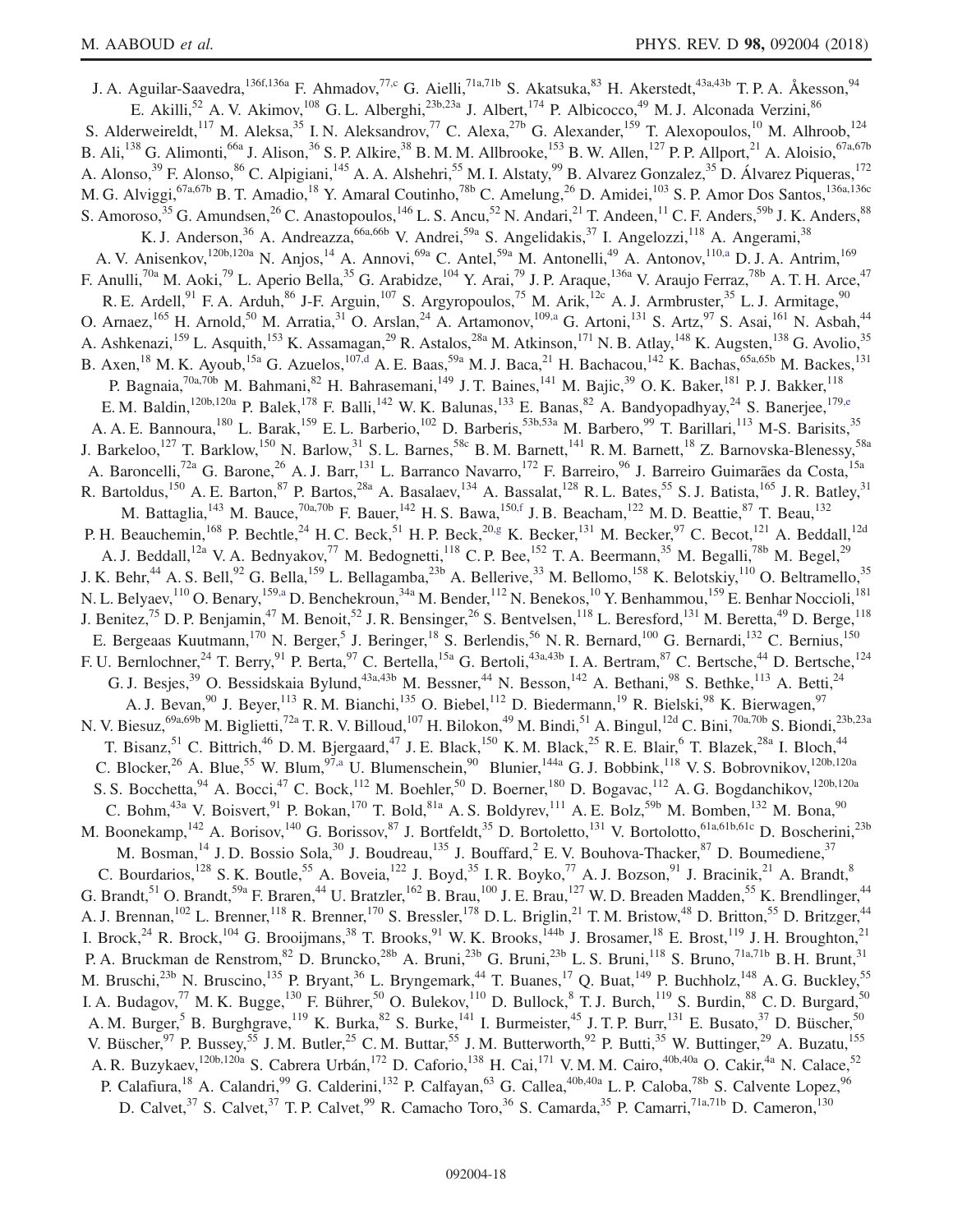J. A. Aguilar-Saavedra,[136f,136a] F. Ahmadov,[77,c] G. Aielli,[71a,71b] S. Akatsuka,[83] H. Akerstedt,[43a,43b] T. P. A. Åkesson,[94] E. Akilli,[52] A. V. Akimov,[108] G. L. Alberghi,[23b,23a] J. Albert,[174] P. Albicocco,[49] M. J. Alconada Verzini,[86] S. Alderweireldt,[117] M. Aleksa,[35] I. N. Aleksandrov,[77] C. Alexa,[27b] G. Alexander,[159] T. Alexopoulos,[10] M. Alhroob,[124] B. Ali,[138] G. Alimonti,[66a] J. Alison,[36] S. P. Alkire,[38] B. M. M. Allbrooke,[153] B. W. Allen,[127] P. P. Allport,[21] A. Aloisio,[67a,67b] A. Alonso,[39] F. Alonso,[86] C. Alpigiani,[145] A. A. Alshehri,[55] M. I. Alstaty,[99] B. Alvarez Gonzalez,[35] D. Álvarez Piqueras,[172] M. G. Alviggi,[67a,67b] B. T. Amadio,[18] Y. Amaral Coutinho,[78b] C. Amelung,[26] D. Amidei,[103] S. P. Amor Dos Santos,[136a,136c] S. Amoroso,[35] G. Amundsen,[26] C. Anastopoulos,[146] L. S. Ancu,[52] N. Andari,[21] T. Andeen,[11] C. F. Anders,[59b] J. K. Anders,[88] K. J. Anderson,[36] A. Andreazza,[66a,66b] V. Andrei,[59a] S. Angelidakis,[37] I. Angelozzi,[118] A. Angerami,[38] A. V. Anisenkov,[120b,120a] N. Anjos,[14] A. Annovi,[69a] C. Antel,[59a] M. Antonelli,[49] A. Antonov,[110,a] D. J. A. Antrim,[169] F. Anulli,[70a] M. Aoki,[79] L. Aperio Bella,[35] G. Arabidze,[104] Y. Arai,[79] J. P. Araque,[136a] V. Araujo Ferraz,[78b] A. T. H. Arce,[47] R. E. Ardell,[91] F. A. Arduh,[86] J-F. Arguin,[107] S. Argyropoulos,[75] M. Arik,[12c] A. J. Armbruster,[35] L. J. Armitage,[90] O. Arnaez,[165] H. Arnold,[50] M. Arratia,[31] O. Arslan,[24] A. Artamonov,[109,a] G. Artoni,[131] S. Artz,[97] S. Asai,[161] N. Asbah,[44] A. Ashkenazi,[159] L. Asquith,[153] K. Assamagan,[29] R. Astalos,[28a] M. Atkinson,[171] N. B. Atlay,[148] K. Augsten,[138] G. Avolio,[35] B. Axen,[18] M. K. Ayoub,[15a] G. Azuelos,[107,d] A. E. Baas,[59a] M. J. Baca,[21] H. Bachacou,[142] K. Bachas,[65a,65b] M. Backes,[131] P. Bagnaia,[70a,70b] M. Bahmani,[82] H. Bahrasemani,[149] J. T. Baines,[141] M. Bajic,[39] O. K. Baker,[181] P. J. Bakker,[118] E. M. Baldin,[120b,120a] P. Balek,[178] F. Balli,[142] W. K. Balunas,[133] E. Banas,[82] A. Bandyopadhyay,[24] S. Banerjee,[179,e] A. A. E. Bannoura,[180] L. Barak,[159] E. L. Barberio,[102] D. Barberis,[53b,53a] M. Barbero,[99] T. Barillari,[113] M-S. Barisits,[35] J. Barkeloo,[127] T. Barklow,[150] N. Barlow,[31] S. L. Barnes,[58c] B. M. Barnett,[141] R. M. Barnett,[18] Z. Barnovska-Blenessy,[58a] A. Baroncelli,[72a] G. Barone,[26] A. J. Barr,[131] L. Barranco Navarro,[172] F. Barreiro,[96] J. Barreiro Guimarães da Costa,[15a] R. Bartoldus,[150] A. E. Barton,[87] P. Bartos,[28a] A. Basalaev,[134] A. Bassalat,[128] R. L. Bates,[55] S. J. Batista,[165] J. R. Batley,[31] M. Battaglia,[143] M. Bauce,[70a,70b] F. Bauer,[142] H. S. Bawa,[150,f] J. B. Beacham,[122] M. D. Beattie,[87] T. Beau,[132] P. H. Beauchemin,[168] P. Bechtle,[24] H. C. Beck,[51] H. P. Beck,[20,g] K. Becker,[131] M. Becker,[97] C. Becot,[121] A. Beddall,[12d] A. J. Beddall,[12a] V. A. Bednyakov,[77] M. Bedognetti,[118] C. P. Bee,[152] T. A. Beermann,[35] M. Begalli,[78b] M. Begel,[29] J. K. Behr,[44] A. S. Bell,[92] G. Bella,[159] L. Bellagamba,[23b] A. Bellerive,[33] M. Bellomo,[158] K. Belotskiy,[110] O. Beltramello,[35] N. L. Belyaev,[110] O. Benary,[159,a] D. Benchekroun,[34a] M. Bender,[112] N. Benekos,[10] Y. Benhammou,[159] E. Benhar Noccioli,[181] J. Benitez,[75] D. P. Benjamin,[47] M. Benoit,[52] J. R. Bensinger,[26] S. Bentvelsen,[118] L. Beresford,[131] M. Beretta,[49] D. Berge,[118] E. Bergeaas Kuutmann,[170] N. Berger,[5] J. Beringer,[18] S. Berlendis,[56] N. R. Bernard,[100] G. Bernardi,[132] C. Bernius,[150] F. U. Bernlochner,[24] T. Berry,[91] P. Berta,[97] C. Bertella,[15a] G. Bertoli,[43a,43b] I. A. Bertram,[87] C. Bertsche,[44] D. Bertsche,[124] G. J. Besjes,[39] O. Bessidskaia Bylund,[43a,43b] M. Bessner,[44] N. Besson,[142] A. Bethani,[98] S. Bethke,[113] A. Betti,[24] A. J. Bevan,[90] J. Beyer,[113] R. M. Bianchi,[135] O. Biebel,[112] D. Biedermann,[19] R. Bielski,[98] K. Bierwagen,[97] N. V. Biesuz,[69a,69b] M. Biglietti,[72a] T. R. V. Billoud,[107] H. Bilokon,[49] M. Bindi,[51] A. Bingul,[12d] C. Bini,[70a,70b] S. Biondi,[23b,23a] T. Bisanz,[51] C. Bittrich,[46] D. M. Bjergaard,[47] J. E. Black,[150] K. M. Black,[25] R. E. Blair,[6] T. Blazek,[28a] I. Bloch,[44] C. Blocker,[26] A. Blue,[55] W. Blum,[97,a] U. Blumenschein,[90] Blunier,[144a] G. J. Bobbink,[118] V. S. Bobrovnikov,[120b,120a] S. S. Bocchetta,[94] A. Bocci,[47] C. Bock,[112] M. Boehler,[50] D. Boerner,[180] D. Bogavac,[112] A. G. Bogdanchikov,[120b,120a] C. Bohm,[43a] V. Boisvert,[91] P. Bokan,[170] T. Bold,[81a] A. S. Boldyrev,[111] A. E. Bolz,[59b] M. Bomben,[132] M. Bona,[90] M. Boonekamp,[142] A. Borisov,[140] G. Borissov,[87] J. Bortfeldt,[35] D. Bortoletto,[131] V. Bortolotto,[61a,61b,61c] D. Boscherini,[23b] M. Bosman,[14] J. D. Bossio Sola,[30] J. Boudreau,[135] J. Bouffard,[2] E. V. Bouhova-Thacker,[87] D. Boumediene,[37] C. Bourdarios,[128] S. K. Boutle,[55] A. Boveia,[122] J. Boyd,[35] I. R. Boyko,[77] A. J. Bozson,[91] J. Bracinik,[21] A. Brandt,[8] G. Brandt,[51] O. Brandt,[59a] F. Braren,[44] U. Bratzler,[162] B. Brau,[100] J. E. Brau,[127] W. D. Breaden Madden,[55] K. Brendlinger,[44] A. J. Brennan,[102] L. Brenner,[118] R. Brenner,[170] S. Bressler,[178] D. L. Briglin,[21] T. M. Bristow,[48] D. Britton,[55] D. Britzger,[44] I. Brock,[24] R. Brock,[104] G. Brooijmans,[38] T. Brooks,[91] W. K. Brooks,[144b] J. Brosamer,[18] E. Brost,[119] J. H. Broughton,[21] P. A. Bruckman de Renstrom,[82] D. Bruncko,[28b] A. Bruni,[23b] G. Bruni,[23b] L. S. Bruni,[118] S. Bruno,[71a,71b] B. H. Brunt,[31] M. Bruschi,[23b] N. Bruscino,[135] P. Bryant,[36] L. Bryngemark,[44] T. Buanes,[17] Q. Buat,[149] P. Buchholz,[148] A. G. Buckley,[55] I. A. Budagov,[77] M. K. Bugge,[130] F. Bührer,[50] O. Bulekov,[110] D. Bullock,[8] T. J. Burch,[119] S. Burdin,[88] C. D. Burgard,[50] A. M. Burger,[5] B. Burghgrave,[119] K. Burka,[82] S. Burke,[141] I. Burmeister,[45] J. T. P. Burr,[131] E. Busato,[37] D. Büscher,[50] V. Büscher,[97] P. Bussey,[55] J. M. Butler,[25] C. M. Buttar,[55] J. M. Butterworth,[92] P. Butti,[35] W. Buttinger,[29] A. Buzatu,[155] A. R. Buzykaev,[120b,120a] S. Cabrera Urbán,[172] D. Caforio,[138] H. Cai,[171] V. M. M. Cairo,[40b,40a] O. Cakir,[4a] N. Calace,[52] P. Calafiura,[18] A. Calandri,[99] G. Calderini,[132] P. Calfayan,[63] G. Callea,[40b,40a] L. P. Caloba,[78b] S. Calvente Lopez,[96] D. Calvet,[37] S. Calvet,[37] T. P. Calvet,[99] R. Camacho Toro,[36] S. Camarda,[35] P. Camarri,[71a,71b] D. Cameron,[130]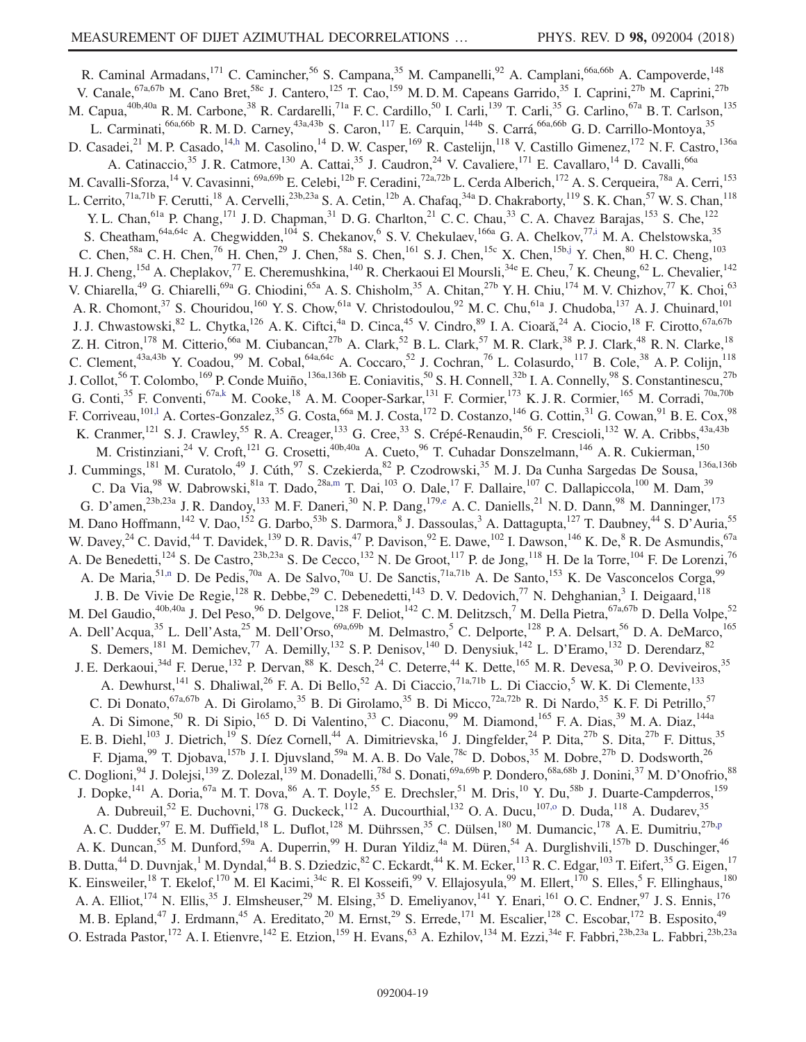R. Caminal Armadans,[171] C. Camincher,[56] S. Campana,[35] M. Campanelli,[92] A. Camplani,[66a,66b] A. Campoverde,[148] V. Canale,[67a,67b] M. Cano Bret,[58c] J. Cantero,[125] T. Cao,[159] M. D. M. Capeans Garrido,[35] I. Caprini,[27b] M. Caprini,[27b] M. Capua,[40b,40a] R. M. Carbone,[38] R. Cardarelli,[71a] F. C. Cardillo,[50] I. Carli,[139] T. Carli,[35] G. Carlino,[67a] B. T. Carlson,[135] L. Carminati,[66a,66b] R. M. D. Carney,[43a,43b] S. Caron,[117] E. Carquin,[144b] S. Carrá,[66a,66b] G. D. Carrillo-Montoya,[35] D. Casadei,[21] M. P. Casado,[14,h] M. Casolino,[14] D. W. Casper,[169] R. Castelijn,[118] V. Castillo Gimenez,[172] N. F. Castro,[136a] A. Catinaccio,[35] J. R. Catmore,[130] A. Cattai,[35] J. Caudron,[24] V. Cavaliere,[171] E. Cavallaro,[14] D. Cavalli,[66a] M. Cavalli-Sforza,[14] V. Cavasinni,[69a,69b] E. Celebi,[12b] F. Ceradini,[72a,72b] L. Cerda Alberich,[172] A. S. Cerqueira,[78a] A. Cerri,[153] L. Cerrito,[71a,71b] F. Cerutti,[18] A. Cervelli,[23b,23a] S. A. Cetin,[12b] A. Chafaq,[34a] D. Chakraborty,[119] S. K. Chan,[57] W. S. Chan,[118] Y. L. Chan,[61a] P. Chang,[171] J. D. Chapman,[31] D. G. Charlton,[21] C. C. Chau,[33] C. A. Chavez Barajas,[153] S. Che,[122] S. Cheatham,[64a,64c] A. Chegwidden,[104] S. Chekanov,[6] S. V. Chekulaev,[166a] G. A. Chelkov,[77,i] M. A. Chelstowska,[35] C. Chen,[58a] C. H. Chen,[76] H. Chen,[29] J. Chen,[58a] S. Chen,[161] S. J. Chen,[15c] X. Chen,[15b,j] Y. Chen,[80] H. C. Cheng,[103] H. J. Cheng,[15d] A. Cheplakov,[77] E. Cheremushkina,[140] R. Cherkaoui El Moursli,[34e] E. Cheu,[7] K. Cheung,[62] L. Chevalier,[142] V. Chiarella,[49] G. Chiarelli,[69a] G. Chiodini,[65a] A. S. Chisholm,[35] A. Chitan,[27b] Y. H. Chiu,[174] M. V. Chizhov,[77] K. Choi,[63] A. R. Chomont,[37] S. Chouridou,[160] Y. S. Chow,[61a] V. Christodoulou,[92] M. C. Chu,[61a] J. Chudoba,[137] A. J. Chuinard,[101] J. J. Chwastowski,[82] L. Chytka,[126] A. K. Ciftci,[4a] D. Cinca,[45] V. Cindro,[89] I. A. Cioară,[24] A. Ciocio,[18] F. Cirotto,[67a,67b] Z. H. Citron,[178] M. Citterio,[66a] M. Ciubancan,[27b] A. Clark,[52] B. L. Clark,[57] M. R. Clark,[38] P. J. Clark,[48] R. N. Clarke,[18] C. Clement,[43a,43b] Y. Coadou,[99] M. Cobal,[64a,64c] A. Coccaro,[52] J. Cochran,[76] L. Colasurdo,[117] B. Cole,[38] A. P. Colijn,[118] J. Collot,[56] T. Colombo,[169] P. Conde Muiño,[136a,136b] E. Coniavitis,[50] S. H. Connell,[32b] I. A. Connelly,[98] S. Constantinescu,[27b] G. Conti,[35] F. Conventi,[67a,k] M. Cooke,[18] A. M. Cooper-Sarkar,[131] F. Cormier,[173] K. J. R. Cormier,[165] M. Corradi,[70a,70b] F. Corriveau,[101,l] A. Cortes-Gonzalez,[35] G. Costa,[66a] M. J. Costa,[172] D. Costanzo,[146] G. Cottin,[31] G. Cowan,[91] B. E. Cox,[98] K. Cranmer,[121] S. J. Crawley,[55] R. A. Creager,[133] G. Cree,[33] S. Crépé-Renaudin,[56] F. Crescioli,[132] W. A. Cribbs,[43a,43b] M. Cristinziani,[24] V. Croft,[121] G. Crosetti,[40b,40a] A. Cueto,[96] T. Cuhadar Donszelmann,[146] A. R. Cukierman,[150] J. Cummings,[181] M. Curatolo,[49] J. Cúth,[97] S. Czekierda,[82] P. Czodrowski,[35] M. J. Da Cunha Sargedas De Sousa,[136a,136b] C. Da Via,[98] W. Dabrowski,[81a] T. Dado,[28a,m] T. Dai,[103] O. Dale,[17] F. Dallaire,[107] C. Dallapiccola,[100] M. Dam,[39] G. D'amen,[23b,23a] J. R. Dandoy,[133] M. F. Daneri,[30] N. P. Dang,[179,e] A. C. Daniells,[21] N. D. Dann,[98] M. Danninger,[173] M. Dano Hoffmann,[142] V. Dao,[152] G. Darbo,[53b] S. Darmora,[8] J. Dassoulas,[3] A. Dattagupta,[127] T. Daubney,[44] S. D'Auria,[55] W. Davey,[24] C. David,[44] T. Davidek,[139] D. R. Davis,[47] P. Davison,[92] E. Dawe,[102] I. Dawson,[146] K. De,[8] R. De Asmundis,[67a] A. De Benedetti,[124] S. De Castro,[23b,23a] S. De Cecco,[132] N. De Groot,[117] P. de Jong,[118] H. De la Torre,[104] F. De Lorenzi,[76] A. De Maria,[51,n] D. De Pedis,[70a] A. De Salvo,[70a] U. De Sanctis,[71a,71b] A. De Santo,[153] K. De Vasconcelos Corga,[99] J. B. De Vivie De Regie,[128] R. Debbe,[29] C. Debenedetti,[143] D. V. Dedovich,[77] N. Dehghanian,[3] I. Deigaard,[118] M. Del Gaudio,[40b,40a] J. Del Peso,[96] D. Delgove,[128] F. Deliot,[142] C. M. Delitzsch,[7] M. Della Pietra,[67a,67b] D. Della Volpe,[52] A. Dell'Acqua,[35] L. Dell'Asta,[25] M. Dell'Orso,[69a,69b] M. Delmastro,[5] C. Delporte,[128] P. A. Delsart,[56] D. A. DeMarco,[165] S. Demers,[181] M. Demichev,[77] A. Demilly,[132] S. P. Denisov,[140] D. Denysiuk,[142] L. D'Eramo,[132] D. Derendarz,[82] J. E. Derkaoui,[34d] F. Derue,[132] P. Dervan,[88] K. Desch,[24] C. Deterre,[44] K. Dette,[165] M. R. Devesa,[30] P. O. Deviveiros,[35] A. Dewhurst,[141] S. Dhaliwal,[26] F. A. Di Bello,[52] A. Di Ciaccio,[71a,71b] L. Di Ciaccio,[5] W. K. Di Clemente,[133] C. Di Donato,[67a,67b] A. Di Girolamo,[35] B. Di Girolamo,[35] B. Di Micco,[72a,72b] R. Di Nardo,[35] K. F. Di Petrillo,[57] A. Di Simone,[50] R. Di Sipio,[165] D. Di Valentino,[33] C. Diaconu,[99] M. Diamond,[165] F. A. Dias,[39] M. A. Diaz,[144a] E. B. Diehl,[103] J. Dietrich,[19] S. Díez Cornell,[44] A. Dimitrievska,[16] J. Dingfelder,[24] P. Dita,[27b] S. Dita,[27b] F. Dittus,[35] F. Djama,[99] T. Djobava,[157b] J. I. Djuvsland,[59a] M. A. B. Do Vale,[78c] D. Dobos,[35] M. Dobre,[27b] D. Dodsworth,[26] C. Doglioni,[94] J. Dolejsi,[139] Z. Dolezal,[139] M. Donadelli,[78d] S. Donati,[69a,69b] P. Dondero,[68a,68b] J. Donini,[37] M. D'Onofrio,[88] J. Dopke,[141] A. Doria,[67a] M. T. Dova,[86] A. T. Doyle,[55] E. Drechsler,[51] M. Dris,[10] Y. Du,[58b] J. Duarte-Campderros,[159] A. Dubreuil,[52] E. Duchovni,[178] G. Duckeck,[112] A. Ducourthial,[132] O. A. Ducu,[107,o] D. Duda,[118] A. Dudarev,[35] A. C. Dudder,[97] E. M. Duffield,[18] L. Duflot,[128] M. Dührssen,[35] C. Dülsen,[180] M. Dumancic,[178] A. E. Dumitriu,[27b,p] A. K. Duncan,[55] M. Dunford,[59a] A. Duperrin,[99] H. Duran Yildiz,[4a] M. Düren,[54] A. Durglishvili,[157b] D. Duschinger,[46] B. Dutta,[44] D. Duvnjak,[1] M. Dyndal,[44] B. S. Dziedzic,[82] C. Eckardt,[44] K. M. Ecker,[113] R. C. Edgar,[103] T. Eifert,[35] G. Eigen,[17] K. Einsweiler,[18] T. Ekelof,[170] M. El Kacimi,[34c] R. El Kosseifi,[99] V. Ellajosyula,[99] M. Ellert,[170] S. Elles,[5] F. Ellinghaus,[180] A. A. Elliot,[174] N. Ellis,[35] J. Elmsheuser,[29] M. Elsing,[35] D. Emeliyanov,[141] Y. Enari,[161] O. C. Endner,[97] J. S. Ennis,[176] M. B. Epland,[47] J. Erdmann,[45] A. Ereditato,[20] M. Ernst,[29] S. Errede,[171] M. Escalier,[128] C. Escobar,[172] B. Esposito,[49] O. Estrada Pastor,[172] A. I. Etienvre,[142] E. Etzion,[159] H. Evans,[63] A. Ezhilov,[134] M. Ezzi,[34e] F. Fabbri,[23b,23a] L. Fabbri,[23b,23a]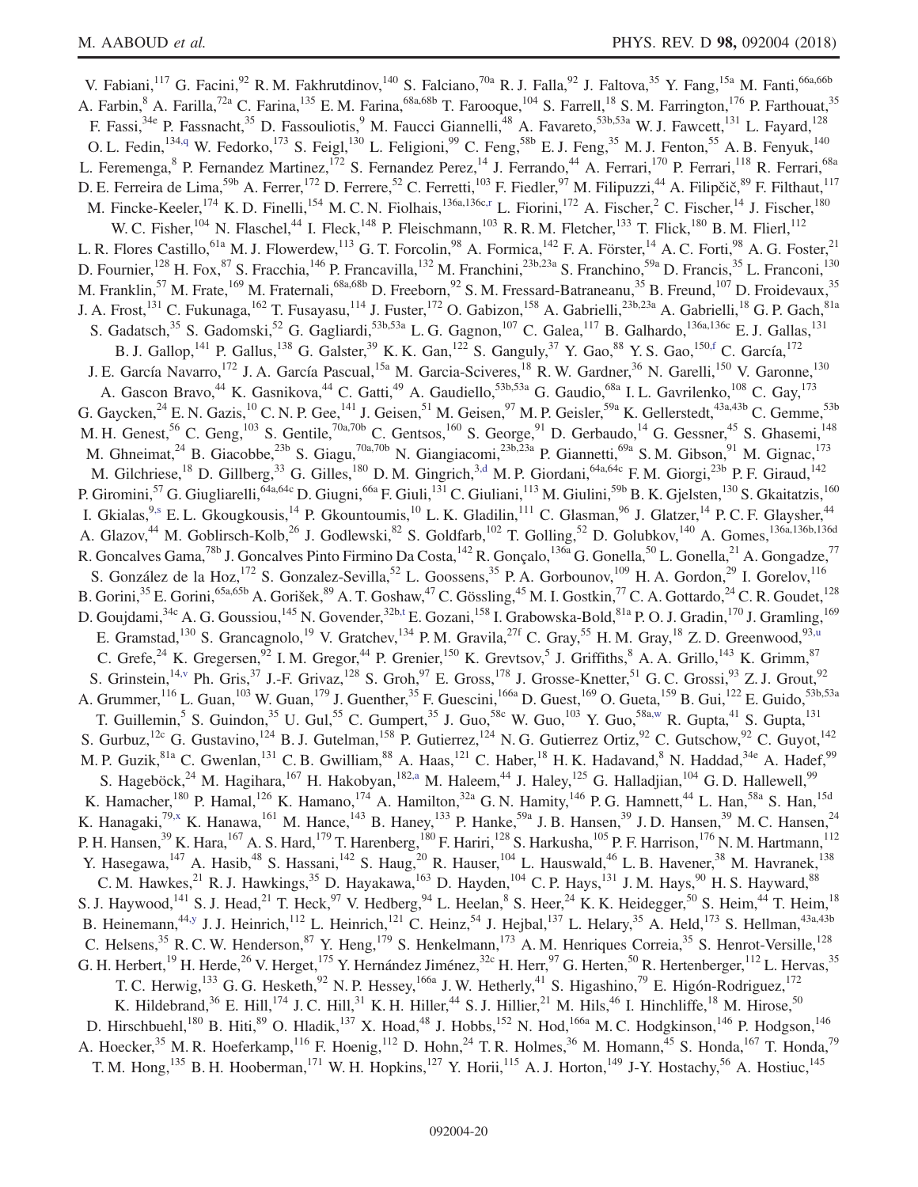V. Fabiani,[117] G. Facini,[92] R. M. Fakhrutdinov,[140] S. Falciano,[70a] R. J. Falla,[92] J. Faltova,[35] Y. Fang,[15a] M. Fanti,[66a,66b] A. Farbin,[8] A. Farilla,[72a] C. Farina,[135] E. M. Farina,[68a,68b] T. Farooque,[104] S. Farrell,[18] S. M. Farrington,[176] P. Farthouat,[35] F. Fassi,[34e] P. Fassnacht,[35] D. Fassouliotis,[9] M. Faucci Giannelli,[48] A. Favareto,[53b,53a] W. J. Fawcett,[131] L. Fayard,[128] O. L. Fedin,[134,q] W. Fedorko,[173] S. Feigl,[130] L. Feligioni,[99] C. Feng,[58b] E. J. Feng,[35] M. J. Fenton,[55] A. B. Fenyuk,[140] L. Feremenga,[8] P. Fernandez Martinez,[172] S. Fernandez Perez,[14] J. Ferrando,[44] A. Ferrari,[170] P. Ferrari,[118] R. Ferrari,[68a] D. E. Ferreira de Lima,[59b] A. Ferrer,[172] D. Ferrere,[52] C. Ferretti,[103] F. Fiedler,[97] M. Filipuzzi,[44] A. Filipčič,[89] F. Filthaut,[117] M. Fincke-Keeler,[174] K. D. Finelli,[154] M. C. N. Fiolhais,[136a,136c,r] L. Fiorini,[172] A. Fischer,[2] C. Fischer,[14] J. Fischer,[180] W. C. Fisher,[104] N. Flaschel,[44] I. Fleck,[148] P. Fleischmann,[103] R. R. M. Fletcher,[133] T. Flick,[180] B. M. Flierl,[112] L. R. Flores Castillo,[61a] M. J. Flowerdew,[113] G. T. Forcolin,[98] A. Formica,[142] F. A. Förster,[14] A. C. Forti,[98] A. G. Foster,[21] D. Fournier,[128] H. Fox,[87] S. Fracchia,[146] P. Francavilla,[132] M. Franchini,[23b,23a] S. Franchino,[59a] D. Francis,[35] L. Franconi,[130] M. Franklin,[57] M. Frate,[169] M. Fraternali,[68a,68b] D. Freeborn,[92] S. M. Fressard-Batraneanu,[35] B. Freund,[107] D. Froidevaux,[35] J. A. Frost,[131] C. Fukunaga,[162] T. Fusayasu,[114] J. Fuster,[172] O. Gabizon,[158] A. Gabrielli,[23b,23a] A. Gabrielli,[18] G. P. Gach,[81a] S. Gadatsch,[35] S. Gadomski,[52] G. Gagliardi,[53b,53a] L. G. Gagnon,[107] C. Galea,[117] B. Galhardo,[136a,136c] E. J. Gallas,[131] B. J. Gallop,[141] P. Gallus,[138] G. Galster,[39] K. K. Gan,[122] S. Ganguly,[37] Y. Gao,[88] Y. S. Gao,[150,f] C. García,[172] J. E. García Navarro,[172] J. A. García Pascual,[15a] M. Garcia-Sciveres,[18] R. W. Gardner,[36] N. Garelli,[150] V. Garonne,[130] A. Gascon Bravo,[44] K. Gasnikova,[44] C. Gatti,[49] A. Gaudiello,[53b,53a] G. Gaudio,[68a] I. L. Gavrilenko,[108] C. Gay,[173] G. Gaycken,[24] E. N. Gazis,[10] C. N. P. Gee,[141] J. Geisen,[51] M. Geisen,[97] M. P. Geisler,[59a] K. Gellerstedt,[43a,43b] C. Gemme,[53b] M. H. Genest,[56] C. Geng,[103] S. Gentile,[70a,70b] C. Gentsos,[160] S. George,[91] D. Gerbaudo,[14] G. Gessner,[45] S. Ghasemi,[148] M. Ghneimat,[24] B. Giacobbe,[23b] S. Giagu,[70a,70b] N. Giangiacomi,[23b,23a] P. Giannetti,[69a] S. M. Gibson,[91] M. Gignac,[173] M. Gilchriese,[18] D. Gillberg,[33] G. Gilles,[180] D. M. Gingrich,[3,d] M. P. Giordani,[64a,64c] F. M. Giorgi,[23b] P. F. Giraud,[142] P. Giromini,[57] G. Giugliarelli,[64a,64c] D. Giugni,[66a] F. Giuli,[131] C. Giuliani,[113] M. Giulini,[59b] B. K. Gjelsten,[130] S. Gkaitatzis,[160] I. Gkialas,[9,s] E. L. Gkougkousis,[14] P. Gkountoumis,[10] L. K. Gladilin,[111] C. Glasman,[96] J. Glatzer,[14] P. C. F. Glaysher,[44] A. Glazov,[44] M. Goblirsch-Kolb,[26] J. Godlewski,[82] S. Goldfarb,[102] T. Golling,[52] D. Golubkov,[140] A. Gomes,[136a,136b,136d] R. Goncalves Gama,[78b] J. Goncalves Pinto Firmino Da Costa,[142] R. Gonçalo,[136a] G. Gonella,[50] L. Gonella,[21] A. Gongadze,[77] S. González de la Hoz,[172] S. Gonzalez-Sevilla,[52] L. Goossens,[35] P. A. Gorbounov,[109] H. A. Gordon,[29] I. Gorelov,[116] B. Gorini,[35] E. Gorini,[65a,65b] A. Gorišek,[89] A. T. Goshaw,[47] C. Gössling,[45] M. I. Gostkin,[77] C. A. Gottardo,[24] C. R. Goudet,[128] D. Goujdami,[34c] A. G. Goussiou,[145] N. Govender,[32b,t] E. Gozani,[158] I. Grabowska-Bold,[81a] P. O. J. Gradin,[170] J. Gramling,[169] E. Gramstad,[130] S. Grancagnolo,[19] V. Gratchev,[134] P. M. Gravila,[27f] C. Gray,[55] H. M. Gray,[18] Z. D. Greenwood,[93,u] C. Grefe,[24] K. Gregersen,[92] I. M. Gregor,[44] P. Grenier,[150] K. Grevtsov,[5] J. Griffiths,[8] A. A. Grillo,[143] K. Grimm,[87] S. Grinstein,[14,v] Ph. Gris,[37] J.-F. Grivaz,[128] S. Groh,[97] E. Gross,[178] J. Grosse-Knetter,[51] G. C. Grossi,[93] Z. J. Grout,[92] A. Grummer,[116] L. Guan,[103] W. Guan,[179] J. Guenther,[35] F. Guescini,[166a] D. Guest,[169] O. Gueta,[159] B. Gui,[122] E. Guido,[53b,53a] T. Guillemin,[5] S. Guindon,[35] U. Gul,[55] C. Gumpert,[35] J. Guo,[58c] W. Guo,[103] Y. Guo,[58a,w] R. Gupta,[41] S. Gupta,[131] S. Gurbuz,[12c] G. Gustavino,[124] B. J. Gutelman,[158] P. Gutierrez,[124] N. G. Gutierrez Ortiz,[92] C. Gutschow,[92] C. Guyot,[142] M. P. Guzik,[81a] C. Gwenlan,[131] C. B. Gwilliam,[88] A. Haas,[121] C. Haber,[18] H. K. Hadavand,[8] N. Haddad,[34e] A. Hadef,[99] S. Hageböck,[24] M. Hagihara,[167] H. Hakobyan,[182,a] M. Haleem,[44] J. Haley,[125] G. Halladjian,[104] G. D. Hallewell,[99] K. Hamacher,[180] P. Hamal,[126] K. Hamano,[174] A. Hamilton,[32a] G. N. Hamity,[146] P. G. Hamnett,[44] L. Han,[58a] S. Han,[15d] K. Hanagaki,[79,x] K. Hanawa,[161] M. Hance,[143] B. Haney,[133] P. Hanke,[59a] J. B. Hansen,[39] J. D. Hansen,[39] M. C. Hansen,[24] P. H. Hansen,[39] K. Hara,[167] A. S. Hard,[179] T. Harenberg,[180] F. Hariri,[128] S. Harkusha,[105] P. F. Harrison,[176] N. M. Hartmann,[112] Y. Hasegawa,[147] A. Hasib,[48] S. Hassani,[142] S. Haug,[20] R. Hauser,[104] L. Hauswald,[46] L. B. Havener,[38] M. Havranek,[138] C. M. Hawkes,[21] R. J. Hawkings,[35] D. Hayakawa,[163] D. Hayden,[104] C. P. Hays,[131] J. M. Hays,[90] H. S. Hayward,[88] S. J. Haywood,[141] S. J. Head,[21] T. Heck,[97] V. Hedberg,[94] L. Heelan,[8] S. Heer,[24] K. K. Heidegger,[50] S. Heim,[44] T. Heim,[18] B. Heinemann,[44,y] J. J. Heinrich,[112] L. Heinrich,[121] C. Heinz,[54] J. Hejbal,[137] L. Helary,[35] A. Held,[173] S. Hellman,[43a,43b] C. Helsens,[35] R. C. W. Henderson,[87] Y. Heng,[179] S. Henkelmann,[173] A. M. Henriques Correia,[35] S. Henrot-Versille,[128] G. H. Herbert,[19] H. Herde,[26] V. Herget,[175] Y. Hernández Jiménez,[32c] H. Herr,[97] G. Herten,[50] R. Hertenberger,[112] L. Hervas,[35] T. C. Herwig,[133] G. G. Hesketh,[92] N. P. Hessey,[166a] J. W. Hetherly,[41] S. Higashino,[79] E. Higón-Rodriguez,[172] K. Hildebrand,[36] E. Hill,[174] J. C. Hill,[31] K. H. Hiller,[44] S. J. Hillier,[21] M. Hils,[46] I. Hinchliffe,[18] M. Hirose,[50] D. Hirschbuehl,[180] B. Hiti,[89] O. Hladik,[137] X. Hoad,[48] J. Hobbs,[152] N. Hod,[166a] M. C. Hodgkinson,[146] P. Hodgson,[146] A. Hoecker,[35] M. R. Hoeferkamp,[116] F. Hoenig,[112] D. Hohn,[24] T. R. Holmes,[36] M. Homann,[45] S. Honda,[167] T. Honda,[79] T. M. Hong,[135] B. H. Hooberman,[171] W. H. Hopkins,[127] Y. Horii,[115] A. J. Horton,[149] J-Y. Hostachy,[56] A. Hostiuc,[145]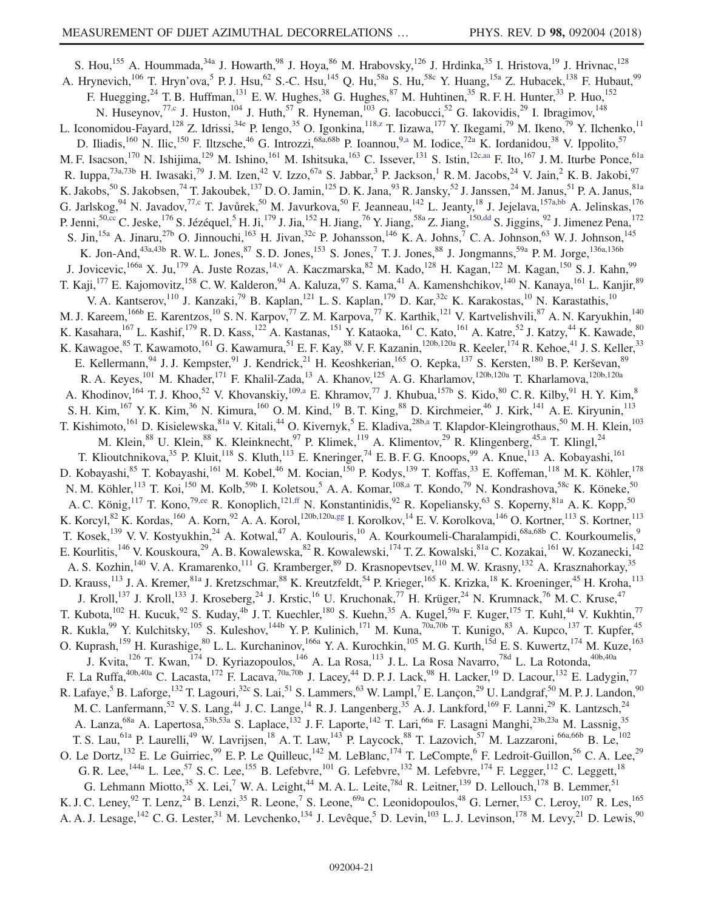S. Hou,[155] A. Hoummada,[34a] J. Howarth,[98] J. Hoya,[86] M. Hrabovsky,[126] J. Hrdinka,[35] I. Hristova,[19] J. Hrivnac,[128] A. Hrynevich,[106] T. Hryn'ova,[5] P. J. Hsu,[62] S.-C. Hsu,[145] Q. Hu,[58a] S. Hu,[58c] Y. Huang,[15a] Z. Hubacek,[138] F. Hubaut,[99] F. Huegging,[24] T. B. Huffman,[131] E. W. Hughes,[38] G. Hughes,[87] M. Huhtinen,[35] R. F. H. Hunter,[33] P. Huo,[152] N. Huseynov,[77,c] J. Huston,[104] J. Huth,[57] R. Hyneman,[103] G. Iacobucci,[52] G. Iakovidis,[29] I. Ibragimov,[148] L. Iconomidou-Fayard,[128] Z. Idrissi,[34e] P. Iengo,[35] O. Igonkina,[118,z] T. Iizawa,[177] Y. Ikegami,[79] M. Ikeno,[79] Y. Ilchenko,[11] D. Iliadis,[160] N. Ilic,[150] F. Iltzsche,[46] G. Introzzi,[68a,68b] P. Ioannou,[9,a] M. Iodice,[72a] K. Iordanidou,[38] V. Ippolito,[57] M. F. Isacson,[170] N. Ishijima,[129] M. Ishino,[161] M. Ishitsuka,[163] C. Issever,[131] S. Istin,[12c,aa] F. Ito,[167] J. M. Iturbe Ponce,[61a] R. Iuppa,[73a,73b] H. Iwasaki,[79] J. M. Izen,[42] V. Izzo,[67a] S. Jabbar,[3] P. Jackson,[1] R. M. Jacobs,[24] V. Jain,[2] K. B. Jakobi,[97] K. Jakobs,[50] S. Jakobsen,[74] T. Jakoubek,[137] D. O. Jamin,[125] D. K. Jana,[93] R. Jansky,[52] J. Janssen,[24] M. Janus,[51] P. A. Janus,[81a] G. Jarlskog,[94] N. Javadov,[77,c] T. Javůrek,[50] M. Javurkova,[50] F. Jeanneau,[142] L. Jeanty,[18] J. Jejelava,[157a,bb] A. Jelinskas,[176] P. Jenni,[50,cc] C. Jeske,[176] S. Jézéquel,[5] H. Ji,[179] J. Jia,[152] H. Jiang,[76] Y. Jiang,[58a] Z. Jiang,[150,dd] S. Jiggins,[92] J. Jimenez Pena,[172] S. Jin,[15a] A. Jinaru,[27b] O. Jinnouchi,[163] H. Jivan,[32c] P. Johansson,[146] K. A. Johns,[7] C. A. Johnson,[63] W. J. Johnson,[145] K. Jon-And,[43a,43b] R. W. L. Jones,[87] S. D. Jones,[153] S. Jones,[7] T. J. Jones,[88] J. Jongmanns,[59a] P. M. Jorge,[136a,136b] J. Jovicevic,[166a] X. Ju,[179] A. Juste Rozas,[14,v] A. Kaczmarska,[82] M. Kado,[128] H. Kagan,[122] M. Kagan,[150] S. J. Kahn,[99] T. Kaji,[177] E. Kajomovitz,[158] C. W. Kalderon,[94] A. Kaluza,[97] S. Kama,[41] A. Kamenshchikov,[140] N. Kanaya,[161] L. Kanjir,[89] V. A. Kantserov,[110] J. Kanzaki,[79] B. Kaplan,[121] L. S. Kaplan,[179] D. Kar,[32c] K. Karakostas,[10] N. Karastathis,[10] M. J. Kareem,[166b] E. Karentzos,[10] S. N. Karpov,[77] Z. M. Karpova,[77] K. Karthik,[121] V. Kartvelishvili,[87] A. N. Karyukhin,[140] K. Kasahara,[167] L. Kashif,[179] R. D. Kass,[122] A. Kastanas,[151] Y. Kataoka,[161] C. Kato,[161] A. Katre,[52] J. Katzy,[44] K. Kawade,[80] K. Kawagoe,[85] T. Kawamoto,[161] G. Kawamura,[51] E. F. Kay,[88] V. F. Kazanin,[120b,120a] R. Keeler,[174] R. Kehoe,[41] J. S. Keller,[33] E. Kellermann,[94] J. J. Kempster,[91] J. Kendrick,[21] H. Keoshkerian,[165] O. Kepka,[137] S. Kersten,[180] B. P. Kerševan,[89] R. A. Keyes,[101] M. Khader,[171] F. Khalil-Zada,[13] A. Khanov,[125] A. G. Kharlamov,[120b,120a] T. Kharlamova,[120b,120a] A. Khodinov,[164] T. J. Khoo,[52] V. Khovanskiy,[109,a] E. Khramov,[77] J. Khubua,[157b] S. Kido,[80] C. R. Kilby,[91] H. Y. Kim,[8] S. H. Kim,[167] Y. K. Kim,[36] N. Kimura,[160] O. M. Kind,[19] B. T. King,[88] D. Kirchmeier,[46] J. Kirk,[141] A. E. Kiryunin,[113] T. Kishimoto,[161] D. Kisielewska,[81a] V. Kitali,[44] O. Kivernyk,[5] E. Kladiva,[28b,a] T. Klapdor-Kleingrothaus,[50] M. H. Klein,[103] M. Klein,[88] U. Klein,[88] K. Kleinknecht,[97] P. Klimek,[119] A. Klimentov,[29] R. Klingenberg,[45,a] T. Klingl,[24] T. Klioutchnikova,[35] P. Kluit,[118] S. Kluth,[113] E. Kneringer,[74] E. B. F. G. Knoops,[99] A. Knue,[113] A. Kobayashi,[161] D. Kobayashi,[85] T. Kobayashi,[161] M. Kobel,[46] M. Kocian,[150] P. Kodys,[139] T. Koffas,[33] E. Koffeman,[118] M. K. Köhler,[178] N. M. Köhler,[113] T. Koi,[150] M. Kolb,[59b] I. Koletsou,[5] A. A. Komar,[108,a] T. Kondo,[79] N. Kondrashova,[58c] K. Köneke,[50] A. C. König,[117] T. Kono,[79,ee] R. Konoplich,[121,ff] N. Konstantinidis,[92] R. Kopeliansky,[63] S. Koperny,[81a] A. K. Kopp,[50] K. Korcyl,[82] K. Kordas,[160] A. Korn,[92] A. A. Korol,[120b,120a,gg] I. Korolkov,[14] E. V. Korolkova,[146] O. Kortner,[113] S. Kortner,[113] T. Kosek,[139] V. V. Kostyukhin,[24] A. Kotwal,[47] A. Koulouris,[10] A. Kourkoumeli-Charalampidi,[68a,68b] C. Kourkoumelis,[9] E. Kourlitis,[146] V. Kouskoura,[29] A. B. Kowalewska,[82] R. Kowalewski,[174] T. Z. Kowalski,[81a] C. Kozakai,[161] W. Kozanecki,[142] A. S. Kozhin,[140] V. A. Kramarenko,[111] G. Kramberger,[89] D. Krasnopevtsev,[110] M. W. Krasny,[132] A. Krasznahorkay,[35] D. Krauss,[113] J. A. Kremer,[81a] J. Kretzschmar,[88] K. Kreutzfeldt,[54] P. Krieger,[165] K. Krizka,[18] K. Kroeninger,[45] H. Kroha,[113] J. Kroll,[137] J. Kroll,[133] J. Kroseberg,[24] J. Krstic,[16] U. Kruchonak,[77] H. Krüger,[24] N. Krumnack,[76] M. C. Kruse,[47] T. Kubota,[102] H. Kucuk,[92] S. Kuday,[4b] J. T. Kuechler,[180] S. Kuehn,[35] A. Kugel,[59a] F. Kuger,[175] T. Kuhl,[44] V. Kukhtin,[77] R. Kukla,[99] Y. Kulchitsky,[105] S. Kuleshov,[144b] Y. P. Kulinich,[171] M. Kuna,[70a,70b] T. Kunigo,[83] A. Kupco,[137] T. Kupfer,[45] O. Kuprash,[159] H. Kurashige,[80] L. L. Kurchaninov,[166a] Y. A. Kurochkin,[105] M. G. Kurth,[15d] E. S. Kuwertz,[174] M. Kuze,[163] J. Kvita,[126] T. Kwan,[174] D. Kyriazopoulos,[146] A. La Rosa,[113] J. L. La Rosa Navarro,[78d] L. La Rotonda,[40b,40a] F. La Ruffa,[40b,40a] C. Lacasta,[172] F. Lacava,[70a,70b] J. Lacey,[44] D. P. J. Lack,[98] H. Lacker,[19] D. Lacour,[132] E. Ladygin,[77] R. Lafaye,[5] B. Laforge,[132] T. Lagouri,[32c] S. Lai,[51] S. Lammers,[63] W. Lampl,[7] E. Lançon,[29] U. Landgraf,[50] M. P. J. Landon,[90] M. C. Lanfermann,[52] V. S. Lang,[44] J. C. Lange,[14] R. J. Langenberg,[35] A. J. Lankford,[169] F. Lanni,[29] K. Lantzsch,[24] A. Lanza,[68a] A. Lapertosa,[53b,53a] S. Laplace,[132] J. F. Laporte,[142] T. Lari,[66a] F. Lasagni Manghi,[23b,23a] M. Lassnig,[35] T. S. Lau,[61a] P. Laurelli,[49] W. Lavrijsen,[18] A. T. Law,[143] P. Laycock,[88] T. Lazovich,[57] M. Lazzaroni,[66a,66b] B. Le,[102] O. Le Dortz,[132] E. Le Guirriec,[99] E. P. Le Quilleuc,[142] M. LeBlanc,[174] T. LeCompte,[6] F. Ledroit-Guillon,[56] C. A. Lee,[29] G. R. Lee,[144a] L. Lee,[57] S. C. Lee,[155] B. Lefebvre,[101] G. Lefebvre,[132] M. Lefebvre,[174] F. Legger,[112] C. Leggett,[18] G. Lehmann Miotto,[35] X. Lei,[7] W. A. Leight,[44] M. A. L. Leite,[78d] R. Leitner,[139] D. Lellouch,[178] B. Lemmer,[51] K. J. C. Leney,[92] T. Lenz,[24] B. Lenzi,[35] R. Leone,[7] S. Leone,[69a] C. Leonidopoulos,[48] G. Lerner,[153] C. Leroy,[107] R. Les,[165] A. A. J. Lesage,[142] C. G. Lester,[31] M. Levchenko,[134] J. Levêque,[5] D. Levin,[103] L. J. Levinson,[178] M. Levy,[21] D. Lewis,[90]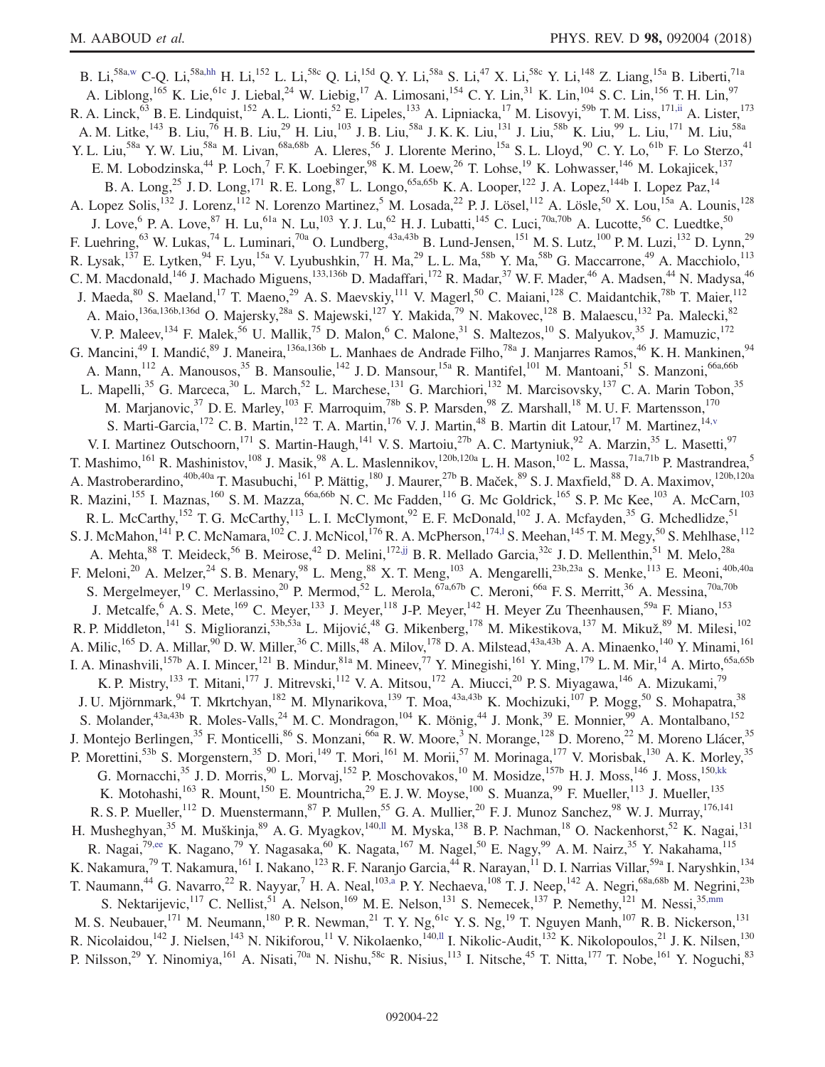B. Li,[58a,w] C-Q. Li,[58a,hh] H. Li,[152] L. Li,[58c] Q. Li,[15d] Q. Y. Li,[58a] S. Li,[47] X. Li,[58c] Y. Li,[148] Z. Liang,[15a] B. Liberti,[71a] A. Liblong,[165] K. Lie,[61c] J. Liebal,[24] W. Liebig,[17] A. Limosani,[154] C. Y. Lin,[31] K. Lin,[104] S. C. Lin,[156] T. H. Lin,[97] R. A. Linck,[63] B. E. Lindquist,[152] A. L. Lionti,[52] E. Lipeles,[133] A. Lipniacka,[17] M. Lisovyi,[59b] T. M. Liss,[171,ii] A. Lister,[173] A. M. Litke,[143] B. Liu,[76] H. B. Liu,[29] H. Liu,[103] J. B. Liu,[58a] J. K. K. Liu,[131] J. Liu,[58b] K. Liu,[99] L. Liu,[171] M. Liu,[58a] Y. L. Liu,[58a] Y. W. Liu,[58a] M. Livan,[68a,68b] A. Lleres,[56] J. Llorente Merino,[15a] S. L. Lloyd,[90] C. Y. Lo,[61b] F. Lo Sterzo,[41] E. M. Lobodzinska,[44] P. Loch,[7] F. K. Loebinger,[98] K. M. Loew,[26] T. Lohse,[19] K. Lohwasser,[146] M. Lokajicek,[137] B. A. Long,[25] J. D. Long,[171] R. E. Long,[87] L. Longo,[65a,65b] K. A. Looper,[122] J. A. Lopez,[144b] I. Lopez Paz,[14] A. Lopez Solis,[132] J. Lorenz,[112] N. Lorenzo Martinez,[5] M. Losada,[22] P. J. Lösel,[112] A. Lösle,[50] X. Lou,[15a] A. Lounis,[128] J. Love,[6] P. A. Love,[87] H. Lu,[61a] N. Lu,[103] Y. J. Lu,[62] H. J. Lubatti,[145] C. Luci,[70a,70b] A. Lucotte,[56] C. Luedtke,[50] F. Luehring,[63] W. Lukas,[74] L. Luminari,[70a] O. Lundberg,[43a,43b] B. Lund-Jensen,[151] M. S. Lutz,[100] P. M. Luzi,[132] D. Lynn,[29] R. Lysak,[137] E. Lytken,[94] F. Lyu,[15a] V. Lyubushkin,[77] H. Ma,[29] L. L. Ma,[58b] Y. Ma,[58b] G. Maccarrone,[49] A. Macchiolo,[113] C. M. Macdonald,[146] J. Machado Miguens,[133,136b] D. Madaffari,[172] R. Madar,[37] W. F. Mader,[46] A. Madsen,[44] N. Madysa,[46] J. Maeda,[80] S. Maeland,[17] T. Maeno,[29] A. S. Maevskiy,[111] V. Magerl,[50] C. Maiani,[128] C. Maidantchik,[78b] T. Maier,[112] A. Maio,[136a,136b,136d] O. Majersky,[28a] S. Majewski,[127] Y. Makida,[79] N. Makovec,[128] B. Malaescu,[132] Pa. Malecki,[82] V. P. Maleev,[134] F. Malek,[56] U. Mallik,[75] D. Malon,[6] C. Malone,[31] S. Maltezos,[10] S. Malyukov,[35] J. Mamuzic,[172] G. Mancini,[49] I. Mandić,[89] J. Maneira,[136a,136b] L. Manhaes de Andrade Filho,[78a] J. Manjarres Ramos,[46] K. H. Mankinen,[94] A. Mann,[112] A. Manousos,[35] B. Mansoulie,[142] J. D. Mansour,[15a] R. Mantifel,[101] M. Mantoani,[51] S. Manzoni,[66a,66b] L. Mapelli,[35] G. Marceca,[30] L. March,[52] L. Marchese,[131] G. Marchiori,[132] M. Marcisovsky,[137] C. A. Marin Tobon,[35] M. Marjanovic,[37] D. E. Marley,[103] F. Marroquim,[78b] S. P. Marsden,[98] Z. Marshall,[18] M. U. F. Martensson,[170] S. Marti-Garcia,[172] C. B. Martin,[122] T. A. Martin,[176] V. J. Martin,[48] B. Martin dit Latour,[17] M. Martinez,[14,v] V. I. Martinez Outschoorn,[171] S. Martin-Haugh,[141] V. S. Martoiu,[27b] A. C. Martyniuk,[92] A. Marzin,[35] L. Masetti,[97] T. Mashimo,[161] R. Mashinistov,[108] J. Masik,[98] A. L. Maslennikov,[120b,120a] L. H. Mason,[102] L. Massa,[71a,71b] P. Mastrandrea,[5] A. Mastroberardino,[40b,40a] T. Masubuchi,[161] P. Mättig,[180] J. Maurer,[27b] B. Maček,[89] S. J. Maxfield,[88] D. A. Maximov,[120b,120a] R. Mazini,[155] I. Maznas,[160] S. M. Mazza,[66a,66b] N. C. Mc Fadden,[116] G. Mc Goldrick,[165] S. P. Mc Kee,[103] A. McCarn,[103] R. L. McCarthy,[152] T. G. McCarthy,[113] L. I. McClymont,[92] E. F. McDonald,[102] J. A. Mcfayden,[35] G. Mchedlidze,[51] S. J. McMahon,[141] P. C. McNamara,[102] C. J. McNicol,[176] R. A. McPherson,[174,l] S. Meehan,[145] T. M. Megy,[50] S. Mehlhase,[112] A. Mehta,[88] T. Meideck,[56] B. Meirose,[42] D. Melini,[172,jj] B. R. Mellado Garcia,[32c] J. D. Mellenthin,[51] M. Melo,[28a] F. Meloni,[20] A. Melzer,[24] S. B. Menary,[98] L. Meng,[88] X. T. Meng,[103] A. Mengarelli,[23b,23a] S. Menke,[113] E. Meoni,[40b,40a] S. Mergelmeyer,[19] C. Merlassino,[20] P. Mermod,[52] L. Merola,[67a,67b] C. Meroni,[66a] F. S. Merritt,[36] A. Messina,[70a,70b] J. Metcalfe,[6] A. S. Mete,[169] C. Meyer,[133] J. Meyer,[118] J-P. Meyer,[142] H. Meyer Zu Theenhausen,[59a] F. Miano,[153] R. P. Middleton,[141] S. Miglioranzi,[53b,53a] L. Mijović,[48] G. Mikenberg,[178] M. Mikestikova,[137] M. Mikuž,[89] M. Milesi,[102] A. Milic,[165] D. A. Millar,[90] D. W. Miller,[36] C. Mills,[48] A. Milov,[178] D. A. Milstead,[43a,43b] A. A. Minaenko,[140] Y. Minami,[161] I. A. Minashvili,[157b] A. I. Mincer,[121] B. Mindur,[81a] M. Mineev,[77] Y. Minegishi,[161] Y. Ming,[179] L. M. Mir,[14] A. Mirto,[65a,65b] K. P. Mistry,[133] T. Mitani,[177] J. Mitrevski,[112] V. A. Mitsou,[172] A. Miucci,[20] P. S. Miyagawa,[146] A. Mizukami,[79] J. U. Mjörnmark,[94] T. Mkrtchyan,[182] M. Mlynarikova,[139] T. Moa,[43a,43b] K. Mochizuki,[107] P. Mogg,[50] S. Mohapatra,[38] S. Molander,[43a,43b] R. Moles-Valls,[24] M. C. Mondragon,[104] K. Mönig,[44] J. Monk,[39] E. Monnier,[99] A. Montalbano,[152] J. Montejo Berlingen,[35] F. Monticelli,[86] S. Monzani,[66a] R. W. Moore,[3] N. Morange,[128] D. Moreno,[22] M. Moreno Llácer,[35] P. Morettini,[53b] S. Morgenstern,[35] D. Mori,[149] T. Mori,[161] M. Morii,[57] M. Morinaga,[177] V. Morisbak,[130] A. K. Morley,[35] G. Mornacchi,[35] J. D. Morris,[90] L. Morvaj,[152] P. Moschovakos,[10] M. Mosidze,[157b] H. J. Moss,[146] J. Moss,[150,kk] K. Motohashi,[163] R. Mount,[150] E. Mountricha,[29] E. J. W. Moyse,[100] S. Muanza,[99] F. Mueller,[113] J. Mueller,[135] R. S. P. Mueller,[112] D. Muenstermann,[87] P. Mullen,[55] G. A. Mullier,[20] F. J. Munoz Sanchez,[98] W. J. Murray,[176,141] H. Musheghyan,[35] M. Muškinja,[89] A. G. Myagkov,[140,ll] M. Myska,[138] B. P. Nachman,[18] O. Nackenhorst,[52] K. Nagai,[131] R. Nagai,[79,ee] K. Nagano,[79] Y. Nagasaka,[60] K. Nagata,[167] M. Nagel,[50] E. Nagy,[99] A. M. Nairz,[35] Y. Nakahama,[115] K. Nakamura,[79] T. Nakamura,[161] I. Nakano,[123] R. F. Naranjo Garcia,[44] R. Narayan,[11] D. I. Narrias Villar,[59a] I. Naryshkin,[134] T. Naumann,[44] G. Navarro,[22] R. Nayyar,[7] H. A. Neal,[103,a] P. Y. Nechaeva,[108] T. J. Neep,[142] A. Negri,[68a,68b] M. Negrini,[23b] S. Nektarijevic,[117] C. Nellist,[51] A. Nelson,[169] M. E. Nelson,[131] S. Nemecek,[137] P. Nemethy,[121] M. Nessi,[35,mm] M. S. Neubauer,[171] M. Neumann,[180] P. R. Newman,[21] T. Y. Ng,[61c] Y. S. Ng,[19] T. Nguyen Manh,[107] R. B. Nickerson,[131] R. Nicolaidou,[142] J. Nielsen,[143] N. Nikiforou,[11] V. Nikolaenko,[140,ll] I. Nikolic-Audit,[132] K. Nikolopoulos,[21] J. K. Nilsen,[130] P. Nilsson,[29] Y. Ninomiya,[161] A. Nisati,[70a] N. Nishu,[58c] R. Nisius,[113] I. Nitsche,[45] T. Nitta,[177] T. Nobe,[161] Y. Noguchi,[83]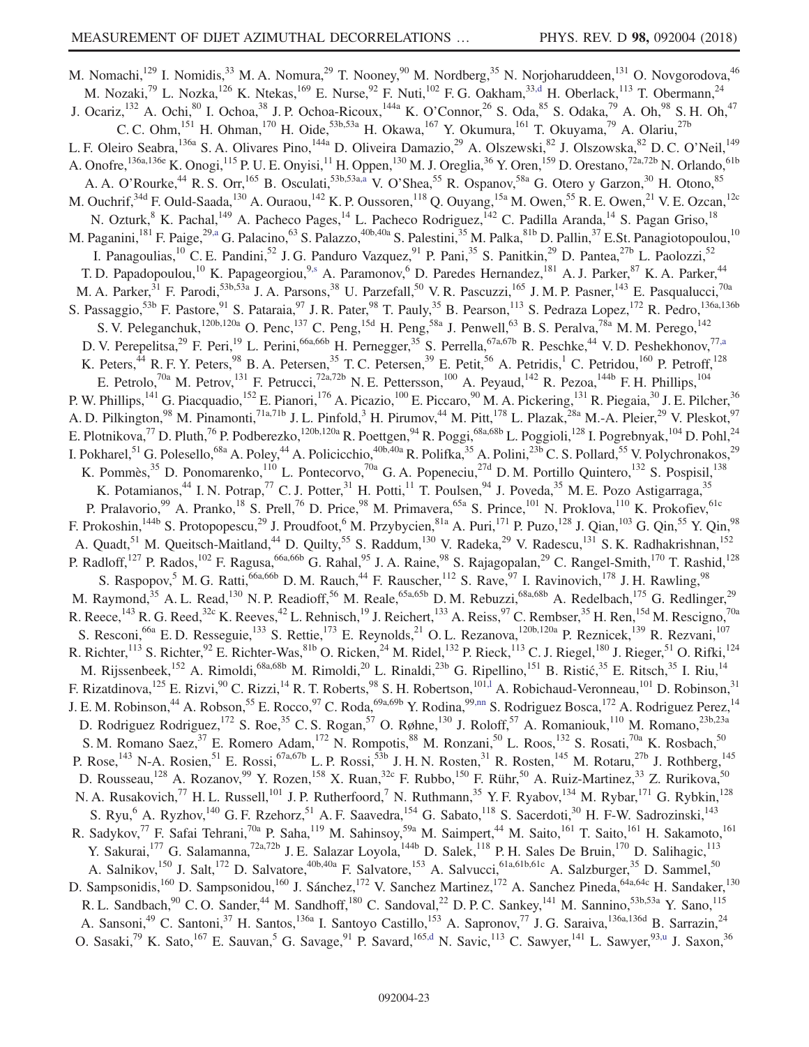M. Nomachi,[129] I. Nomidis,[33] M. A. Nomura,[29] T. Nooney,[90] M. Nordberg,[35] N. Norjoharuddeen,[131] O. Novgorodova,[46] M. Nozaki,[79] L. Nozka,[126] K. Ntekas,[169] E. Nurse,[92] F. Nuti,[102] F. G. Oakham,[33,d] H. Oberlack,[113] T. Obermann,[24] J. Ocariz,[132] A. Ochi,[80] I. Ochoa,[38] J. P. Ochoa-Ricoux,[144a] K. O'Connor,[26] S. Oda,[85] S. Odaka,[79] A. Oh,[98] S. H. Oh,[47] C. C. Ohm,[151] H. Ohman,[170] H. Oide,[53b,53a] H. Okawa,[167] Y. Okumura,[161] T. Okuyama,[79] A. Olariu,[27b] L. F. Oleiro Seabra,[136a] S. A. Olivares Pino,[144a] D. Oliveira Damazio,[29] A. Olszewski,[82] J. Olszowska,[82] D. C. O'Neil,[149] A. Onofre,[136a,136e] K. Onogi,[115] P. U. E. Onyisi,[11] H. Oppen,[130] M. J. Oreglia,[36] Y. Oren,[159] D. Orestano,[72a,72b] N. Orlando,[61b] A. A. O'Rourke,[44] R. S. Orr,[165] B. Osculati,[53b,53a,a] V. O'Shea,[55] R. Ospanov,[58a] G. Otero y Garzon,[30] H. Otono,[85] M. Ouchrif,[34d] F. Ould-Saada,[130] A. Ouraou,[142] K. P. Oussoren,[118] Q. Ouyang,[15a] M. Owen,[55] R. E. Owen,[21] V. E. Ozcan,[12c] N. Ozturk,[8] K. Pachal,[149] A. Pacheco Pages,[14] L. Pacheco Rodriguez,[142] C. Padilla Aranda,[14] S. Pagan Griso,[18] M. Paganini,[181] F. Paige,[29,a] G. Palacino,[63] S. Palazzo,[40b,40a] S. Palestini,[35] M. Palka,[81b] D. Pallin,[37] E.St. Panagiotopoulou,[10] I. Panagoulias,[10] C. E. Pandini,[52] J. G. Panduro Vazquez,[91] P. Pani,[35] S. Panitkin,[29] D. Pantea,[27b] L. Paolozzi,[52] T. D. Papadopoulou,[10] K. Papageorgiou,[9,s] A. Paramonov,[6] D. Paredes Hernandez,[181] A. J. Parker,[87] K. A. Parker,[44] M. A. Parker,[31] F. Parodi,[53b,53a] J. A. Parsons,[38] U. Parzefall,[50] V. R. Pascuzzi,[165] J. M. P. Pasner,[143] E. Pasqualucci,[70a] S. Passaggio,[53b] F. Pastore,[91] S. Pataraia,[97] J. R. Pater,[98] T. Pauly,[35] B. Pearson,[113] S. Pedraza Lopez,[172] R. Pedro,[136a,136b] S. V. Peleganchuk,[120b,120a] O. Penc,[137] C. Peng,[15d] H. Peng,[58a] J. Penwell,[63] B. S. Peralva,[78a] M. M. Perego,[142] D. V. Perepelitsa,[29] F. Peri,[19] L. Perini,[66a,66b] H. Pernegger,[35] S. Perrella,[67a,67b] R. Peschke,[44] V. D. Peshekhonov,[77,a] K. Peters,[44] R. F. Y. Peters,[98] B. A. Petersen,[35] T. C. Petersen,[39] E. Petit,[56] A. Petridis,[1] C. Petridou,[160] P. Petroff,[128] E. Petrolo,[70a] M. Petrov,[131] F. Petrucci,[72a,72b] N. E. Pettersson,[100] A. Peyaud,[142] R. Pezoa,[144b] F. H. Phillips,[104] P. W. Phillips,[141] G. Piacquadio,[152] E. Pianori,[176] A. Picazio,[100] E. Piccaro,[90] M. A. Pickering,[131] R. Piegaia,[30] J. E. Pilcher,[36] A. D. Pilkington,[98] M. Pinamonti,[71a,71b] J. L. Pinfold,[3] H. Pirumov,[44] M. Pitt,[178] L. Plazak,[28a] M.-A. Pleier,[29] V. Pleskot,[97] E. Plotnikova,[77] D. Pluth,[76] P. Podberezko,[120b,120a] R. Poettgen,[94] R. Poggi,[68a,68b] L. Poggioli,[128] I. Pogrebnyak,[104] D. Pohl,[24] I. Pokharel,[51] G. Polesello,[68a] A. Poley,[44] A. Policicchio,[40b,40a] R. Polifka,[35] A. Polini,[23b] C. S. Pollard,[55] V. Polychronakos,[29] K. Pommès,[35] D. Ponomarenko,[110] L. Pontecorvo,[70a] G. A. Popeneciu,[27d] D. M. Portillo Quintero,[132] S. Pospisil,[138] K. Potamianos,[44] I. N. Potrap,[77] C. J. Potter,[31] H. Potti,[11] T. Poulsen,[94] J. Poveda,[35] M. E. Pozo Astigarraga,[35] P. Pralavorio,[99] A. Pranko,[18] S. Prell,[76] D. Price,[98] M. Primavera,[65a] S. Prince,[101] N. Proklova,[110] K. Prokofiev,[61c] F. Prokoshin,[144b] S. Protopopescu,[29] J. Proudfoot,[6] M. Przybycien,[81a] A. Puri,[171] P. Puzo,[128] J. Qian,[103] G. Qin,[55] Y. Qin,[98] A. Quadt,[51] M. Queitsch-Maitland,[44] D. Quilty,[55] S. Raddum,[130] V. Radeka,[29] V. Radescu,[131] S. K. Radhakrishnan,[152] P. Radloff,[127] P. Rados,[102] F. Ragusa,[66a,66b] G. Rahal,[95] J. A. Raine,[98] S. Rajagopalan,[29] C. Rangel-Smith,[170] T. Rashid,[128] S. Raspopov,[5] M. G. Ratti,[66a,66b] D. M. Rauch,[44] F. Rauscher,[112] S. Rave,[97] I. Ravinovich,[178] J. H. Rawling,[98] M. Raymond,[35] A. L. Read,[130] N. P. Readioff,[56] M. Reale,[65a,65b] D. M. Rebuzzi,[68a,68b] A. Redelbach,[175] G. Redlinger,[29] R. Reece,[143] R. G. Reed,[32c] K. Reeves,[42] L. Rehnisch,[19] J. Reichert,[133] A. Reiss,[97] C. Rembser,[35] H. Ren,[15d] M. Rescigno,[70a] S. Resconi,[66a] E. D. Resseguie,[133] S. Rettie,[173] E. Reynolds,[21] O. L. Rezanova,[120b,120a] P. Reznicek,[139] R. Rezvani,[107] R. Richter,[113] S. Richter,[92] E. Richter-Was,[81b] O. Ricken,[24] M. Ridel,[132] P. Rieck,[113] C. J. Riegel,[180] J. Rieger,[51] O. Rifki,[124] M. Rijssenbeek,[152] A. Rimoldi,[68a,68b] M. Rimoldi,[20] L. Rinaldi,[23b] G. Ripellino,[151] B. Ristić,[35] E. Ritsch,[35] I. Riu,[14] F. Rizatdinova,[125] E. Rizvi,[90] C. Rizzi,[14] R. T. Roberts,[98] S. H. Robertson,[101,l] A. Robichaud-Veronneau,[101] D. Robinson,[31] J. E. M. Robinson,[44] A. Robson,[55] E. Rocco,[97] C. Roda,[69a,69b] Y. Rodina,[99,nn] S. Rodriguez Bosca,[172] A. Rodriguez Perez,[14] D. Rodriguez Rodriguez,[172] S. Roe,[35] C. S. Rogan,[57] O. Røhne,[130] J. Roloff,[57] A. Romaniouk,[110] M. Romano,[23b,23a] S. M. Romano Saez,[37] E. Romero Adam,[172] N. Rompotis,[88] M. Ronzani,[50] L. Roos,[132] S. Rosati,[70a] K. Rosbach,[50] P. Rose,[143] N-A. Rosien,[51] E. Rossi,[67a,67b] L. P. Rossi,[53b] J. H. N. Rosten,[31] R. Rosten,[145] M. Rotaru,[27b] J. Rothberg,[145] D. Rousseau,[128] A. Rozanov,[99] Y. Rozen,[158] X. Ruan,[32c] F. Rubbo,[150] F. Rühr,[50] A. Ruiz-Martinez,[33] Z. Rurikova,[50] N. A. Rusakovich,[77] H. L. Russell,[101] J. P. Rutherfoord,[7] N. Ruthmann,[35] Y. F. Ryabov,[134] M. Rybar,[171] G. Rybkin,[128] S. Ryu,[6] A. Ryzhov,[140] G. F. Rzehorz,[51] A. F. Saavedra,[154] G. Sabato,[118] S. Sacerdoti,[30] H. F-W. Sadrozinski,[143] R. Sadykov,[77] F. Safai Tehrani,[70a] P. Saha,[119] M. Sahinsoy,[59a] M. Saimpert,[44] M. Saito,[161] T. Saito,[161] H. Sakamoto,[161] Y. Sakurai,[177] G. Salamanna,[72a,72b] J. E. Salazar Loyola,[144b] D. Salek,[118] P. H. Sales De Bruin,[170] D. Salihagic,[113] A. Salnikov,[150] J. Salt,[172] D. Salvatore,[40b,40a] F. Salvatore,[153] A. Salvucci,[61a,61b,61c] A. Salzburger,[35] D. Sammel,[50] D. Sampsonidis,[160] D. Sampsonidou,[160] J. Sánchez,[172] V. Sanchez Martinez,[172] A. Sanchez Pineda,[64a,64c] H. Sandaker,[130] R. L. Sandbach,[90] C. O. Sander,[44] M. Sandhoff,[180] C. Sandoval,[22] D. P. C. Sankey,[141] M. Sannino,[53b,53a] Y. Sano,[115] A. Sansoni,[49] C. Santoni,[37] H. Santos,[136a] I. Santoyo Castillo,[153] A. Sapronov,[77] J. G. Saraiva,[136a,136d] B. Sarrazin,[24] O. Sasaki,[79] K. Sato,[167] E. Sauvan,[5] G. Savage,[91] P. Savard,[165,d] N. Savic,[113] C. Sawyer,[141] L. Sawyer,[93,u] J. Saxon,[36]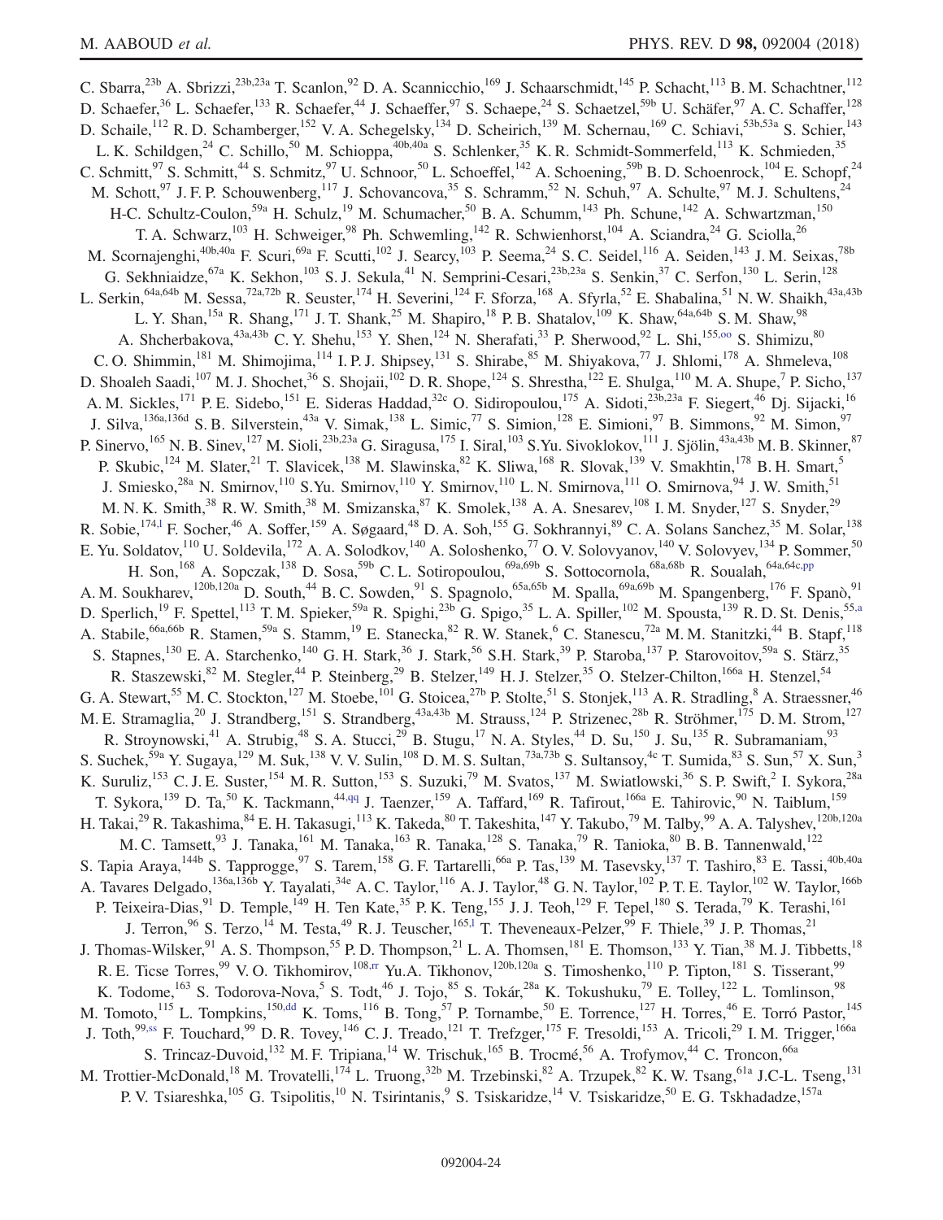C. Sbarra,[23b] A. Sbrizzi,[23b,23a] T. Scanlon,[92] D. A. Scannicchio,[169] J. Schaarschmidt,[145] P. Schacht,[113] B. M. Schachtner,[112] D. Schaefer,[36] L. Schaefer,[133] R. Schaefer,[44] J. Schaeffer,[97] S. Schaepe,[24] S. Schaetzel,[59b] U. Schäfer,[97] A. C. Schaffer,[128] D. Schaile,[112] R. D. Schamberger,[152] V. A. Schegelsky,[134] D. Scheirich,[139] M. Schernau,[169] C. Schiavi,[53b,53a] S. Schier,[143] L. K. Schildgen,[24] C. Schillo,[50] M. Schioppa,[40b,40a] S. Schlenker,[35] K. R. Schmidt-Sommerfeld,[113] K. Schmieden,[35] C. Schmitt,[97] S. Schmitt,[44] S. Schmitz,[97] U. Schnoor,[50] L. Schoeffel,[142] A. Schoening,[59b] B. D. Schoenrock,[104] E. Schopf,[24] M. Schott,[97] J. F. P. Schouwenberg,[117] J. Schovancova,[35] S. Schramm,[52] N. Schuh,[97] A. Schulte,[97] M. J. Schultens,[24] H-C. Schultz-Coulon,[59a] H. Schulz,[19] M. Schumacher,[50] B. A. Schumm,[143] Ph. Schune,[142] A. Schwartzman,[150] T. A. Schwarz,[103] H. Schweiger,[98] Ph. Schwemling,[142] R. Schwienhorst,[104] A. Sciandra,[24] G. Sciolla,[26] M. Scornajenghi,[40b,40a] F. Scuri,[69a] F. Scutti,[102] J. Searcy,[103] P. Seema,[24] S. C. Seidel,[116] A. Seiden,[143] J. M. Seixas,[78b] G. Sekhniaidze,[67a] K. Sekhon,[103] S. J. Sekula,[41] N. Semprini-Cesari,[23b,23a] S. Senkin,[37] C. Serfon,[130] L. Serin,[128] L. Serkin,[64a,64b] M. Sessa,[72a,72b] R. Seuster,[174] H. Severini,[124] F. Sforza,[168] A. Sfyrla,[52] E. Shabalina,[51] N. W. Shaikh,[43a,43b] L. Y. Shan,[15a] R. Shang,[171] J. T. Shank,[25] M. Shapiro,[18] P. B. Shatalov,[109] K. Shaw,[64a,64b] S. M. Shaw,[98] A. Shcherbakova,[43a,43b] C. Y. Shehu,[153] Y. Shen,[124] N. Sherafati,[33] P. Sherwood,[92] L. Shi,[155,oo] S. Shimizu,[80] C. O. Shimmin,[181] M. Shimojima,[114] I. P. J. Shipsey,[131] S. Shirabe,[85] M. Shiyakova,[77] J. Shlomi,[178] A. Shmeleva,[108] D. Shoaleh Saadi,[107] M. J. Shochet,[36] S. Shojaii,[102] D. R. Shope,[124] S. Shrestha,[122] E. Shulga,[110] M. A. Shupe,[7] P. Sicho,[137] A. M. Sickles,[171] P. E. Sidebo,[151] E. Sideras Haddad,[32c] O. Sidiropoulou,[175] A. Sidoti,[23b,23a] F. Siegert,[46] Dj. Sijacki,[16] J. Silva,[136a,136d] S. B. Silverstein,[43a] V. Simak,[138] L. Simic,[77] S. Simion,[128] E. Simioni,[97] B. Simmons,[92] M. Simon,[97] P. Sinervo,[165] N. B. Sinev,[127] M. Sioli,[23b,23a] G. Siragusa,[175] I. Siral,[103] S.Yu. Sivoklokov,[111] J. Sjölin,[43a,43b] M. B. Skinner,[87] P. Skubic,[124] M. Slater,[21] T. Slavicek,[138] M. Slawinska,[82] K. Sliwa,[168] R. Slovak,[139] V. Smakhtin,[178] B. H. Smart,[5] J. Smiesko,[28a] N. Smirnov,[110] S.Yu. Smirnov,[110] Y. Smirnov,[110] L. N. Smirnova,[111] O. Smirnova,[94] J. W. Smith,[51] M. N. K. Smith,[38] R. W. Smith,[38] M. Smizanska,[87] K. Smolek,[138] A. A. Snesarev,[108] I. M. Snyder,[127] S. Snyder,[29] R. Sobie,[174,l] F. Socher,[46] A. Soffer,[159] A. Søgaard,[48] D. A. Soh,[155] G. Sokhrannyi,[89] C. A. Solans Sanchez,[35] M. Solar,[138] E. Yu. Soldatov,[110] U. Soldevila,[172] A. A. Solodkov,[140] A. Soloshenko,[77] O. V. Solovyanov,[140] V. Solovyev,[134] P. Sommer,[50] H. Son,[168] A. Sopczak,[138] D. Sosa,[59b] C. L. Sotiropoulou,[69a,69b] S. Sottocornola,[68a,68b] R. Soualah,[64a,64c,pp] A. M. Soukharev,[120b,120a] D. South,[44] B. C. Sowden,[91] S. Spagnolo,[65a,65b] M. Spalla,[69a,69b] M. Spangenberg,[176] F. Spanò,[91] D. Sperlich,[19] F. Spettel,[113] T. M. Spieker,[59a] R. Spighi,[23b] G. Spigo,[35] L. A. Spiller,[102] M. Spousta,[139] R. D. St. Denis,[55,a] A. Stabile,[66a,66b] R. Stamen,[59a] S. Stamm,[19] E. Stanecka,[82] R. W. Stanek,[6] C. Stanescu,[72a] M. M. Stanitzki,[44] B. Stapf,[118] S. Stapnes,[130] E. A. Starchenko,[140] G. H. Stark,[36] J. Stark,[56] S.H. Stark,[39] P. Staroba,[137] P. Starovoitov,[59a] S. Stärz,[35] R. Staszewski,[82] M. Stegler,[44] P. Steinberg,[29] B. Stelzer,[149] H. J. Stelzer,[35] O. Stelzer-Chilton,[166a] H. Stenzel,[54] G. A. Stewart,[55] M. C. Stockton,[127] M. Stoebe,[101] G. Stoicea,[27b] P. Stolte,[51] S. Stonjek,[113] A. R. Stradling,[8] A. Straessner,[46] M. E. Stramaglia,[20] J. Strandberg,[151] S. Strandberg,[43a,43b] M. Strauss,[124] P. Strizenec,[28b] R. Ströhmer,[175] D. M. Strom,[127] R. Stroynowski,[41] A. Strubig,[48] S. A. Stucci,[29] B. Stugu,[17] N. A. Styles,[44] D. Su,[150] J. Su,[135] R. Subramaniam,[93] S. Suchek,[59a] Y. Sugaya,[129] M. Suk,[138] V. V. Sulin,[108] D. M. S. Sultan,[73a,73b] S. Sultansoy,[4c] T. Sumida,[83] S. Sun,[57] X. Sun,[3] K. Suruliz,[153] C. J. E. Suster,[154] M. R. Sutton,[153] S. Suzuki,[79] M. Svatos,[137] M. Swiatlowski,[36] S. P. Swift,[2] I. Sykora,[28a] T. Sykora,[139] D. Ta,[50] K. Tackmann,[44,qq] J. Taenzer,[159] A. Taffard,[169] R. Tafirout,[166a] E. Tahirovic,[90] N. Taiblum,[159] H. Takai,[29] R. Takashima,[84] E. H. Takasugi,[113] K. Takeda,[80] T. Takeshita,[147] Y. Takubo,[79] M. Talby,[99] A. A. Talyshev,[120b,120a] M. C. Tamsett,[93] J. Tanaka,[161] M. Tanaka,[163] R. Tanaka,[128] S. Tanaka,[79] R. Tanioka,[80] B. B. Tannenwald,[122] S. Tapia Araya,[144b] S. Tapprogge,[97] S. Tarem,[158] G. F. Tartarelli,[66a] P. Tas,[139] M. Tasevsky,[137] T. Tashiro,[83] E. Tassi,[40b,40a] A. Tavares Delgado,[136a,136b] Y. Tayalati,[34e] A. C. Taylor,[116] A. J. Taylor,[48] G. N. Taylor,[102] P. T. E. Taylor,[102] W. Taylor,[166b] P. Teixeira-Dias,[91] D. Temple,[149] H. Ten Kate,[35] P. K. Teng,[155] J. J. Teoh,[129] F. Tepel,[180] S. Terada,[79] K. Terashi,[161] J. Terron,[96] S. Terzo,[14] M. Testa,[49] R. J. Teuscher,[165,l] T. Theveneaux-Pelzer,[99] F. Thiele,[39] J. P. Thomas,[21] J. Thomas-Wilsker,[91] A. S. Thompson,[55] P. D. Thompson,[21] L. A. Thomsen,[181] E. Thomson,[133] Y. Tian,[38] M. J. Tibbetts,[18] R. E. Ticse Torres,[99] V. O. Tikhomirov,[108,rr] Yu.A. Tikhonov,[120b,120a] S. Timoshenko,[110] P. Tipton,[181] S. Tisserant,[99] K. Todome,[163] S. Todorova-Nova,[5] S. Todt,[46] J. Tojo,[85] S. Tokár,[28a] K. Tokushuku,[79] E. Tolley,[122] L. Tomlinson,[98] M. Tomoto,[115] L. Tompkins,[150,dd] K. Toms,[116] B. Tong,[57] P. Tornambe,[50] E. Torrence,[127] H. Torres,[46] E. Torró Pastor,[145] J. Toth,[99,ss] F. Touchard,[99] D. R. Tovey,[146] C. J. Treado,[121] T. Trefzger,[175] F. Tresoldi,[153] A. Tricoli,[29] I. M. Trigger,[166a] S. Trincaz-Duvoid,[132] M. F. Tripiana,[14] W. Trischuk,[165] B. Trocmé,[56] A. Trofymov,[44] C. Troncon,[66a] M. Trottier-McDonald,[18] M. Trovatelli,[174] L. Truong,[32b] M. Trzebinski,[82] A. Trzupek,[82] K. W. Tsang,[61a] J.C-L. Tseng,[131] P. V. Tsiareshka,[105] G. Tsipolitis,[10] N. Tsirintanis,[9] S. Tsiskaridze,[14] V. Tsiskaridze,[50] E. G. Tskhadadze,[157a]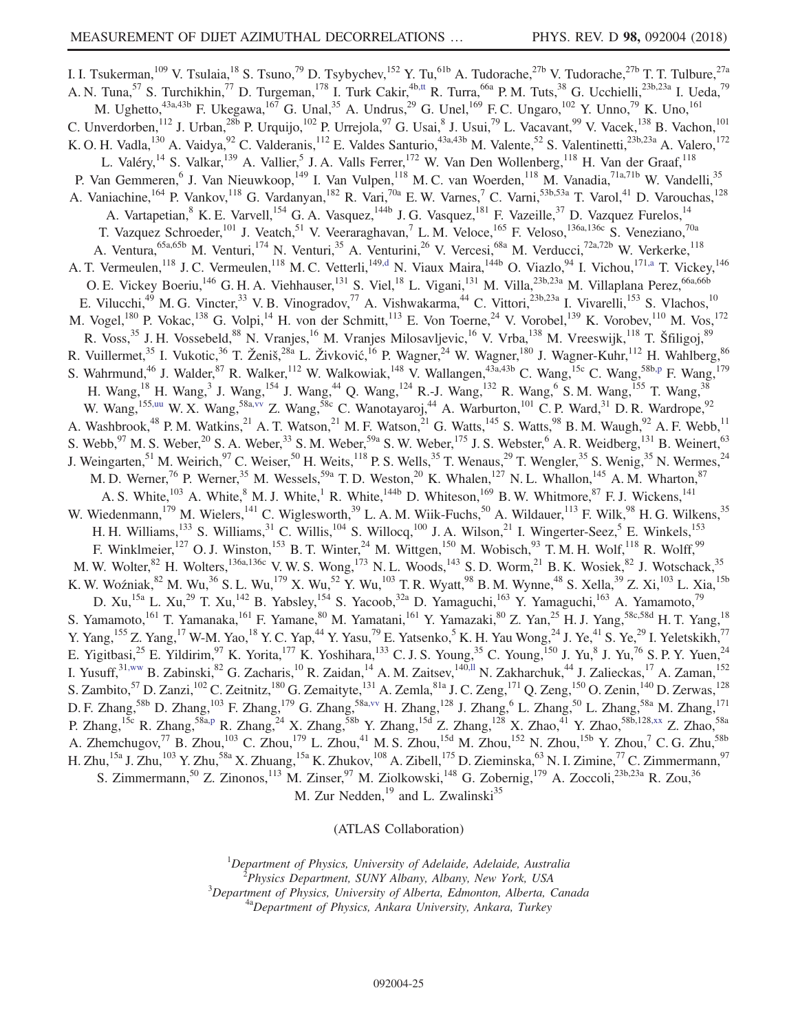I. I. Tsukerman,[109] V. Tsulaia,[18] S. Tsuno,[79] D. Tsybychev,[152] Y. Tu,[61b] A. Tudorache,[27b] V. Tudorache,[27b] T. T. Tulbure,[27a] A. N. Tuna,[57] S. Turchikhin,[77] D. Turgeman,[178] I. Turk Cakir,[4b,tt] R. Turra,[66a] P. M. Tuts,[38] G. Ucchielli,[23b,23a] I. Ueda,[79] M. Ughetto,[43a,43b] F. Ukegawa,[167] G. Unal,[35] A. Undrus,[29] G. Unel,[169] F. C. Ungaro,[102] Y. Unno,[79] K. Uno,[161] C. Unverdorben,[112] J. Urban,[28b] P. Urquijo,[102] P. Urrejola,[97] G. Usai,[8] J. Usui,[79] L. Vacavant,[99] V. Vacek,[138] B. Vachon,[101] K. O. H. Vadla,[130] A. Vaidya,[92] C. Valderanis,[112] E. Valdes Santurio,[43a,43b] M. Valente,[52] S. Valentinetti,[23b,23a] A. Valero,[172] L. Valéry,[14] S. Valkar,[139] A. Vallier,[5] J. A. Valls Ferrer,[172] W. Van Den Wollenberg,[118] H. Van der Graaf,[118] P. Van Gemmeren,[6] J. Van Nieuwkoop,[149] I. Van Vulpen,[118] M. C. van Woerden,[118] M. Vanadia,[71a,71b] W. Vandelli,[35] A. Vaniachine,[164] P. Vankov,[118] G. Vardanyan,[182] R. Vari,[70a] E. W. Varnes,[7] C. Varni,[53b,53a] T. Varol,[41] D. Varouchas,[128] A. Vartapetian,[8] K. E. Varvell,[154] G. A. Vasquez,[144b] J. G. Vasquez,[181] F. Vazeille,[37] D. Vazquez Furelos,[14] T. Vazquez Schroeder,[101] J. Veatch,[51] V. Veeraraghavan,[7] L. M. Veloce,[165] F. Veloso,[136a,136c] S. Veneziano,[70a] A. Ventura,[65a,65b] M. Venturi,[174] N. Venturi,[35] A. Venturini,[26] V. Vercesi,[68a] M. Verducci,[72a,72b] W. Verkerke,[118] A. T. Vermeulen,[118] J. C. Vermeulen,[118] M. C. Vetterli,[149,d] N. Viaux Maira,[144b] O. Viazlo,[94] I. Vichou,[171,a] T. Vickey,[146] O. E. Vickey Boeriu,[146] G. H. A. Viehhauser,[131] S. Viel,[18] L. Vigani,[131] M. Villa,[23b,23a] M. Villaplana Perez,[66a,66b] E. Vilucchi,[49] M. G. Vincter,[33] V. B. Vinogradov,[77] A. Vishwakarma,[44] C. Vittori,[23b,23a] I. Vivarelli,[153] S. Vlachos,[10] M. Vogel,[180] P. Vokac,[138] G. Volpi,[14] H. von der Schmitt,[113] E. Von Toerne,[24] V. Vorobel,[139] K. Vorobev,[110] M. Vos,[172] R. Voss,[35] J. H. Vossebeld,[88] N. Vranjes,[16] M. Vranjes Milosavljevic,[16] V. Vrba,[138] M. Vreeswijk,[118] T. Šfiligoj,[89] R. Vuillermet,[35] I. Vukotic,[36] T. Ženiš,[28a] L. Živković,[16] P. Wagner,[24] W. Wagner,[180] J. Wagner-Kuhr,[112] H. Wahlberg,[86] S. Wahrmund,[46] J. Walder,[87] R. Walker,[112] W. Walkowiak,[148] V. Wallangen,[43a,43b] C. Wang,[15c] C. Wang,[58b,p] F. Wang,[179] H. Wang,[18] H. Wang,[3] J. Wang,[154] J. Wang,[44] Q. Wang,[124] R.-J. Wang,[132] R. Wang,[6] S. M. Wang,[155] T. Wang,[38] W. Wang,[155,uu] W. X. Wang,[58a,vv] Z. Wang,[58c] C. Wanotayaroj,[44] A. Warburton,[101] C. P. Ward,[31] D. R. Wardrope,[92] A. Washbrook,[48] P. M. Watkins,[21] A. T. Watson,[21] M. F. Watson,[21] G. Watts,[145] S. Watts,[98] B. M. Waugh,[92] A. F. Webb,[11] S. Webb,[97] M. S. Weber,[20] S. A. Weber,[33] S. M. Weber,[59a] S. W. Weber,[175] J. S. Webster,[6] A. R. Weidberg,[131] B. Weinert,[63] J. Weingarten,[51] M. Weirich,[97] C. Weiser,[50] H. Weits,[118] P. S. Wells,[35] T. Wenaus,[29] T. Wengler,[35] S. Wenig,[35] N. Wermes,[24] M. D. Werner,[76] P. Werner,[35] M. Wessels,[59a] T. D. Weston,[20] K. Whalen,[127] N. L. Whallon,[145] A. M. Wharton,[87] A. S. White,[103] A. White,[8] M. J. White,[1] R. White,[144b] D. Whiteson,[169] B. W. Whitmore,[87] F. J. Wickens,[141] W. Wiedenmann,[179] M. Wielers,[141] C. Wiglesworth,[39] L. A. M. Wiik-Fuchs,[50] A. Wildauer,[113] F. Wilk,[98] H. G. Wilkens,[35] H. H. Williams,[133] S. Williams,[31] C. Willis,[104] S. Willocq,[100] J. A. Wilson,[21] I. Wingerter-Seez,[5] E. Winkels,[153] F. Winklmeier,[127] O. J. Winston,[153] B. T. Winter,[24] M. Wittgen,[150] M. Wobisch,[93] T. M. H. Wolf,[118] R. Wolff,[99] M. W. Wolter,[82] H. Wolters,[136a,136c] V. W. S. Wong,[173] N. L. Woods,[143] S. D. Worm,[21] B. K. Wosiek,[82] J. Wotschack,[35] K. W. Woźniak,[82] M. Wu,[36] S. L. Wu,[179] X. Wu,[52] Y. Wu,[103] T. R. Wyatt,[98] B. M. Wynne,[48] S. Xella,[39] Z. Xi,[103] L. Xia,[15b] D. Xu,[15a] L. Xu,[29] T. Xu,[142] B. Yabsley,[154] S. Yacoob,[32a] D. Yamaguchi,[163] Y. Yamaguchi,[163] A. Yamamoto,[79] S. Yamamoto,[161] T. Yamanaka,[161] F. Yamane,[80] M. Yamatani,[161] Y. Yamazaki,[80] Z. Yan,[25] H. J. Yang,[58c,58d] H. T. Yang,[18] Y. Yang,[155] Z. Yang,[17] W-M. Yao,[18] Y. C. Yap,[44] Y. Yasu,[79] E. Yatsenko,[5] K. H. Yau Wong,[24] J. Ye,[41] S. Ye,[29] I. Yeletskikh,[77] E. Yigitbasi,[25] E. Yildirim,[97] K. Yorita,[177] K. Yoshihara,[133] C. J. S. Young,[35] C. Young,[150] J. Yu,[8] J. Yu,[76] S. P. Y. Yuen,[24] I. Yusuff,[31,ww] B. Zabinski,[82] G. Zacharis,[10] R. Zaidan,[14] A. M. Zaitsev,[140,ll] N. Zakharchuk,[44] J. Zalieckas,[17] A. Zaman,[152] S. Zambito,[57] D. Zanzi,[102] C. Zeitnitz,[180] G. Zemaityte,[131] A. Zemla,[81a] J. C. Zeng,[171] Q. Zeng,[150] O. Zenin,[140] D. Zerwas,[128] D. F. Zhang,[58b] D. Zhang,[103] F. Zhang,[179] G. Zhang,[58a,vv] H. Zhang,[128] J. Zhang,[6] L. Zhang,[50] L. Zhang,[58a] M. Zhang,[171] P. Zhang,[15c] R. Zhang,[58a,p] R. Zhang,[24] X. Zhang,[58b] Y. Zhang,[15d] Z. Zhang,[128] X. Zhao,[41] Y. Zhao,[58b,128,xx] Z. Zhao,[58a] A. Zhemchugov,[77] B. Zhou,[103] C. Zhou,[179] L. Zhou,[41] M. S. Zhou,[15d] M. Zhou,[152] N. Zhou,[15b] Y. Zhou,[7] C. G. Zhu,[58b] H. Zhu,[15a] J. Zhu,[103] Y. Zhu,[58a] X. Zhuang,[15a] K. Zhukov,[108] A. Zibell,[175] D. Zieminska,[63] N. I. Zimine,[77] C. Zimmermann,[97] S. Zimmermann,[50] Z. Zinonos,[113] M. Zinser,[97] M. Ziolkowski,[148] G. Zobernig,[179] A. Zoccoli,[23b,23a] R. Zou,[36] M. Zur Nedden,[19] and L. Zwalinski[35]

(ATLAS Collaboration)

[1] *Department of Physics, University of Adelaide, Adelaide, Australia*
[2] *Physics Department, SUNY Albany, Albany, New York, USA*
[3] *Department of Physics, University of Alberta, Edmonton, Alberta, Canada*
[4a] *Department of Physics, Ankara University, Ankara, Turkey*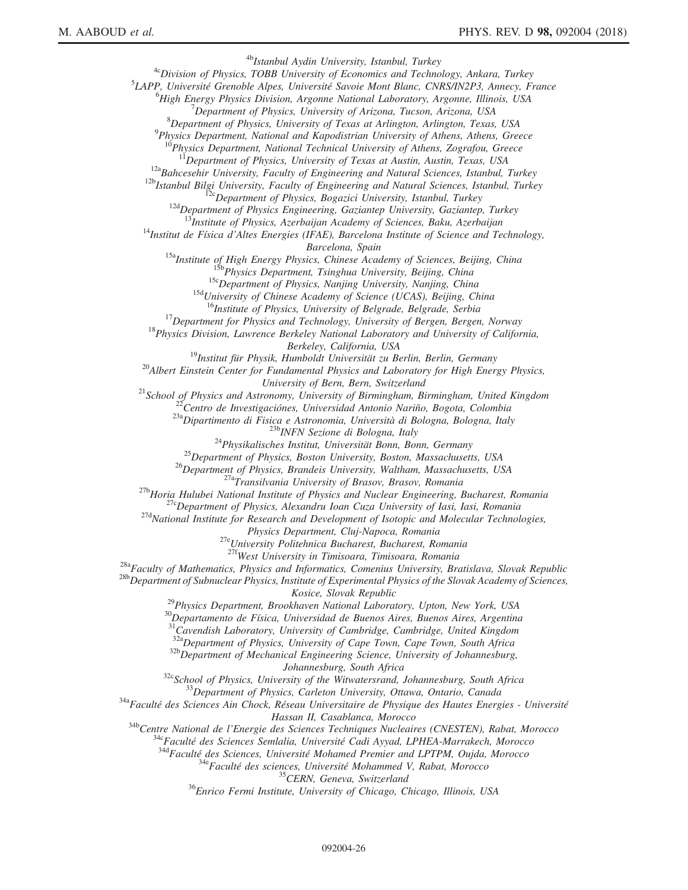[4b]Istanbul Aydin University, Istanbul, Turkey
[4c]Division of Physics, TOBB University of Economics and Technology, Ankara, Turkey
[5]LAPP, Université Grenoble Alpes, Université Savoie Mont Blanc, CNRS/IN2P3, Annecy, France
[6]High Energy Physics Division, Argonne National Laboratory, Argonne, Illinois, USA
[7]Department of Physics, University of Arizona, Tucson, Arizona, USA
[8]Department of Physics, University of Texas at Arlington, Arlington, Texas, USA
[9]Physics Department, National and Kapodistrian University of Athens, Athens, Greece
[10]Physics Department, National Technical University of Athens, Zografou, Greece
[11]Department of Physics, University of Texas at Austin, Austin, Texas, USA
[12a]Bahcesehir University, Faculty of Engineering and Natural Sciences, Istanbul, Turkey
[12b]Istanbul Bilgi University, Faculty of Engineering and Natural Sciences, Istanbul, Turkey
[12c]Department of Physics, Bogazici University, Istanbul, Turkey
[12d]Department of Physics Engineering, Gaziantep University, Gaziantep, Turkey
[13]Institute of Physics, Azerbaijan Academy of Sciences, Baku, Azerbaijan
[14]Institut de Física d'Altes Energies (IFAE), Barcelona Institute of Science and Technology, Barcelona, Spain
[15a]Institute of High Energy Physics, Chinese Academy of Sciences, Beijing, China
[15b]Physics Department, Tsinghua University, Beijing, China
[15c]Department of Physics, Nanjing University, Nanjing, China
[15d]University of Chinese Academy of Science (UCAS), Beijing, China
[16]Institute of Physics, University of Belgrade, Belgrade, Serbia
[17]Department for Physics and Technology, University of Bergen, Bergen, Norway
[18]Physics Division, Lawrence Berkeley National Laboratory and University of California, Berkeley, California, USA
[19]Institut für Physik, Humboldt Universität zu Berlin, Berlin, Germany
[20]Albert Einstein Center for Fundamental Physics and Laboratory for High Energy Physics, University of Bern, Bern, Switzerland
[21]School of Physics and Astronomy, University of Birmingham, Birmingham, United Kingdom
[22]Centro de Investigaciónes, Universidad Antonio Nariño, Bogota, Colombia
[23a]Dipartimento di Fisica e Astronomia, Università di Bologna, Bologna, Italy
[23b]INFN Sezione di Bologna, Italy
[24]Physikalisches Institut, Universität Bonn, Bonn, Germany
[25]Department of Physics, Boston University, Boston, Massachusetts, USA
[26]Department of Physics, Brandeis University, Waltham, Massachusetts, USA
[27a]Transilvania University of Brasov, Brasov, Romania
[27b]Horia Hulubei National Institute of Physics and Nuclear Engineering, Bucharest, Romania
[27c]Department of Physics, Alexandru Ioan Cuza University of Iasi, Iasi, Romania
[27d]National Institute for Research and Development of Isotopic and Molecular Technologies, Physics Department, Cluj-Napoca, Romania
[27e]University Politehnica Bucharest, Bucharest, Romania
[27f]West University in Timisoara, Timisoara, Romania
[28a]Faculty of Mathematics, Physics and Informatics, Comenius University, Bratislava, Slovak Republic
[28b]Department of Subnuclear Physics, Institute of Experimental Physics of the Slovak Academy of Sciences, Kosice, Slovak Republic
[29]Physics Department, Brookhaven National Laboratory, Upton, New York, USA
[30]Departamento de Física, Universidad de Buenos Aires, Buenos Aires, Argentina
[31]Cavendish Laboratory, University of Cambridge, Cambridge, United Kingdom
[32a]Department of Physics, University of Cape Town, Cape Town, South Africa
[32b]Department of Mechanical Engineering Science, University of Johannesburg, Johannesburg, South Africa
[32c]School of Physics, University of the Witwatersrand, Johannesburg, South Africa
[33]Department of Physics, Carleton University, Ottawa, Ontario, Canada
[34a]Faculté des Sciences Ain Chock, Réseau Universitaire de Physique des Hautes Energies - Université Hassan II, Casablanca, Morocco
[34b]Centre National de l'Energie des Sciences Techniques Nucleaires (CNESTEN), Rabat, Morocco
[34c]Faculté des Sciences Semlalia, Université Cadi Ayyad, LPHEA-Marrakech, Morocco
[34d]Faculté des Sciences, Université Mohamed Premier and LPTPM, Oujda, Morocco
[34e]Faculté des sciences, Université Mohammed V, Rabat, Morocco
[35]CERN, Geneva, Switzerland
[36]Enrico Fermi Institute, University of Chicago, Chicago, Illinois, USA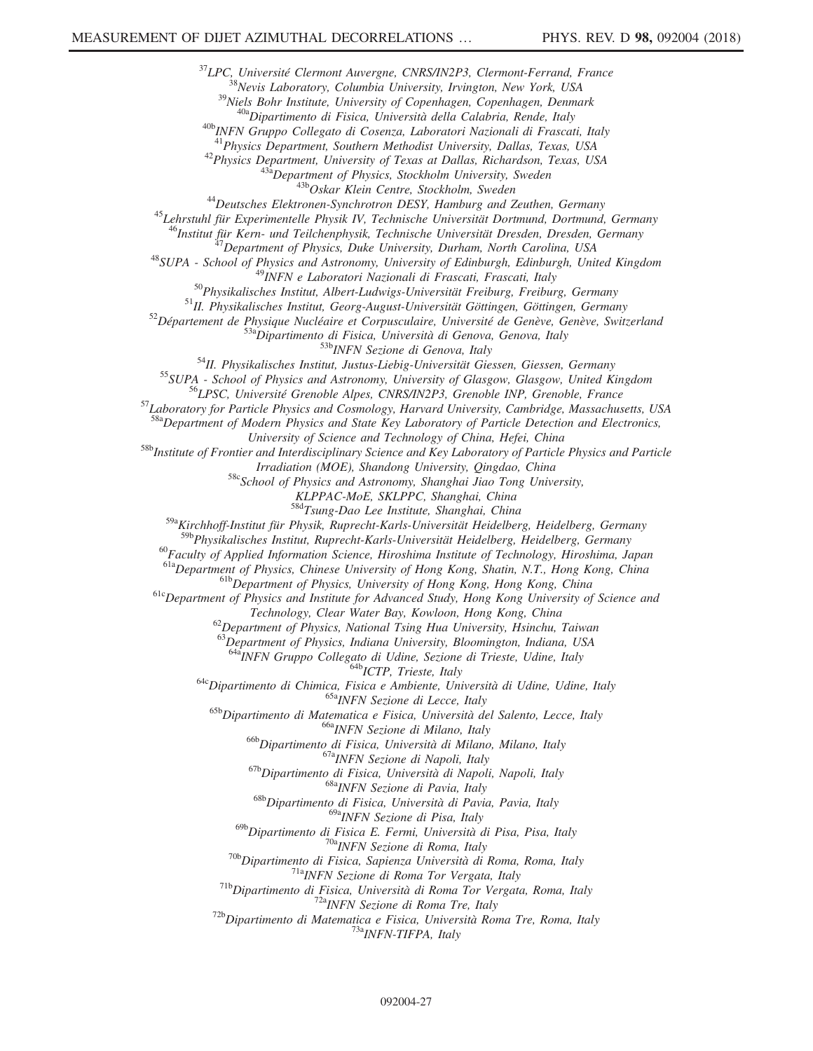[37]LPC, Université Clermont Auvergne, CNRS/IN2P3, Clermont-Ferrand, France
[38]Nevis Laboratory, Columbia University, Irvington, New York, USA
[39]Niels Bohr Institute, University of Copenhagen, Copenhagen, Denmark
[40a]Dipartimento di Fisica, Università della Calabria, Rende, Italy
[40b]INFN Gruppo Collegato di Cosenza, Laboratori Nazionali di Frascati, Italy
[41]Physics Department, Southern Methodist University, Dallas, Texas, USA
[42]Physics Department, University of Texas at Dallas, Richardson, Texas, USA
[43a]Department of Physics, Stockholm University, Sweden
[43b]Oskar Klein Centre, Stockholm, Sweden
[44]Deutsches Elektronen-Synchrotron DESY, Hamburg and Zeuthen, Germany
[45]Lehrstuhl für Experimentelle Physik IV, Technische Universität Dortmund, Dortmund, Germany
[46]Institut für Kern- und Teilchenphysik, Technische Universität Dresden, Dresden, Germany
[47]Department of Physics, Duke University, Durham, North Carolina, USA
[48]SUPA - School of Physics and Astronomy, University of Edinburgh, Edinburgh, United Kingdom
[49]INFN e Laboratori Nazionali di Frascati, Frascati, Italy
[50]Physikalisches Institut, Albert-Ludwigs-Universität Freiburg, Freiburg, Germany
[51]II. Physikalisches Institut, Georg-August-Universität Göttingen, Göttingen, Germany
[52]Département de Physique Nucléaire et Corpusculaire, Université de Genève, Genève, Switzerland
[53a]Dipartimento di Fisica, Università di Genova, Genova, Italy
[53b]INFN Sezione di Genova, Italy
[54]II. Physikalisches Institut, Justus-Liebig-Universität Giessen, Giessen, Germany
[55]SUPA - School of Physics and Astronomy, University of Glasgow, Glasgow, United Kingdom
[56]LPSC, Université Grenoble Alpes, CNRS/IN2P3, Grenoble INP, Grenoble, France
[57]Laboratory for Particle Physics and Cosmology, Harvard University, Cambridge, Massachusetts, USA
[58a]Department of Modern Physics and State Key Laboratory of Particle Detection and Electronics, University of Science and Technology of China, Hefei, China
[58b]Institute of Frontier and Interdisciplinary Science and Key Laboratory of Particle Physics and Particle Irradiation (MOE), Shandong University, Qingdao, China
[58c]School of Physics and Astronomy, Shanghai Jiao Tong University, KLPPAC-MoE, SKLPPC, Shanghai, China
[58d]Tsung-Dao Lee Institute, Shanghai, China
[59a]Kirchhoff-Institut für Physik, Ruprecht-Karls-Universität Heidelberg, Heidelberg, Germany
[59b]Physikalisches Institut, Ruprecht-Karls-Universität Heidelberg, Heidelberg, Germany
[60]Faculty of Applied Information Science, Hiroshima Institute of Technology, Hiroshima, Japan
[61a]Department of Physics, Chinese University of Hong Kong, Shatin, N.T., Hong Kong, China
[61b]Department of Physics, University of Hong Kong, Hong Kong, China
[61c]Department of Physics and Institute for Advanced Study, Hong Kong University of Science and Technology, Clear Water Bay, Kowloon, Hong Kong, China
[62]Department of Physics, National Tsing Hua University, Hsinchu, Taiwan
[63]Department of Physics, Indiana University, Bloomington, Indiana, USA
[64a]INFN Gruppo Collegato di Udine, Sezione di Trieste, Udine, Italy
[64b]ICTP, Trieste, Italy
[64c]Dipartimento di Chimica, Fisica e Ambiente, Università di Udine, Udine, Italy
[65a]INFN Sezione di Lecce, Italy
[65b]Dipartimento di Matematica e Fisica, Università del Salento, Lecce, Italy
[66a]INFN Sezione di Milano, Italy
[66b]Dipartimento di Fisica, Università di Milano, Milano, Italy
[67a]INFN Sezione di Napoli, Italy
[67b]Dipartimento di Fisica, Università di Napoli, Napoli, Italy
[68a]INFN Sezione di Pavia, Italy
[68b]Dipartimento di Fisica, Università di Pavia, Pavia, Italy
[69a]INFN Sezione di Pisa, Italy
[69b]Dipartimento di Fisica E. Fermi, Università di Pisa, Pisa, Italy
[70a]INFN Sezione di Roma, Italy
[70b]Dipartimento di Fisica, Sapienza Università di Roma, Roma, Italy
[71a]INFN Sezione di Roma Tor Vergata, Italy
[71b]Dipartimento di Fisica, Università di Roma Tor Vergata, Roma, Italy
[72a]INFN Sezione di Roma Tre, Italy
[72b]Dipartimento di Matematica e Fisica, Università Roma Tre, Roma, Italy
[73a]INFN-TIFPA, Italy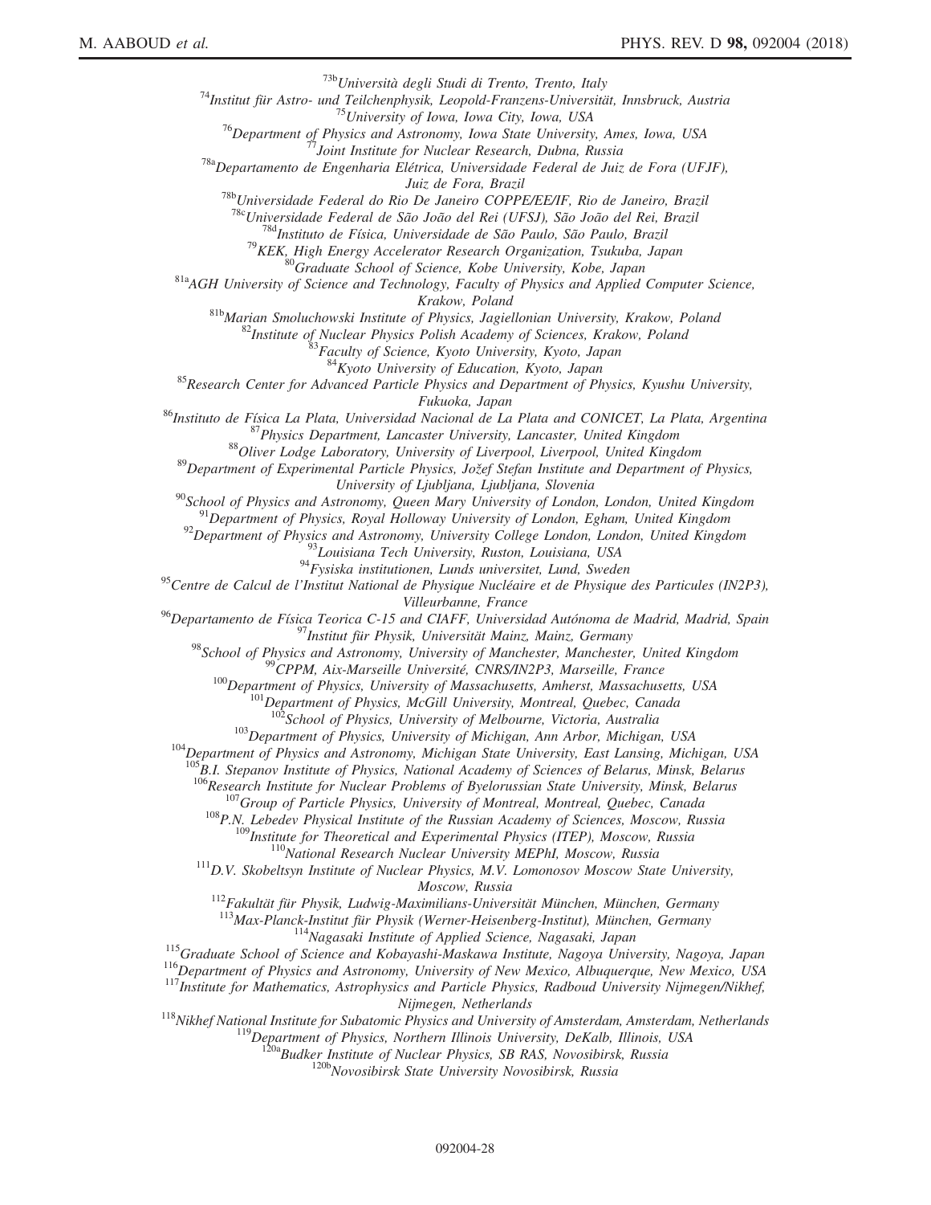[73b]Università degli Studi di Trento, Trento, Italy

[74]Institut für Astro- und Teilchenphysik, Leopold-Franzens-Universität, Innsbruck, Austria

[75]University of Iowa, Iowa City, Iowa, USA

[76]Department of Physics and Astronomy, Iowa State University, Ames, Iowa, USA

[77]Joint Institute for Nuclear Research, Dubna, Russia

[78a]Departamento de Engenharia Elétrica, Universidade Federal de Juiz de Fora (UFJF), Juiz de Fora, Brazil

[78b]Universidade Federal do Rio De Janeiro COPPE/EE/IF, Rio de Janeiro, Brazil

[78c]Universidade Federal de São João del Rei (UFSJ), São João del Rei, Brazil

[78d]Instituto de Física, Universidade de São Paulo, São Paulo, Brazil

[79]KEK, High Energy Accelerator Research Organization, Tsukuba, Japan

[80]Graduate School of Science, Kobe University, Kobe, Japan

[81a]AGH University of Science and Technology, Faculty of Physics and Applied Computer Science, Krakow, Poland

[81b]Marian Smoluchowski Institute of Physics, Jagiellonian University, Krakow, Poland

[82]Institute of Nuclear Physics Polish Academy of Sciences, Krakow, Poland

[83]Faculty of Science, Kyoto University, Kyoto, Japan

[84]Kyoto University of Education, Kyoto, Japan

[85]Research Center for Advanced Particle Physics and Department of Physics, Kyushu University, Fukuoka, Japan

[86]Instituto de Física La Plata, Universidad Nacional de La Plata and CONICET, La Plata, Argentina

[87]Physics Department, Lancaster University, Lancaster, United Kingdom

[88]Oliver Lodge Laboratory, University of Liverpool, Liverpool, United Kingdom

[89]Department of Experimental Particle Physics, Jožef Stefan Institute and Department of Physics, University of Ljubljana, Ljubljana, Slovenia

[90]School of Physics and Astronomy, Queen Mary University of London, London, United Kingdom

[91]Department of Physics, Royal Holloway University of London, Egham, United Kingdom

[92]Department of Physics and Astronomy, University College London, London, United Kingdom

[93]Louisiana Tech University, Ruston, Louisiana, USA

[94]Fysiska institutionen, Lunds universitet, Lund, Sweden

[95]Centre de Calcul de l'Institut National de Physique Nucléaire et de Physique des Particules (IN2P3), Villeurbanne, France

[96]Departamento de Física Teorica C-15 and CIAFF, Universidad Autónoma de Madrid, Madrid, Spain

[97]Institut für Physik, Universität Mainz, Mainz, Germany

[98]School of Physics and Astronomy, University of Manchester, Manchester, United Kingdom

[99]CPPM, Aix-Marseille Université, CNRS/IN2P3, Marseille, France

[100]Department of Physics, University of Massachusetts, Amherst, Massachusetts, USA

[101]Department of Physics, McGill University, Montreal, Quebec, Canada

[102]School of Physics, University of Melbourne, Victoria, Australia

[103]Department of Physics, University of Michigan, Ann Arbor, Michigan, USA

[104]Department of Physics and Astronomy, Michigan State University, East Lansing, Michigan, USA

[105]B.I. Stepanov Institute of Physics, National Academy of Sciences of Belarus, Minsk, Belarus

[106]Research Institute for Nuclear Problems of Byelorussian State University, Minsk, Belarus

[107]Group of Particle Physics, University of Montreal, Montreal, Quebec, Canada

[108]P.N. Lebedev Physical Institute of the Russian Academy of Sciences, Moscow, Russia

[109]Institute for Theoretical and Experimental Physics (ITEP), Moscow, Russia

[110]National Research Nuclear University MEPhI, Moscow, Russia

[111]D.V. Skobeltsyn Institute of Nuclear Physics, M.V. Lomonosov Moscow State University, Moscow, Russia

[112]Fakultät für Physik, Ludwig-Maximilians-Universität München, München, Germany

[113]Max-Planck-Institut für Physik (Werner-Heisenberg-Institut), München, Germany

[114]Nagasaki Institute of Applied Science, Nagasaki, Japan

[115]Graduate School of Science and Kobayashi-Maskawa Institute, Nagoya University, Nagoya, Japan

[116]Department of Physics and Astronomy, University of New Mexico, Albuquerque, New Mexico, USA

[117]Institute for Mathematics, Astrophysics and Particle Physics, Radboud University Nijmegen/Nikhef, Nijmegen, Netherlands

[118]Nikhef National Institute for Subatomic Physics and University of Amsterdam, Amsterdam, Netherlands

[119]Department of Physics, Northern Illinois University, DeKalb, Illinois, USA

[120a]Budker Institute of Nuclear Physics, SB RAS, Novosibirsk, Russia

[120b]Novosibirsk State University Novosibirsk, Russia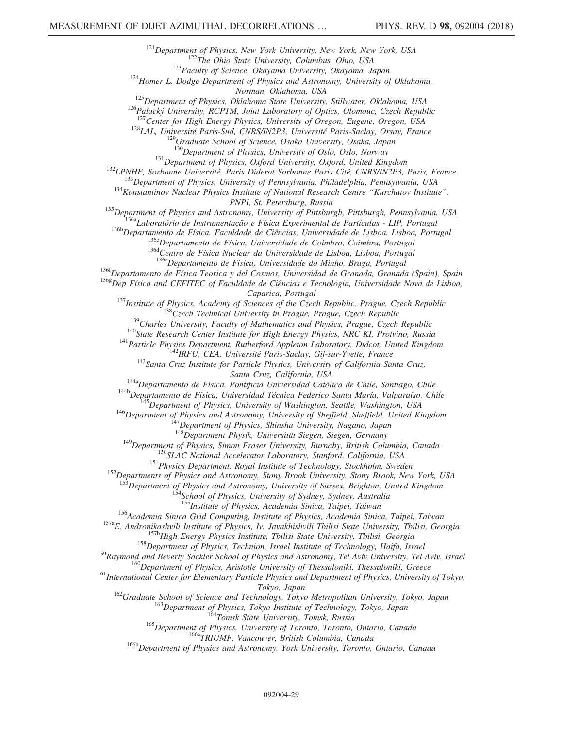[121]Department of Physics, New York University, New York, New York, USA
[122]The Ohio State University, Columbus, Ohio, USA
[123]Faculty of Science, Okayama University, Okayama, Japan
[124]Homer L. Dodge Department of Physics and Astronomy, University of Oklahoma, Norman, Oklahoma, USA
[125]Department of Physics, Oklahoma State University, Stillwater, Oklahoma, USA
[126]Palacký University, RCPTM, Joint Laboratory of Optics, Olomouc, Czech Republic
[127]Center for High Energy Physics, University of Oregon, Eugene, Oregon, USA
[128]LAL, Université Paris-Sud, CNRS/IN2P3, Université Paris-Saclay, Orsay, France
[129]Graduate School of Science, Osaka University, Osaka, Japan
[130]Department of Physics, University of Oslo, Oslo, Norway
[131]Department of Physics, Oxford University, Oxford, United Kingdom
[132]LPNHE, Sorbonne Université, Paris Diderot Sorbonne Paris Cité, CNRS/IN2P3, Paris, France
[133]Department of Physics, University of Pennsylvania, Philadelphia, Pennsylvania, USA
[134]Konstantinov Nuclear Physics Institute of National Research Centre "Kurchatov Institute", PNPI, St. Petersburg, Russia
[135]Department of Physics and Astronomy, University of Pittsburgh, Pittsburgh, Pennsylvania, USA
[136a]Laboratório de Instrumentação e Física Experimental de Partículas - LIP, Portugal
[136b]Departamento de Física, Faculdade de Ciências, Universidade de Lisboa, Lisboa, Portugal
[136c]Departamento de Física, Universidade de Coimbra, Coimbra, Portugal
[136d]Centro de Física Nuclear da Universidade de Lisboa, Lisboa, Portugal
[136e]Departamento de Física, Universidade do Minho, Braga, Portugal
[136f]Departamento de Física Teorica y del Cosmos, Universidad de Granada, Granada (Spain), Spain
[136g]Dep Física and CEFITEC of Faculdade de Ciências e Tecnologia, Universidade Nova de Lisboa, Caparica, Portugal
[137]Institute of Physics, Academy of Sciences of the Czech Republic, Prague, Czech Republic
[138]Czech Technical University in Prague, Prague, Czech Republic
[139]Charles University, Faculty of Mathematics and Physics, Prague, Czech Republic
[140]State Research Center Institute for High Energy Physics, NRC KI, Protvino, Russia
[141]Particle Physics Department, Rutherford Appleton Laboratory, Didcot, United Kingdom
[142]IRFU, CEA, Université Paris-Saclay, Gif-sur-Yvette, France
[143]Santa Cruz Institute for Particle Physics, University of California Santa Cruz, Santa Cruz, California, USA
[144a]Departamento de Física, Pontificia Universidad Católica de Chile, Santiago, Chile
[144b]Departamento de Física, Universidad Técnica Federico Santa María, Valparaíso, Chile
[145]Department of Physics, University of Washington, Seattle, Washington, USA
[146]Department of Physics and Astronomy, University of Sheffield, Sheffield, United Kingdom
[147]Department of Physics, Shinshu University, Nagano, Japan
[148]Department Physik, Universität Siegen, Siegen, Germany
[149]Department of Physics, Simon Fraser University, Burnaby, British Columbia, Canada
[150]SLAC National Accelerator Laboratory, Stanford, California, USA
[151]Physics Department, Royal Institute of Technology, Stockholm, Sweden
[152]Departments of Physics and Astronomy, Stony Brook University, Stony Brook, New York, USA
[153]Department of Physics and Astronomy, University of Sussex, Brighton, United Kingdom
[154]School of Physics, University of Sydney, Sydney, Australia
[155]Institute of Physics, Academia Sinica, Taipei, Taiwan
[156]Academia Sinica Grid Computing, Institute of Physics, Academia Sinica, Taipei, Taiwan
[157a]E. Andronikashvili Institute of Physics, Iv. Javakhishvili Tbilisi State University, Tbilisi, Georgia
[157b]High Energy Physics Institute, Tbilisi State University, Tbilisi, Georgia
[158]Department of Physics, Technion, Israel Institute of Technology, Haifa, Israel
[159]Raymond and Beverly Sackler School of Physics and Astronomy, Tel Aviv University, Tel Aviv, Israel
[160]Department of Physics, Aristotle University of Thessaloniki, Thessaloniki, Greece
[161]International Center for Elementary Particle Physics and Department of Physics, University of Tokyo, Tokyo, Japan
[162]Graduate School of Science and Technology, Tokyo Metropolitan University, Tokyo, Japan
[163]Department of Physics, Tokyo Institute of Technology, Tokyo, Japan
[164]Tomsk State University, Tomsk, Russia
[165]Department of Physics, University of Toronto, Toronto, Ontario, Canada
[166a]TRIUMF, Vancouver, British Columbia, Canada
[166b]Department of Physics and Astronomy, York University, Toronto, Ontario, Canada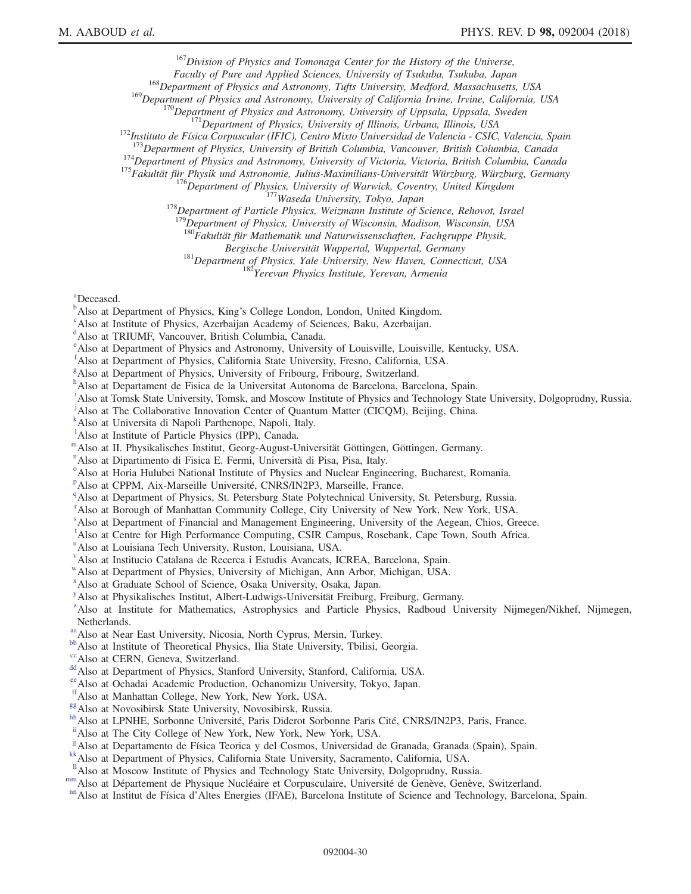[167]*Division of Physics and Tomonaga Center for the History of the Universe, Faculty of Pure and Applied Sciences, University of Tsukuba, Tsukuba, Japan*
[168]*Department of Physics and Astronomy, Tufts University, Medford, Massachusetts, USA*
[169]*Department of Physics and Astronomy, University of California Irvine, Irvine, California, USA*
[170]*Department of Physics and Astronomy, University of Uppsala, Uppsala, Sweden*
[171]*Department of Physics, University of Illinois, Urbana, Illinois, USA*
[172]*Instituto de Física Corpuscular (IFIC), Centro Mixto Universidad de Valencia - CSIC, Valencia, Spain*
[173]*Department of Physics, University of British Columbia, Vancouver, British Columbia, Canada*
[174]*Department of Physics and Astronomy, University of Victoria, Victoria, British Columbia, Canada*
[175]*Fakultät für Physik und Astronomie, Julius-Maximilians-Universität Würzburg, Würzburg, Germany*
[176]*Department of Physics, University of Warwick, Coventry, United Kingdom*
[177]*Waseda University, Tokyo, Japan*
[178]*Department of Particle Physics, Weizmann Institute of Science, Rehovot, Israel*
[179]*Department of Physics, University of Wisconsin, Madison, Wisconsin, USA*
[180]*Fakultät für Mathematik und Naturwissenschaften, Fachgruppe Physik, Bergische Universität Wuppertal, Wuppertal, Germany*
[181]*Department of Physics, Yale University, New Haven, Connecticut, USA*
[182]*Yerevan Physics Institute, Yerevan, Armenia*

[a]Deceased.
[b]Also at Department of Physics, King's College London, London, United Kingdom.
[c]Also at Institute of Physics, Azerbaijan Academy of Sciences, Baku, Azerbaijan.
[d]Also at TRIUMF, Vancouver, British Columbia, Canada.
[e]Also at Department of Physics and Astronomy, University of Louisville, Louisville, Kentucky, USA.
[f]Also at Department of Physics, California State University, Fresno, California, USA.
[g]Also at Department of Physics, University of Fribourg, Fribourg, Switzerland.
[h]Also at Departament de Fisica de la Universitat Autonoma de Barcelona, Barcelona, Spain.
[i]Also at Tomsk State University, Tomsk, and Moscow Institute of Physics and Technology State University, Dolgoprudny, Russia.
[j]Also at The Collaborative Innovation Center of Quantum Matter (CICQM), Beijing, China.
[k]Also at Universita di Napoli Parthenope, Napoli, Italy.
[l]Also at Institute of Particle Physics (IPP), Canada.
[m]Also at II. Physikalisches Institut, Georg-August-Universität Göttingen, Göttingen, Germany.
[n]Also at Dipartimento di Fisica E. Fermi, Università di Pisa, Pisa, Italy.
[o]Also at Horia Hulubei National Institute of Physics and Nuclear Engineering, Bucharest, Romania.
[p]Also at CPPM, Aix-Marseille Université, CNRS/IN2P3, Marseille, France.
[q]Also at Department of Physics, St. Petersburg State Polytechnical University, St. Petersburg, Russia.
[r]Also at Borough of Manhattan Community College, City University of New York, New York, USA.
[s]Also at Department of Financial and Management Engineering, University of the Aegean, Chios, Greece.
[t]Also at Centre for High Performance Computing, CSIR Campus, Rosebank, Cape Town, South Africa.
[u]Also at Louisiana Tech University, Ruston, Louisiana, USA.
[v]Also at Institucio Catalana de Recerca i Estudis Avancats, ICREA, Barcelona, Spain.
[w]Also at Department of Physics, University of Michigan, Ann Arbor, Michigan, USA.
[x]Also at Graduate School of Science, Osaka University, Osaka, Japan.
[y]Also at Physikalisches Institut, Albert-Ludwigs-Universität Freiburg, Freiburg, Germany.
[z]Also at Institute for Mathematics, Astrophysics and Particle Physics, Radboud University Nijmegen/Nikhef, Nijmegen, Netherlands.
[aa]Also at Near East University, Nicosia, North Cyprus, Mersin, Turkey.
[bb]Also at Institute of Theoretical Physics, Ilia State University, Tbilisi, Georgia.
[cc]Also at CERN, Geneva, Switzerland.
[dd]Also at Department of Physics, Stanford University, Stanford, California, USA.
[ee]Also at Ochadai Academic Production, Ochanomizu University, Tokyo, Japan.
[ff]Also at Manhattan College, New York, New York, USA.
[gg]Also at Novosibirsk State University, Novosibirsk, Russia.
[hh]Also at LPNHE, Sorbonne Université, Paris Diderot Sorbonne Paris Cité, CNRS/IN2P3, Paris, France.
[ii]Also at The City College of New York, New York, New York, USA.
[jj]Also at Departamento de Física Teorica y del Cosmos, Universidad de Granada, Granada (Spain), Spain.
[kk]Also at Department of Physics, California State University, Sacramento, California, USA.
[ll]Also at Moscow Institute of Physics and Technology State University, Dolgoprudny, Russia.
[mm]Also at Département de Physique Nucléaire et Corpusculaire, Université de Genève, Genève, Switzerland.
[nn]Also at Institut de Física d'Altes Energies (IFAE), Barcelona Institute of Science and Technology, Barcelona, Spain.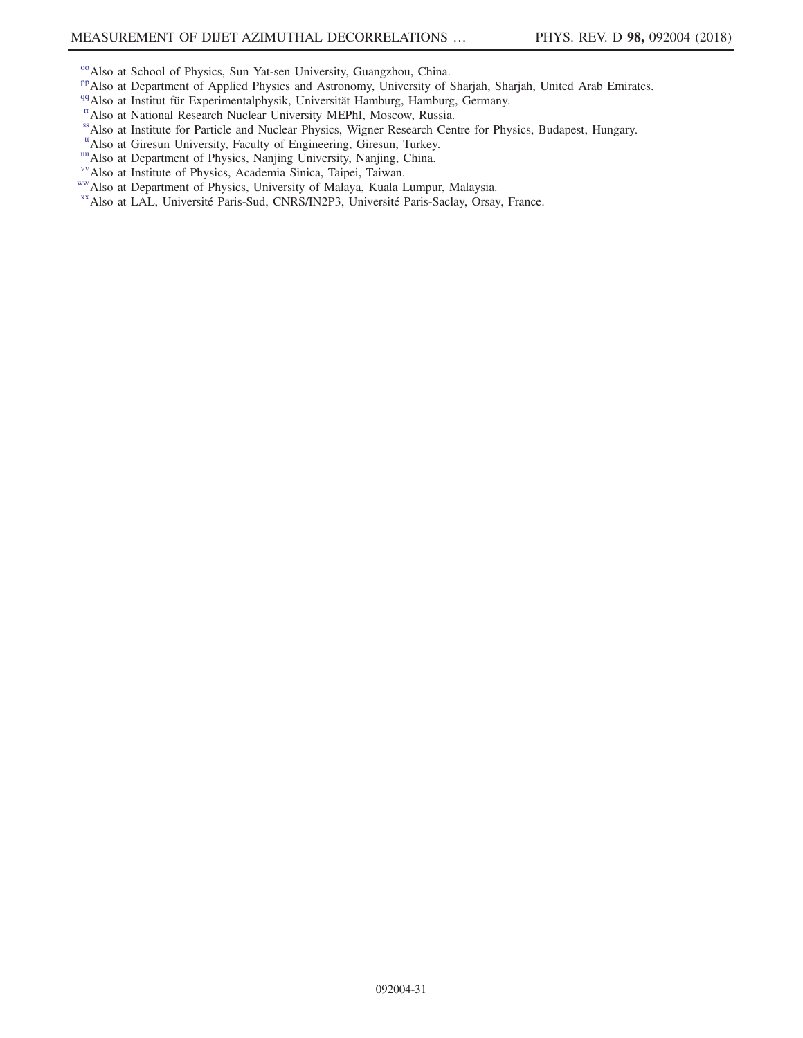[oo]Also at School of Physics, Sun Yat-sen University, Guangzhou, China.
[pp]Also at Department of Applied Physics and Astronomy, University of Sharjah, Sharjah, United Arab Emirates.
[qq]Also at Institut für Experimentalphysik, Universität Hamburg, Hamburg, Germany.
[rr]Also at National Research Nuclear University MEPhI, Moscow, Russia.
[ss]Also at Institute for Particle and Nuclear Physics, Wigner Research Centre for Physics, Budapest, Hungary.
[tt]Also at Giresun University, Faculty of Engineering, Giresun, Turkey.
[uu]Also at Department of Physics, Nanjing University, Nanjing, China.
[vv]Also at Institute of Physics, Academia Sinica, Taipei, Taiwan.
[ww]Also at Department of Physics, University of Malaya, Kuala Lumpur, Malaysia.
[xx]Also at LAL, Université Paris-Sud, CNRS/IN2P3, Université Paris-Saclay, Orsay, France.